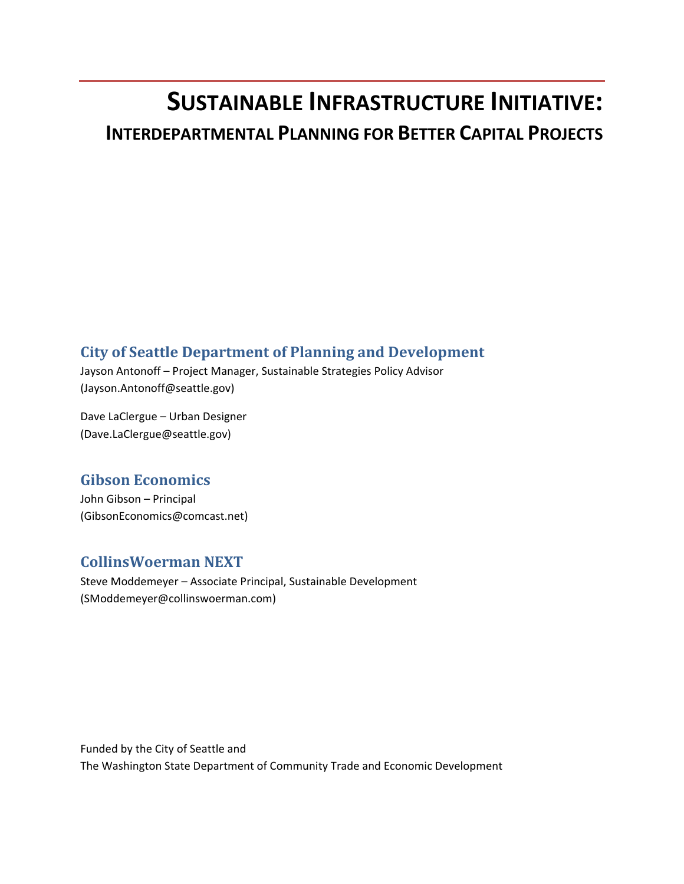# SUSTAINABLE INFRASTRUCTURE INITIATIVE:

## INTERDEPARTMENTAL PLANNING FOR BETTER CAPITAL PROJECTS

### City of Seattle Department of Planning and Development

Jayson Antonoff – Project Manager, Sustainable Strategies Policy Advisor
(Jayson.Antonoff@seattle.gov)

Dave LaClergue – Urban Designer
(Dave.LaClergue@seattle.gov)

### Gibson Economics

John Gibson – Principal
(GibsonEconomics@comcast.net)

### CollinsWoerman NEXT

Steve Moddemeyer – Associate Principal, Sustainable Development
(SModdemeyer@collinswoerman.com)

Funded by the City of Seattle and
The Washington State Department of Community Trade and Economic Development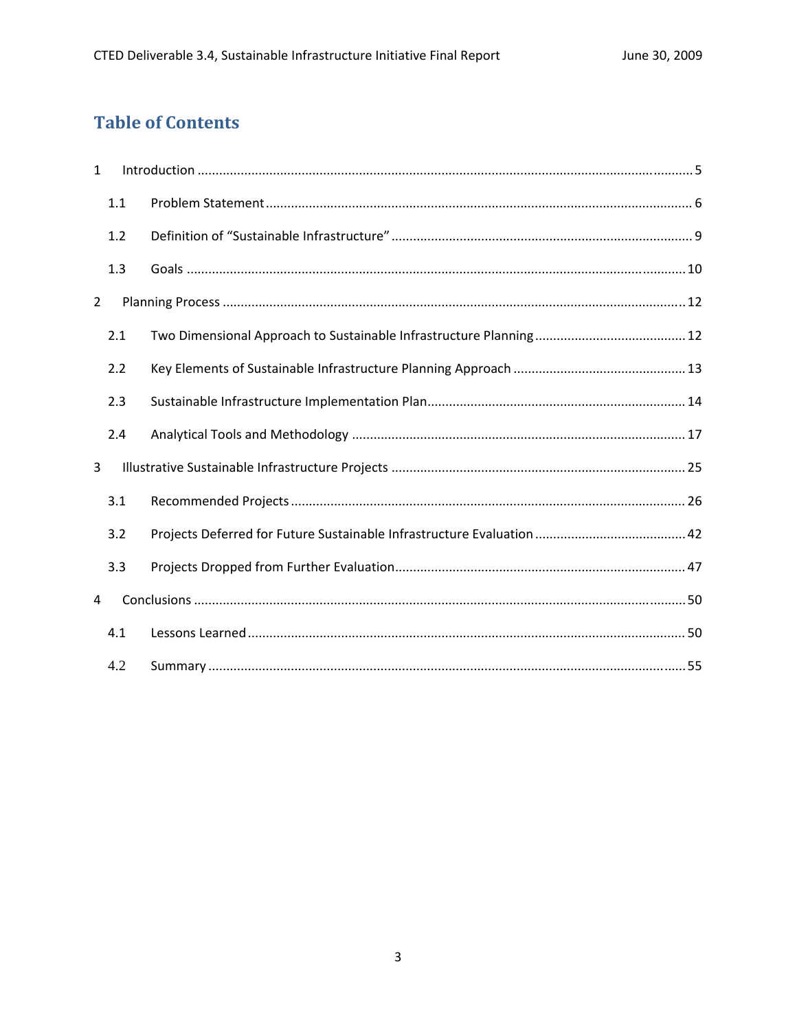# Table of Contents

1 Introduction ........................................................................................................................ 5

  1.1 Problem Statement ..................................................................................................... 6

  1.2 Definition of "Sustainable Infrastructure" ................................................................. 9

  1.3 Goals ........................................................................................................................ 10

2 Planning Process ............................................................................................................... 12

  2.1 Two Dimensional Approach to Sustainable Infrastructure Planning .......................... 12

  2.2 Key Elements of Sustainable Infrastructure Planning Approach ............................... 13

  2.3 Sustainable Infrastructure Implementation Plan ....................................................... 14

  2.4 Analytical Tools and Methodology ........................................................................... 17

3 Illustrative Sustainable Infrastructure Projects ................................................................ 25

  3.1 Recommended Projects ............................................................................................ 26

  3.2 Projects Deferred for Future Sustainable Infrastructure Evaluation .......................... 42

  3.3 Projects Dropped from Further Evaluation ............................................................... 47

4 Conclusions ....................................................................................................................... 50

  4.1 Lessons Learned ........................................................................................................ 50

  4.2 Summary ................................................................................................................... 55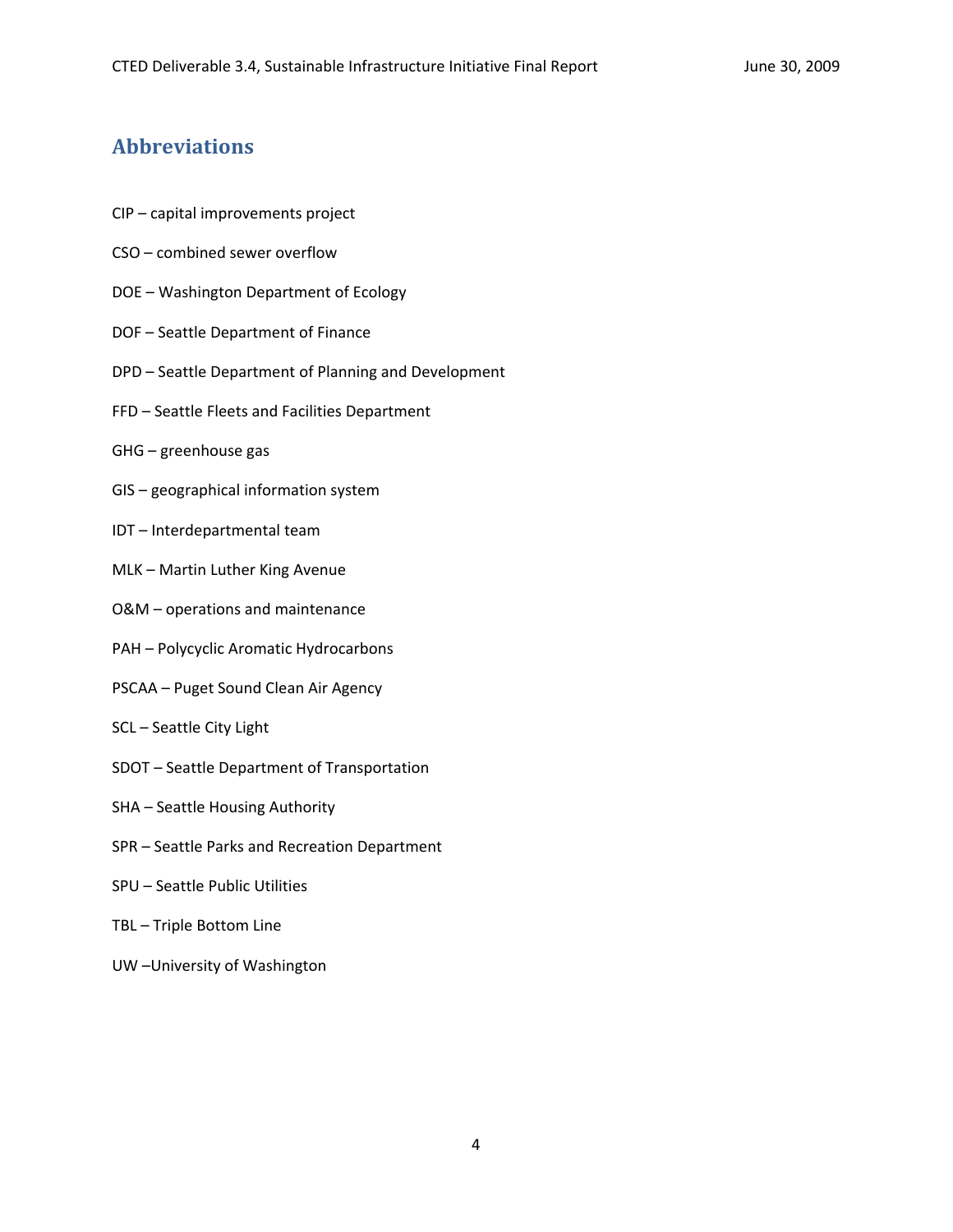## Abbreviations

CIP – capital improvements project

CSO – combined sewer overflow

DOE – Washington Department of Ecology

DOF – Seattle Department of Finance

DPD – Seattle Department of Planning and Development

FFD – Seattle Fleets and Facilities Department

GHG – greenhouse gas

GIS – geographical information system

IDT – Interdepartmental team

MLK – Martin Luther King Avenue

O&M – operations and maintenance

PAH – Polycyclic Aromatic Hydrocarbons

PSCAA – Puget Sound Clean Air Agency

SCL – Seattle City Light

SDOT – Seattle Department of Transportation

SHA – Seattle Housing Authority

SPR – Seattle Parks and Recreation Department

SPU – Seattle Public Utilities

TBL – Triple Bottom Line

UW –University of Washington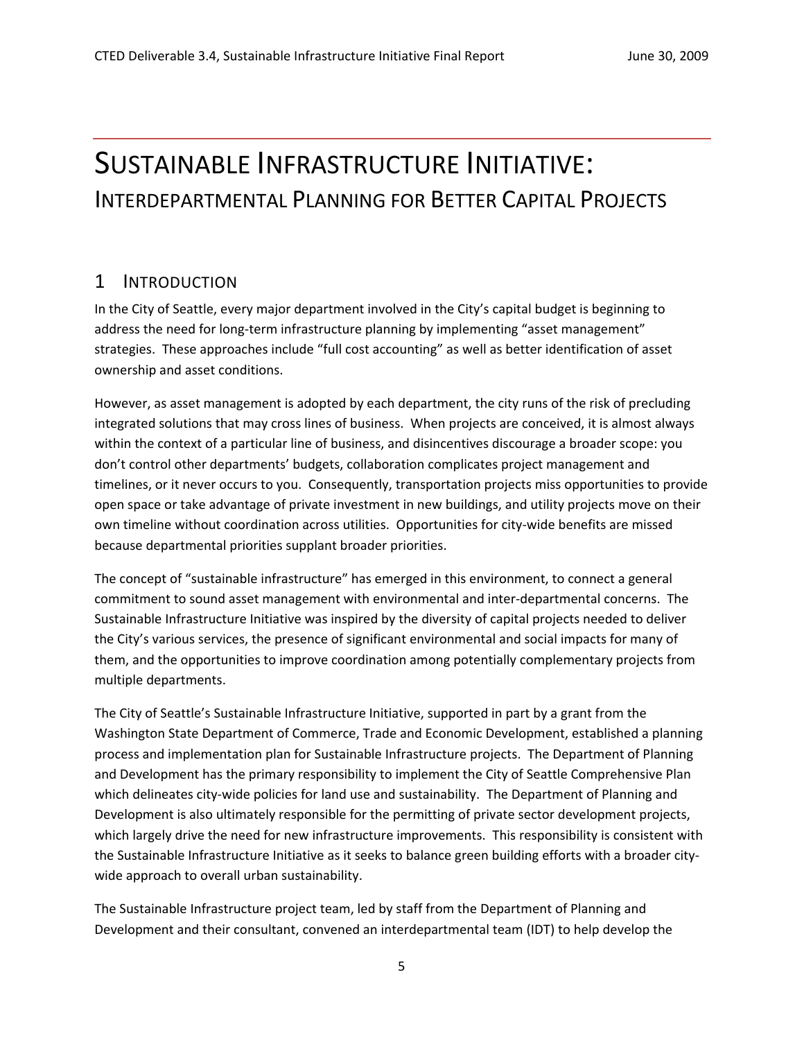# Sustainable Infrastructure Initiative:
## Interdepartmental Planning for Better Capital Projects

## 1 Introduction

In the City of Seattle, every major department involved in the City's capital budget is beginning to address the need for long-term infrastructure planning by implementing "asset management" strategies. These approaches include "full cost accounting" as well as better identification of asset ownership and asset conditions.

However, as asset management is adopted by each department, the city runs of the risk of precluding integrated solutions that may cross lines of business. When projects are conceived, it is almost always within the context of a particular line of business, and disincentives discourage a broader scope: you don't control other departments' budgets, collaboration complicates project management and timelines, or it never occurs to you. Consequently, transportation projects miss opportunities to provide open space or take advantage of private investment in new buildings, and utility projects move on their own timeline without coordination across utilities. Opportunities for city-wide benefits are missed because departmental priorities supplant broader priorities.

The concept of "sustainable infrastructure" has emerged in this environment, to connect a general commitment to sound asset management with environmental and inter-departmental concerns. The Sustainable Infrastructure Initiative was inspired by the diversity of capital projects needed to deliver the City's various services, the presence of significant environmental and social impacts for many of them, and the opportunities to improve coordination among potentially complementary projects from multiple departments.

The City of Seattle's Sustainable Infrastructure Initiative, supported in part by a grant from the Washington State Department of Commerce, Trade and Economic Development, established a planning process and implementation plan for Sustainable Infrastructure projects. The Department of Planning and Development has the primary responsibility to implement the City of Seattle Comprehensive Plan which delineates city-wide policies for land use and sustainability. The Department of Planning and Development is also ultimately responsible for the permitting of private sector development projects, which largely drive the need for new infrastructure improvements. This responsibility is consistent with the Sustainable Infrastructure Initiative as it seeks to balance green building efforts with a broader city-wide approach to overall urban sustainability.

The Sustainable Infrastructure project team, led by staff from the Department of Planning and Development and their consultant, convened an interdepartmental team (IDT) to help develop the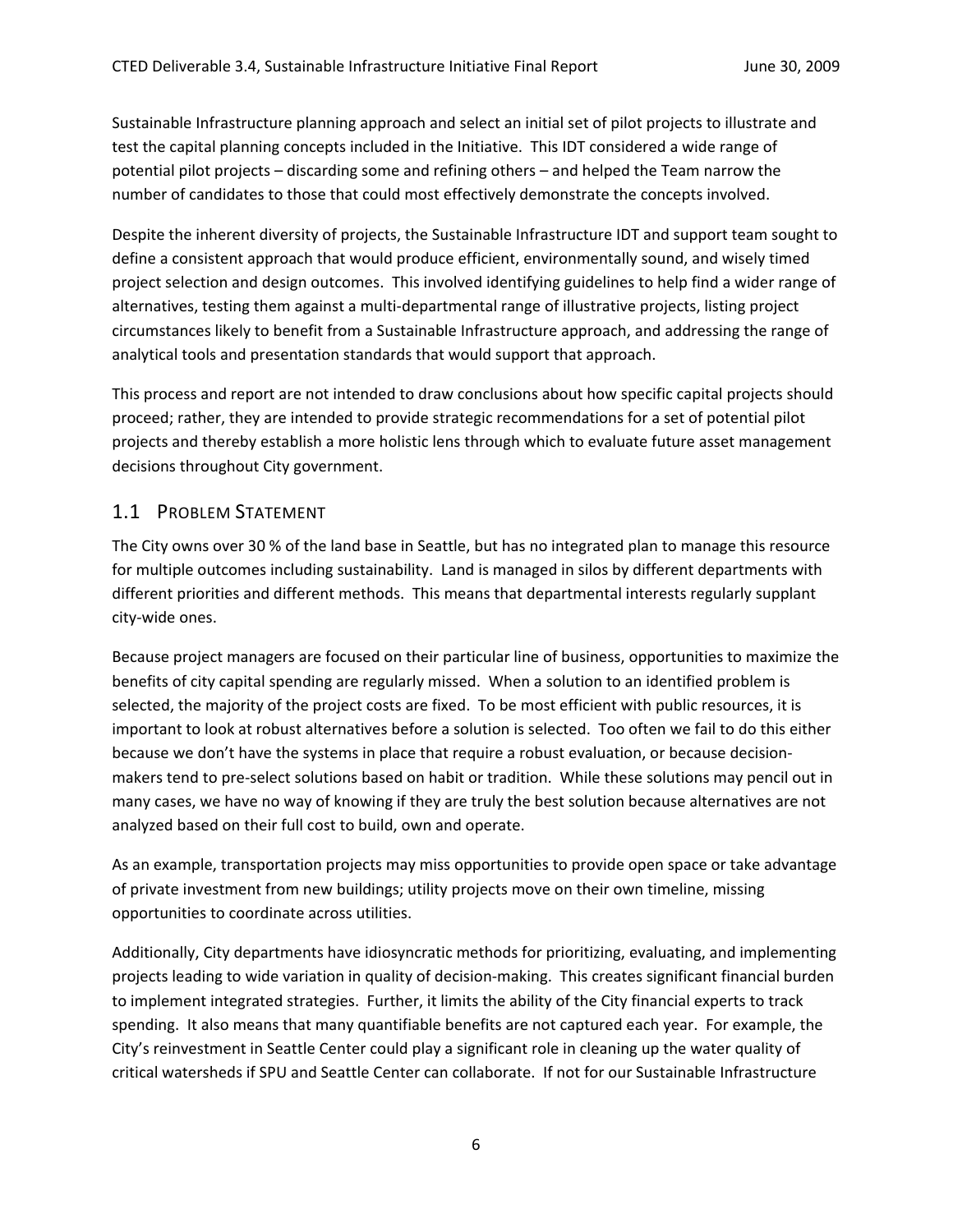Sustainable Infrastructure planning approach and select an initial set of pilot projects to illustrate and test the capital planning concepts included in the Initiative. This IDT considered a wide range of potential pilot projects – discarding some and refining others – and helped the Team narrow the number of candidates to those that could most effectively demonstrate the concepts involved.

Despite the inherent diversity of projects, the Sustainable Infrastructure IDT and support team sought to define a consistent approach that would produce efficient, environmentally sound, and wisely timed project selection and design outcomes. This involved identifying guidelines to help find a wider range of alternatives, testing them against a multi-departmental range of illustrative projects, listing project circumstances likely to benefit from a Sustainable Infrastructure approach, and addressing the range of analytical tools and presentation standards that would support that approach.

This process and report are not intended to draw conclusions about how specific capital projects should proceed; rather, they are intended to provide strategic recommendations for a set of potential pilot projects and thereby establish a more holistic lens through which to evaluate future asset management decisions throughout City government.

## 1.1 Problem Statement

The City owns over 30 % of the land base in Seattle, but has no integrated plan to manage this resource for multiple outcomes including sustainability. Land is managed in silos by different departments with different priorities and different methods. This means that departmental interests regularly supplant city-wide ones.

Because project managers are focused on their particular line of business, opportunities to maximize the benefits of city capital spending are regularly missed. When a solution to an identified problem is selected, the majority of the project costs are fixed. To be most efficient with public resources, it is important to look at robust alternatives before a solution is selected. Too often we fail to do this either because we don't have the systems in place that require a robust evaluation, or because decision-makers tend to pre-select solutions based on habit or tradition. While these solutions may pencil out in many cases, we have no way of knowing if they are truly the best solution because alternatives are not analyzed based on their full cost to build, own and operate.

As an example, transportation projects may miss opportunities to provide open space or take advantage of private investment from new buildings; utility projects move on their own timeline, missing opportunities to coordinate across utilities.

Additionally, City departments have idiosyncratic methods for prioritizing, evaluating, and implementing projects leading to wide variation in quality of decision-making. This creates significant financial burden to implement integrated strategies. Further, it limits the ability of the City financial experts to track spending. It also means that many quantifiable benefits are not captured each year. For example, the City's reinvestment in Seattle Center could play a significant role in cleaning up the water quality of critical watersheds if SPU and Seattle Center can collaborate. If not for our Sustainable Infrastructure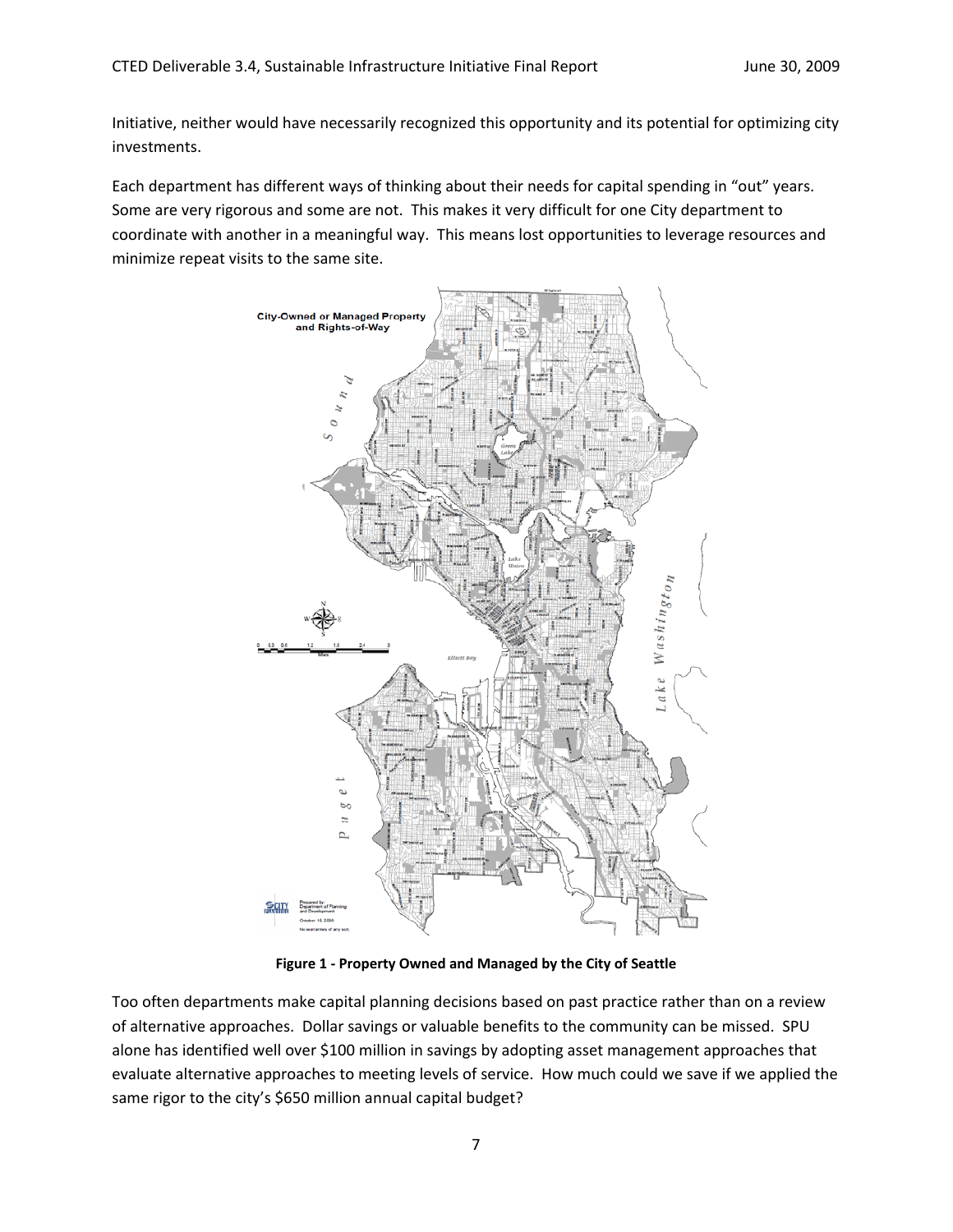Initiative, neither would have necessarily recognized this opportunity and its potential for optimizing city investments.

Each department has different ways of thinking about their needs for capital spending in "out" years. Some are very rigorous and some are not. This makes it very difficult for one City department to coordinate with another in a meaningful way. This means lost opportunities to leverage resources and minimize repeat visits to the same site.

**Figure 1 - Property Owned and Managed by the City of Seattle**

Too often departments make capital planning decisions based on past practice rather than on a review of alternative approaches. Dollar savings or valuable benefits to the community can be missed. SPU alone has identified well over $100 million in savings by adopting asset management approaches that evaluate alternative approaches to meeting levels of service. How much could we save if we applied the same rigor to the city's $650 million annual capital budget?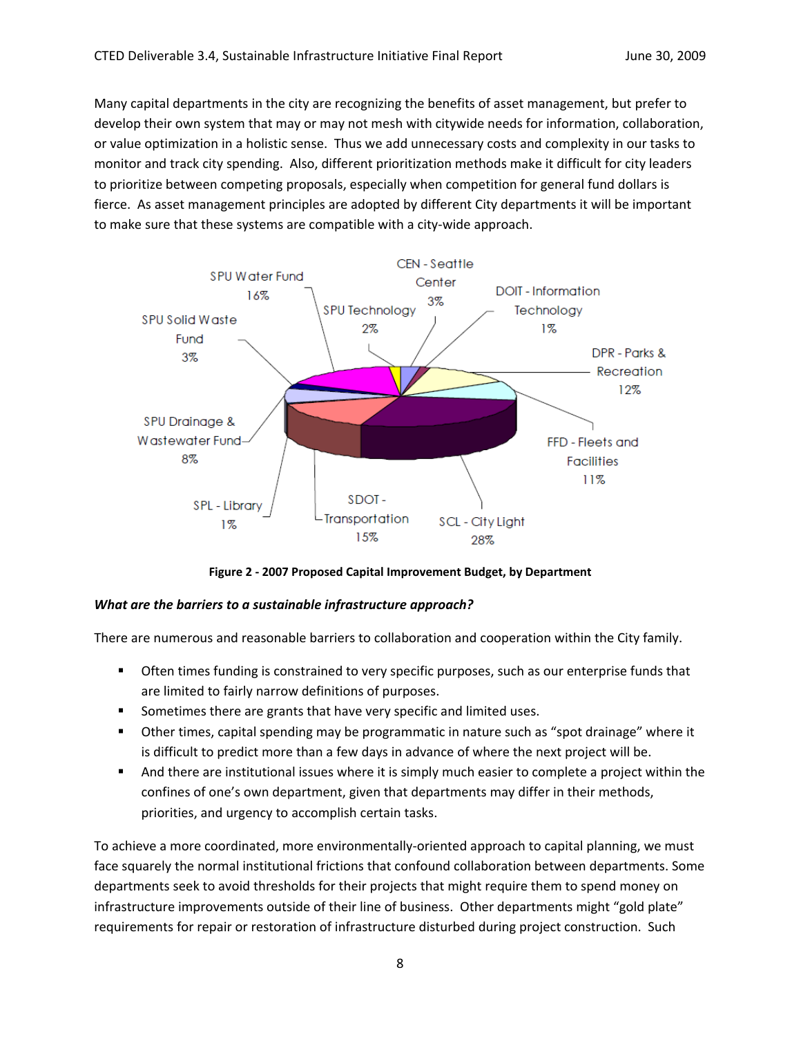Many capital departments in the city are recognizing the benefits of asset management, but prefer to develop their own system that may or may not mesh with citywide needs for information, collaboration, or value optimization in a holistic sense. Thus we add unnecessary costs and complexity in our tasks to monitor and track city spending. Also, different prioritization methods make it difficult for city leaders to prioritize between competing proposals, especially when competition for general fund dollars is fierce. As asset management principles are adopted by different City departments it will be important to make sure that these systems are compatible with a city-wide approach.

**Figure 2 - 2007 Proposed Capital Improvement Budget, by Department**

| Department | Share |
|---|---|
| SCL - City Light | 28% |
| SPU Water Fund | 16% |
| SDOT - Transportation | 15% |
| DPR - Parks & Recreation | 12% |
| FFD - Fleets and Facilities | 11% |
| SPU Drainage & Wastewater Fund | 8% |
| CEN - Seattle Center | 3% |
| SPU Solid Waste Fund | 3% |
| SPU Technology | 2% |
| DOIT - Information Technology | 1% |
| SPL - Library | 1% |

***What are the barriers to a sustainable infrastructure approach?***

There are numerous and reasonable barriers to collaboration and cooperation within the City family.

- Often times funding is constrained to very specific purposes, such as our enterprise funds that are limited to fairly narrow definitions of purposes.
- Sometimes there are grants that have very specific and limited uses.
- Other times, capital spending may be programmatic in nature such as "spot drainage" where it is difficult to predict more than a few days in advance of where the next project will be.
- And there are institutional issues where it is simply much easier to complete a project within the confines of one's own department, given that departments may differ in their methods, priorities, and urgency to accomplish certain tasks.

To achieve a more coordinated, more environmentally-oriented approach to capital planning, we must face squarely the normal institutional frictions that confound collaboration between departments. Some departments seek to avoid thresholds for their projects that might require them to spend money on infrastructure improvements outside of their line of business. Other departments might "gold plate" requirements for repair or restoration of infrastructure disturbed during project construction. Such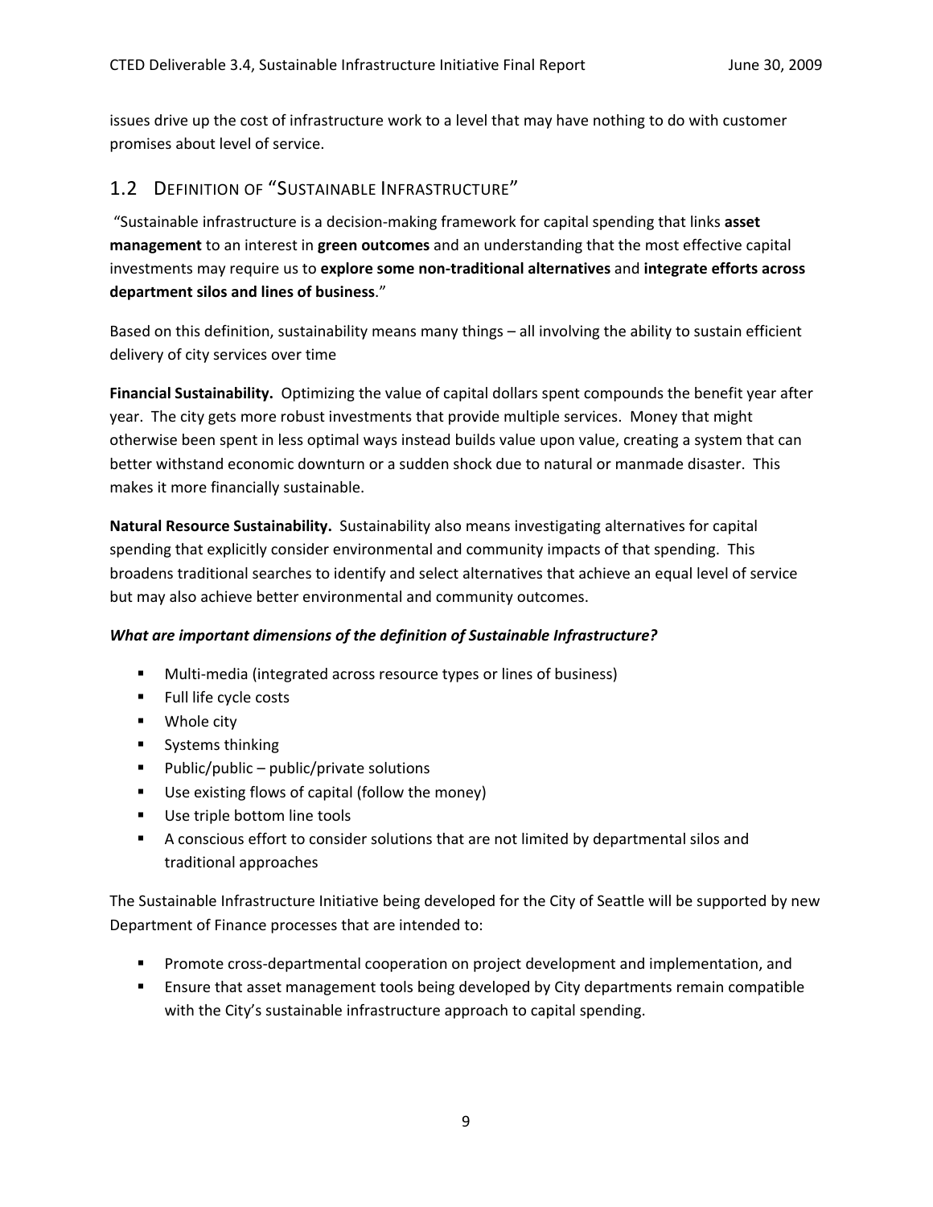issues drive up the cost of infrastructure work to a level that may have nothing to do with customer promises about level of service.

## 1.2 Definition of "Sustainable Infrastructure"

"Sustainable infrastructure is a decision-making framework for capital spending that links **asset management** to an interest in **green outcomes** and an understanding that the most effective capital investments may require us to **explore some non-traditional alternatives** and **integrate efforts across department silos and lines of business**."

Based on this definition, sustainability means many things – all involving the ability to sustain efficient delivery of city services over time

**Financial Sustainability.** Optimizing the value of capital dollars spent compounds the benefit year after year. The city gets more robust investments that provide multiple services. Money that might otherwise been spent in less optimal ways instead builds value upon value, creating a system that can better withstand economic downturn or a sudden shock due to natural or manmade disaster. This makes it more financially sustainable.

**Natural Resource Sustainability.** Sustainability also means investigating alternatives for capital spending that explicitly consider environmental and community impacts of that spending. This broadens traditional searches to identify and select alternatives that achieve an equal level of service but may also achieve better environmental and community outcomes.

***What are important dimensions of the definition of Sustainable Infrastructure?***

- Multi-media (integrated across resource types or lines of business)
- Full life cycle costs
- Whole city
- Systems thinking
- Public/public – public/private solutions
- Use existing flows of capital (follow the money)
- Use triple bottom line tools
- A conscious effort to consider solutions that are not limited by departmental silos and traditional approaches

The Sustainable Infrastructure Initiative being developed for the City of Seattle will be supported by new Department of Finance processes that are intended to:

- Promote cross-departmental cooperation on project development and implementation, and
- Ensure that asset management tools being developed by City departments remain compatible with the City's sustainable infrastructure approach to capital spending.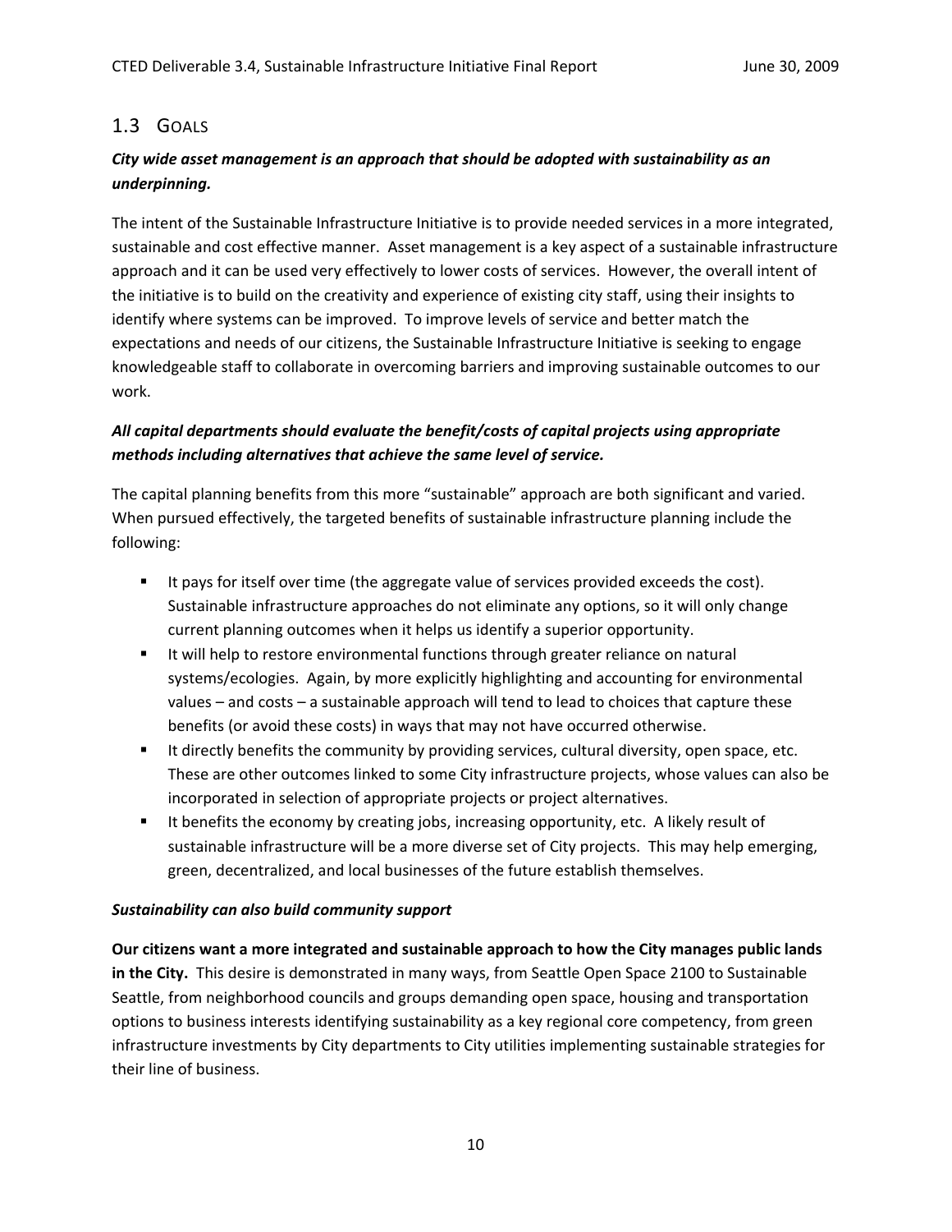## 1.3 Goals

***City wide asset management is an approach that should be adopted with sustainability as an underpinning.***

The intent of the Sustainable Infrastructure Initiative is to provide needed services in a more integrated, sustainable and cost effective manner. Asset management is a key aspect of a sustainable infrastructure approach and it can be used very effectively to lower costs of services. However, the overall intent of the initiative is to build on the creativity and experience of existing city staff, using their insights to identify where systems can be improved. To improve levels of service and better match the expectations and needs of our citizens, the Sustainable Infrastructure Initiative is seeking to engage knowledgeable staff to collaborate in overcoming barriers and improving sustainable outcomes to our work.

***All capital departments should evaluate the benefit/costs of capital projects using appropriate methods including alternatives that achieve the same level of service.***

The capital planning benefits from this more "sustainable" approach are both significant and varied. When pursued effectively, the targeted benefits of sustainable infrastructure planning include the following:

- It pays for itself over time (the aggregate value of services provided exceeds the cost). Sustainable infrastructure approaches do not eliminate any options, so it will only change current planning outcomes when it helps us identify a superior opportunity.
- It will help to restore environmental functions through greater reliance on natural systems/ecologies. Again, by more explicitly highlighting and accounting for environmental values – and costs – a sustainable approach will tend to lead to choices that capture these benefits (or avoid these costs) in ways that may not have occurred otherwise.
- It directly benefits the community by providing services, cultural diversity, open space, etc. These are other outcomes linked to some City infrastructure projects, whose values can also be incorporated in selection of appropriate projects or project alternatives.
- It benefits the economy by creating jobs, increasing opportunity, etc. A likely result of sustainable infrastructure will be a more diverse set of City projects. This may help emerging, green, decentralized, and local businesses of the future establish themselves.

***Sustainability can also build community support***

**Our citizens want a more integrated and sustainable approach to how the City manages public lands in the City.** This desire is demonstrated in many ways, from Seattle Open Space 2100 to Sustainable Seattle, from neighborhood councils and groups demanding open space, housing and transportation options to business interests identifying sustainability as a key regional core competency, from green infrastructure investments by City departments to City utilities implementing sustainable strategies for their line of business.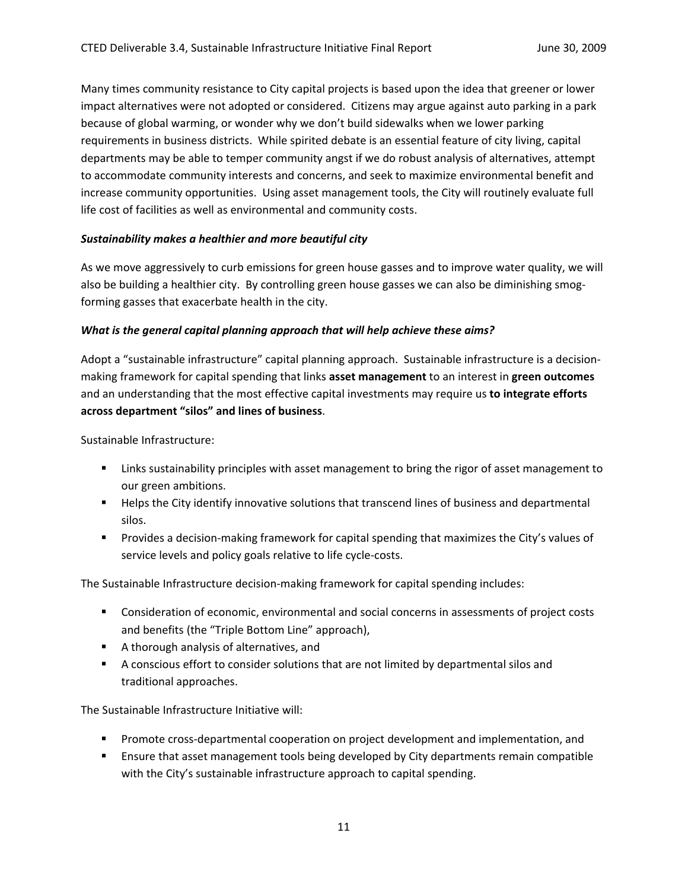Many times community resistance to City capital projects is based upon the idea that greener or lower impact alternatives were not adopted or considered. Citizens may argue against auto parking in a park because of global warming, or wonder why we don't build sidewalks when we lower parking requirements in business districts. While spirited debate is an essential feature of city living, capital departments may be able to temper community angst if we do robust analysis of alternatives, attempt to accommodate community interests and concerns, and seek to maximize environmental benefit and increase community opportunities. Using asset management tools, the City will routinely evaluate full life cost of facilities as well as environmental and community costs.

***Sustainability makes a healthier and more beautiful city***

As we move aggressively to curb emissions for green house gasses and to improve water quality, we will also be building a healthier city. By controlling green house gasses we can also be diminishing smog-forming gasses that exacerbate health in the city.

***What is the general capital planning approach that will help achieve these aims?***

Adopt a "sustainable infrastructure" capital planning approach. Sustainable infrastructure is a decision-making framework for capital spending that links **asset management** to an interest in **green outcomes** and an understanding that the most effective capital investments may require us **to integrate efforts across department "silos" and lines of business**.

Sustainable Infrastructure:

- Links sustainability principles with asset management to bring the rigor of asset management to our green ambitions.
- Helps the City identify innovative solutions that transcend lines of business and departmental silos.
- Provides a decision-making framework for capital spending that maximizes the City's values of service levels and policy goals relative to life cycle-costs.

The Sustainable Infrastructure decision-making framework for capital spending includes:

- Consideration of economic, environmental and social concerns in assessments of project costs and benefits (the "Triple Bottom Line" approach),
- A thorough analysis of alternatives, and
- A conscious effort to consider solutions that are not limited by departmental silos and traditional approaches.

The Sustainable Infrastructure Initiative will:

- Promote cross-departmental cooperation on project development and implementation, and
- Ensure that asset management tools being developed by City departments remain compatible with the City's sustainable infrastructure approach to capital spending.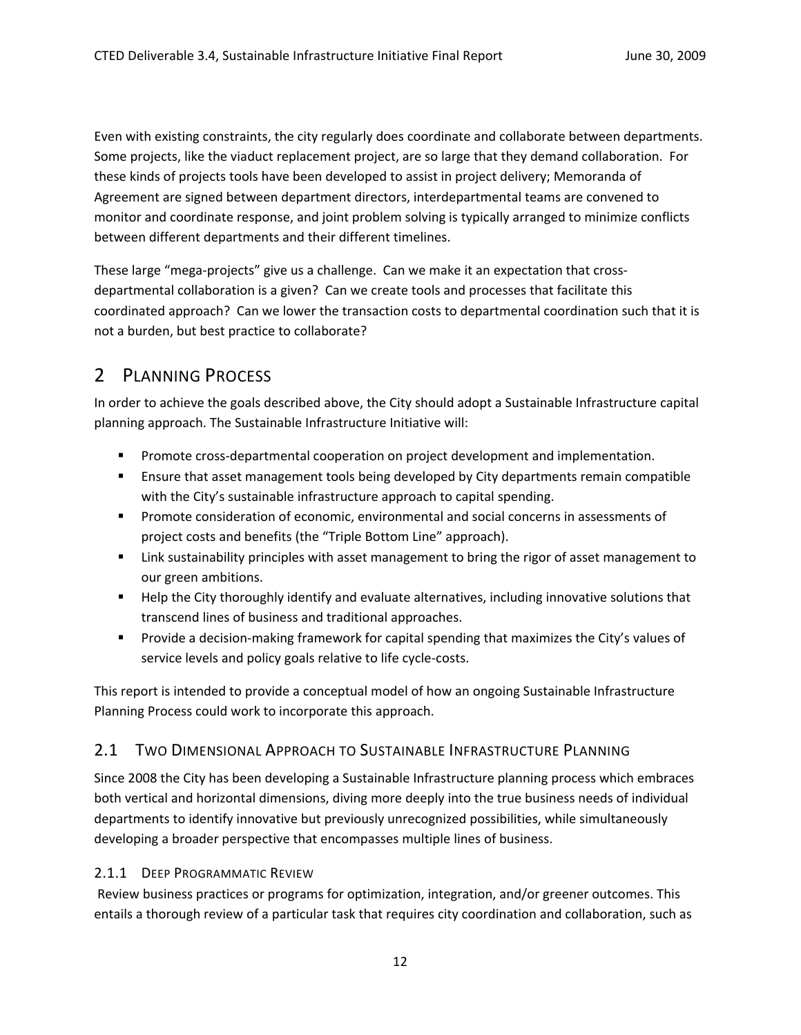Even with existing constraints, the city regularly does coordinate and collaborate between departments. Some projects, like the viaduct replacement project, are so large that they demand collaboration. For these kinds of projects tools have been developed to assist in project delivery; Memoranda of Agreement are signed between department directors, interdepartmental teams are convened to monitor and coordinate response, and joint problem solving is typically arranged to minimize conflicts between different departments and their different timelines.

These large "mega-projects" give us a challenge. Can we make it an expectation that cross-departmental collaboration is a given? Can we create tools and processes that facilitate this coordinated approach? Can we lower the transaction costs to departmental coordination such that it is not a burden, but best practice to collaborate?

# 2 Planning Process

In order to achieve the goals described above, the City should adopt a Sustainable Infrastructure capital planning approach. The Sustainable Infrastructure Initiative will:

- Promote cross-departmental cooperation on project development and implementation.
- Ensure that asset management tools being developed by City departments remain compatible with the City's sustainable infrastructure approach to capital spending.
- Promote consideration of economic, environmental and social concerns in assessments of project costs and benefits (the "Triple Bottom Line" approach).
- Link sustainability principles with asset management to bring the rigor of asset management to our green ambitions.
- Help the City thoroughly identify and evaluate alternatives, including innovative solutions that transcend lines of business and traditional approaches.
- Provide a decision-making framework for capital spending that maximizes the City's values of service levels and policy goals relative to life cycle-costs.

This report is intended to provide a conceptual model of how an ongoing Sustainable Infrastructure Planning Process could work to incorporate this approach.

## 2.1 Two Dimensional Approach to Sustainable Infrastructure Planning

Since 2008 the City has been developing a Sustainable Infrastructure planning process which embraces both vertical and horizontal dimensions, diving more deeply into the true business needs of individual departments to identify innovative but previously unrecognized possibilities, while simultaneously developing a broader perspective that encompasses multiple lines of business.

### 2.1.1 Deep Programmatic Review

Review business practices or programs for optimization, integration, and/or greener outcomes. This entails a thorough review of a particular task that requires city coordination and collaboration, such as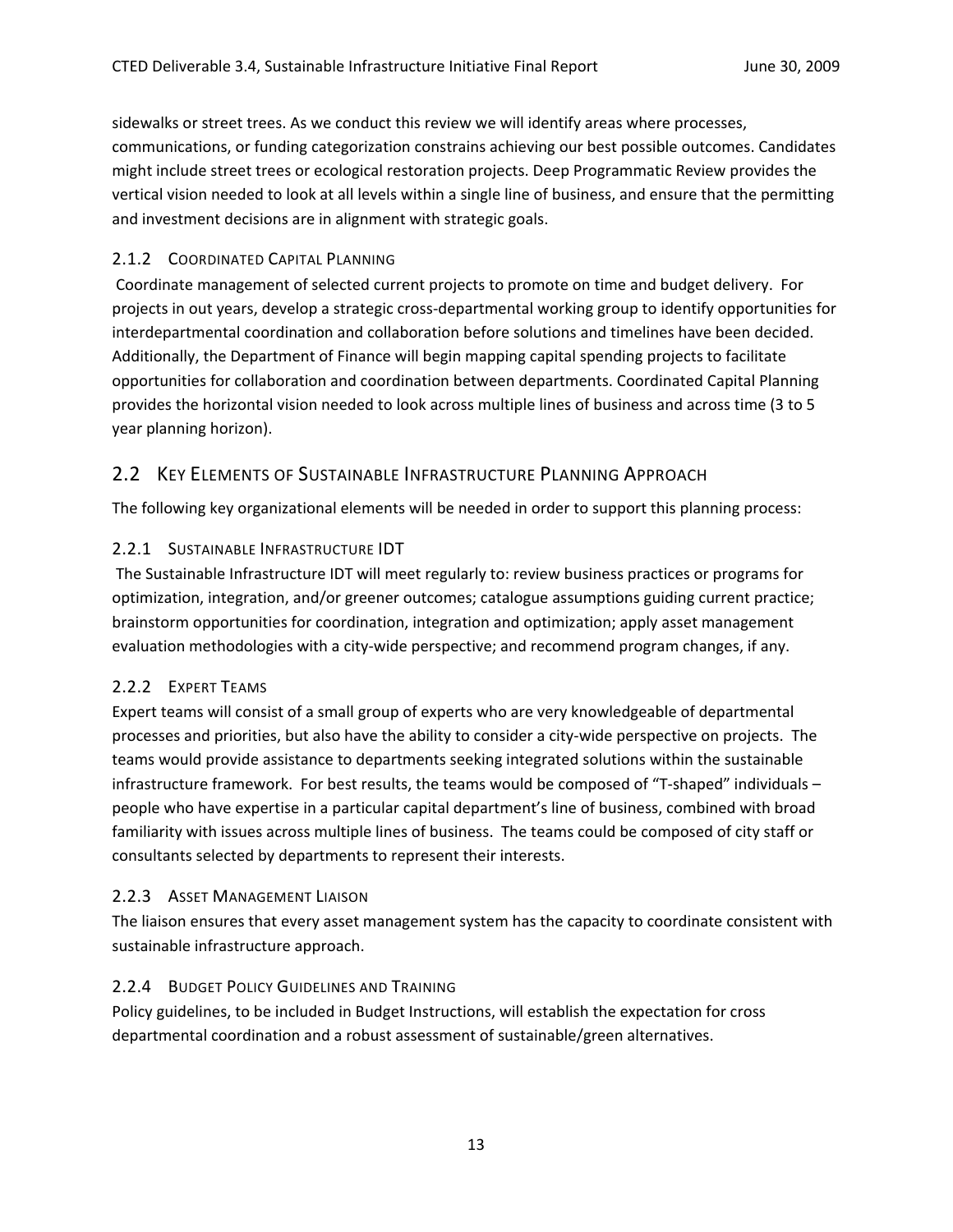sidewalks or street trees. As we conduct this review we will identify areas where processes, communications, or funding categorization constrains achieving our best possible outcomes. Candidates might include street trees or ecological restoration projects. Deep Programmatic Review provides the vertical vision needed to look at all levels within a single line of business, and ensure that the permitting and investment decisions are in alignment with strategic goals.

### 2.1.2 Coordinated Capital Planning

Coordinate management of selected current projects to promote on time and budget delivery. For projects in out years, develop a strategic cross-departmental working group to identify opportunities for interdepartmental coordination and collaboration before solutions and timelines have been decided. Additionally, the Department of Finance will begin mapping capital spending projects to facilitate opportunities for collaboration and coordination between departments. Coordinated Capital Planning provides the horizontal vision needed to look across multiple lines of business and across time (3 to 5 year planning horizon).

## 2.2 Key Elements of Sustainable Infrastructure Planning Approach

The following key organizational elements will be needed in order to support this planning process:

### 2.2.1 Sustainable Infrastructure IDT

The Sustainable Infrastructure IDT will meet regularly to: review business practices or programs for optimization, integration, and/or greener outcomes; catalogue assumptions guiding current practice; brainstorm opportunities for coordination, integration and optimization; apply asset management evaluation methodologies with a city-wide perspective; and recommend program changes, if any.

### 2.2.2 Expert Teams

Expert teams will consist of a small group of experts who are very knowledgeable of departmental processes and priorities, but also have the ability to consider a city-wide perspective on projects. The teams would provide assistance to departments seeking integrated solutions within the sustainable infrastructure framework. For best results, the teams would be composed of "T-shaped" individuals – people who have expertise in a particular capital department's line of business, combined with broad familiarity with issues across multiple lines of business. The teams could be composed of city staff or consultants selected by departments to represent their interests.

### 2.2.3 Asset Management Liaison

The liaison ensures that every asset management system has the capacity to coordinate consistent with sustainable infrastructure approach.

### 2.2.4 Budget Policy Guidelines and Training

Policy guidelines, to be included in Budget Instructions, will establish the expectation for cross departmental coordination and a robust assessment of sustainable/green alternatives.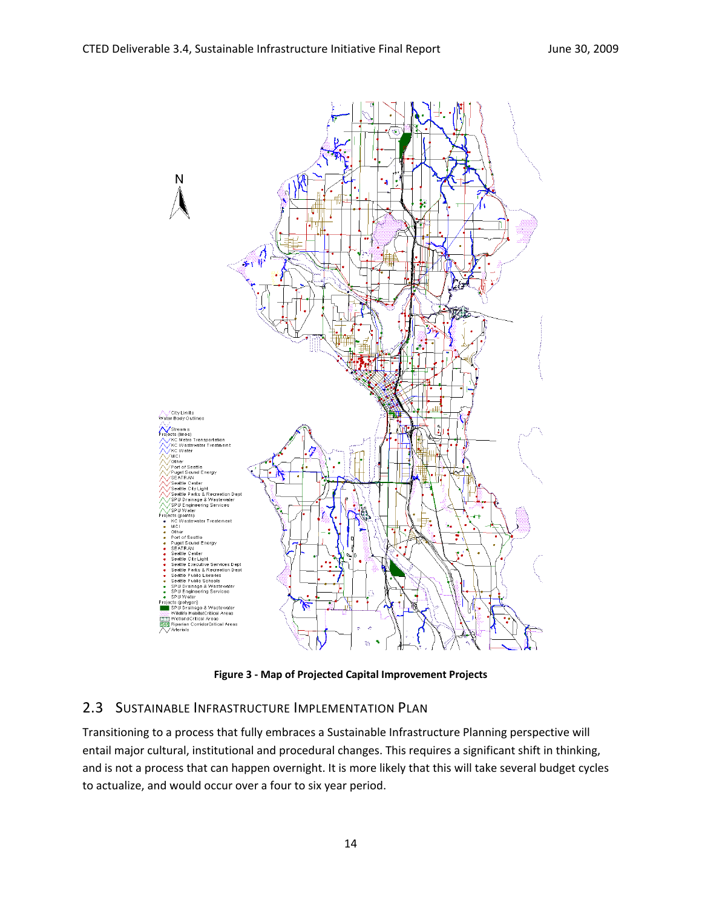**Figure 3 - Map of Projected Capital Improvement Projects**

## 2.3 Sustainable Infrastructure Implementation Plan

Transitioning to a process that fully embraces a Sustainable Infrastructure Planning perspective will entail major cultural, institutional and procedural changes. This requires a significant shift in thinking, and is not a process that can happen overnight. It is more likely that this will take several budget cycles to actualize, and would occur over a four to six year period.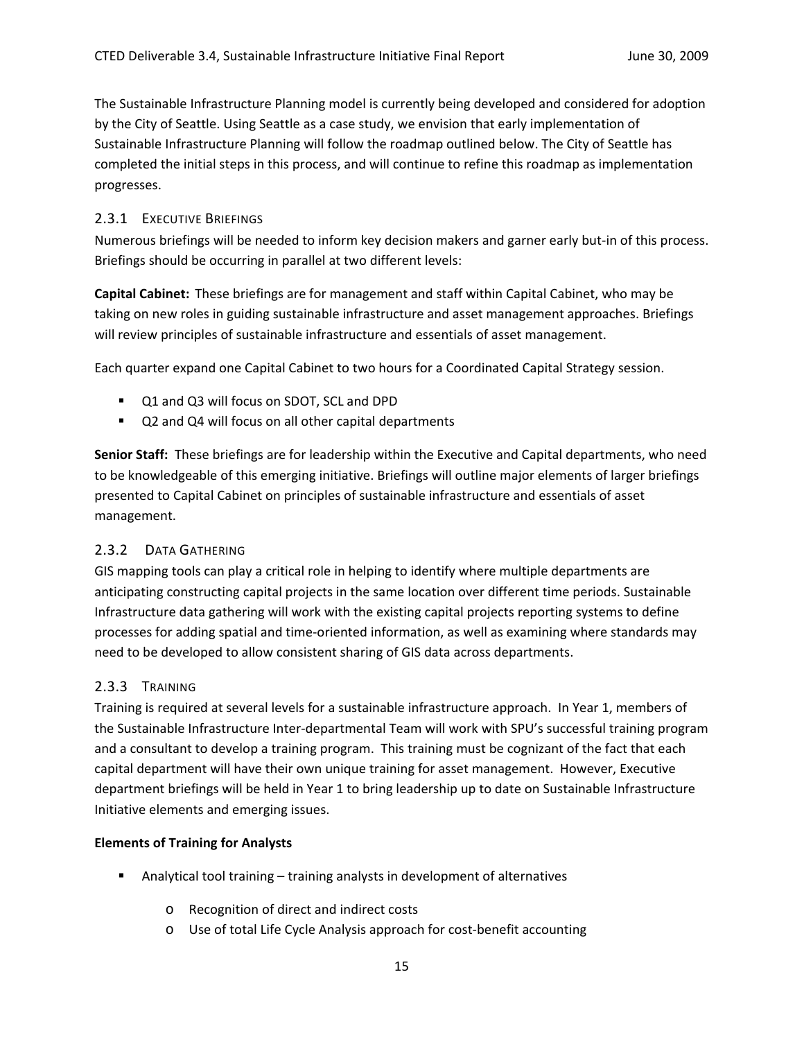The Sustainable Infrastructure Planning model is currently being developed and considered for adoption by the City of Seattle. Using Seattle as a case study, we envision that early implementation of Sustainable Infrastructure Planning will follow the roadmap outlined below. The City of Seattle has completed the initial steps in this process, and will continue to refine this roadmap as implementation progresses.

### 2.3.1 Executive Briefings

Numerous briefings will be needed to inform key decision makers and garner early but-in of this process. Briefings should be occurring in parallel at two different levels:

**Capital Cabinet:** These briefings are for management and staff within Capital Cabinet, who may be taking on new roles in guiding sustainable infrastructure and asset management approaches. Briefings will review principles of sustainable infrastructure and essentials of asset management.

Each quarter expand one Capital Cabinet to two hours for a Coordinated Capital Strategy session.

- Q1 and Q3 will focus on SDOT, SCL and DPD
- Q2 and Q4 will focus on all other capital departments

**Senior Staff:** These briefings are for leadership within the Executive and Capital departments, who need to be knowledgeable of this emerging initiative. Briefings will outline major elements of larger briefings presented to Capital Cabinet on principles of sustainable infrastructure and essentials of asset management.

### 2.3.2 Data Gathering

GIS mapping tools can play a critical role in helping to identify where multiple departments are anticipating constructing capital projects in the same location over different time periods. Sustainable Infrastructure data gathering will work with the existing capital projects reporting systems to define processes for adding spatial and time-oriented information, as well as examining where standards may need to be developed to allow consistent sharing of GIS data across departments.

### 2.3.3 Training

Training is required at several levels for a sustainable infrastructure approach. In Year 1, members of the Sustainable Infrastructure Inter-departmental Team will work with SPU's successful training program and a consultant to develop a training program. This training must be cognizant of the fact that each capital department will have their own unique training for asset management. However, Executive department briefings will be held in Year 1 to bring leadership up to date on Sustainable Infrastructure Initiative elements and emerging issues.

**Elements of Training for Analysts**

- Analytical tool training – training analysts in development of alternatives
  - Recognition of direct and indirect costs
  - Use of total Life Cycle Analysis approach for cost-benefit accounting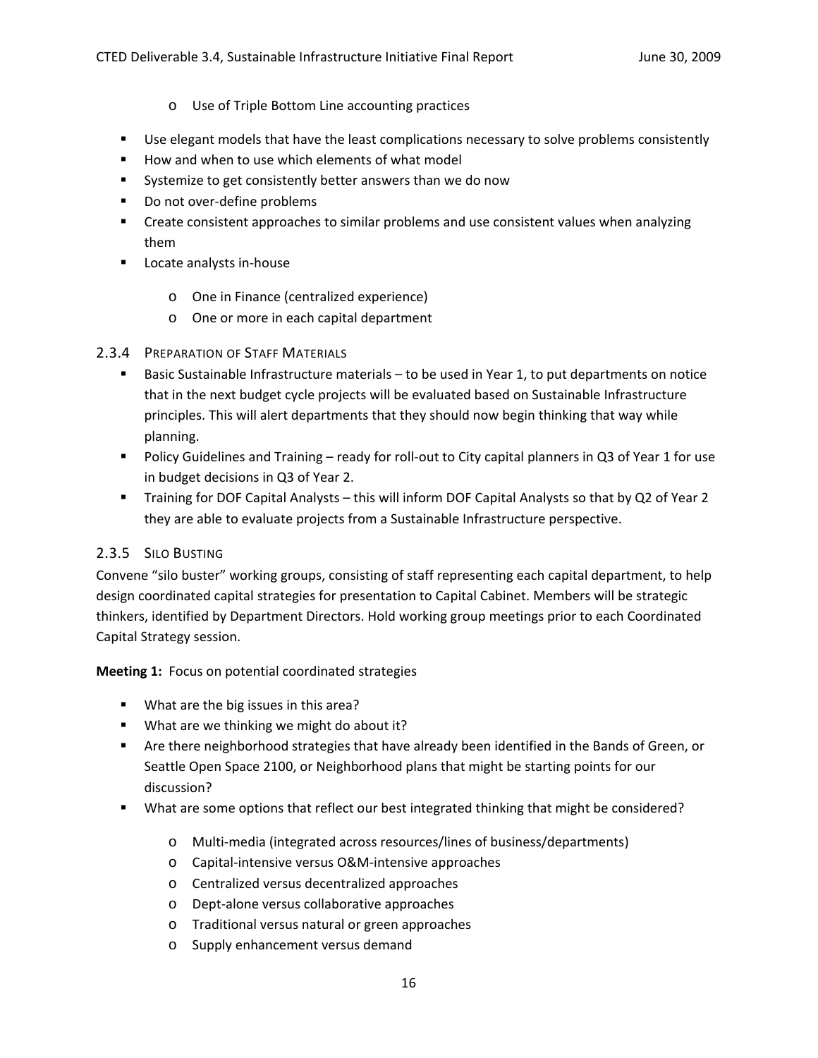- Use of Triple Bottom Line accounting practices

- Use elegant models that have the least complications necessary to solve problems consistently
- How and when to use which elements of what model
- Systemize to get consistently better answers than we do now
- Do not over-define problems
- Create consistent approaches to similar problems and use consistent values when analyzing them
- Locate analysts in-house
  - One in Finance (centralized experience)
  - One or more in each capital department

### 2.3.4 Preparation of Staff Materials

- Basic Sustainable Infrastructure materials – to be used in Year 1, to put departments on notice that in the next budget cycle projects will be evaluated based on Sustainable Infrastructure principles. This will alert departments that they should now begin thinking that way while planning.
- Policy Guidelines and Training – ready for roll-out to City capital planners in Q3 of Year 1 for use in budget decisions in Q3 of Year 2.
- Training for DOF Capital Analysts – this will inform DOF Capital Analysts so that by Q2 of Year 2 they are able to evaluate projects from a Sustainable Infrastructure perspective.

### 2.3.5 Silo Busting

Convene "silo buster" working groups, consisting of staff representing each capital department, to help design coordinated capital strategies for presentation to Capital Cabinet. Members will be strategic thinkers, identified by Department Directors. Hold working group meetings prior to each Coordinated Capital Strategy session.

**Meeting 1:** Focus on potential coordinated strategies

- What are the big issues in this area?
- What are we thinking we might do about it?
- Are there neighborhood strategies that have already been identified in the Bands of Green, or Seattle Open Space 2100, or Neighborhood plans that might be starting points for our discussion?
- What are some options that reflect our best integrated thinking that might be considered?
  - Multi-media (integrated across resources/lines of business/departments)
  - Capital-intensive versus O&M-intensive approaches
  - Centralized versus decentralized approaches
  - Dept-alone versus collaborative approaches
  - Traditional versus natural or green approaches
  - Supply enhancement versus demand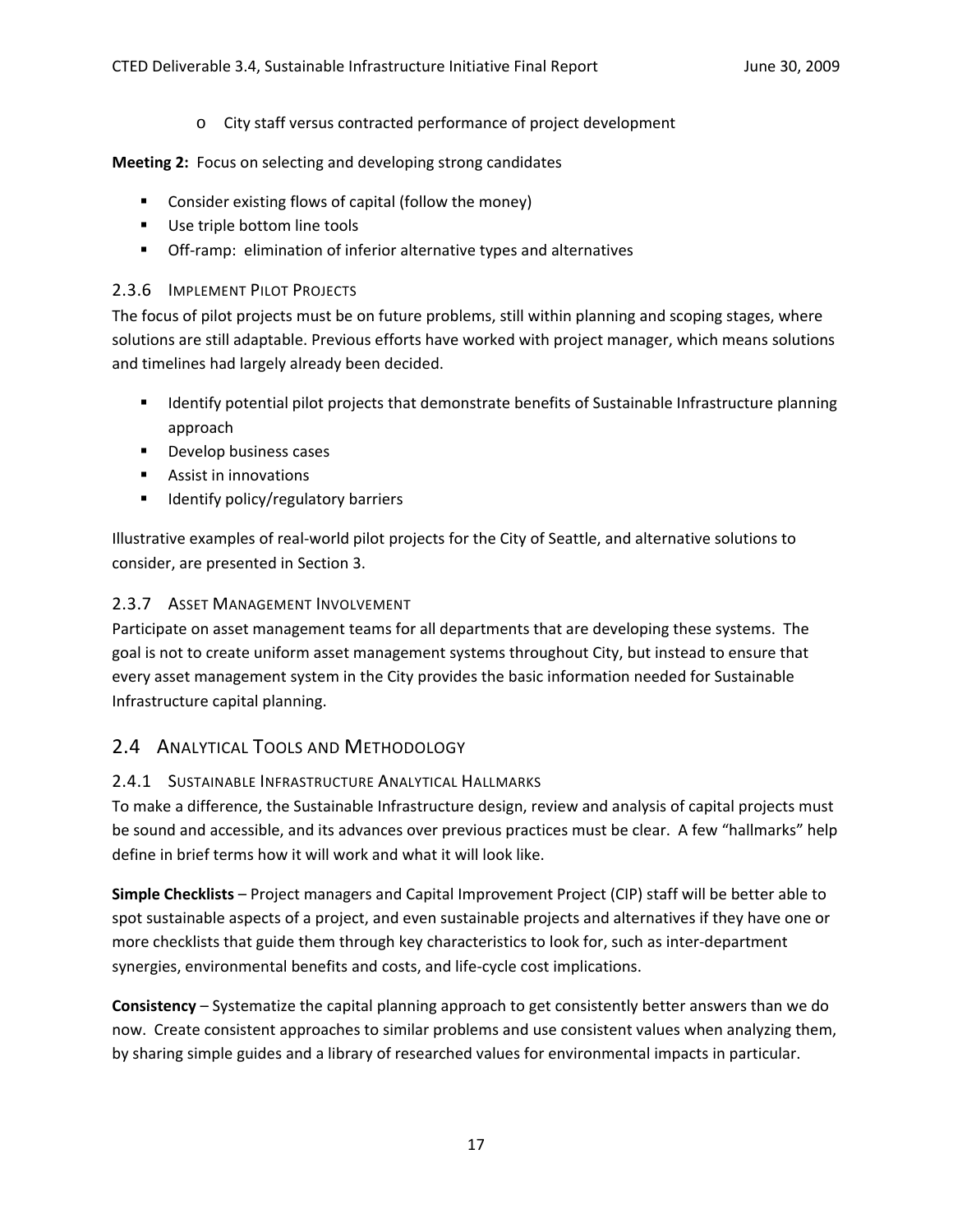- City staff versus contracted performance of project development

**Meeting 2:** Focus on selecting and developing strong candidates

- Consider existing flows of capital (follow the money)
- Use triple bottom line tools
- Off-ramp: elimination of inferior alternative types and alternatives

### 2.3.6 Implement Pilot Projects

The focus of pilot projects must be on future problems, still within planning and scoping stages, where solutions are still adaptable. Previous efforts have worked with project manager, which means solutions and timelines had largely already been decided.

- Identify potential pilot projects that demonstrate benefits of Sustainable Infrastructure planning approach
- Develop business cases
- Assist in innovations
- Identify policy/regulatory barriers

Illustrative examples of real-world pilot projects for the City of Seattle, and alternative solutions to consider, are presented in Section 3.

### 2.3.7 Asset Management Involvement

Participate on asset management teams for all departments that are developing these systems. The goal is not to create uniform asset management systems throughout City, but instead to ensure that every asset management system in the City provides the basic information needed for Sustainable Infrastructure capital planning.

## 2.4 Analytical Tools and Methodology

### 2.4.1 Sustainable Infrastructure Analytical Hallmarks

To make a difference, the Sustainable Infrastructure design, review and analysis of capital projects must be sound and accessible, and its advances over previous practices must be clear. A few "hallmarks" help define in brief terms how it will work and what it will look like.

**Simple Checklists** – Project managers and Capital Improvement Project (CIP) staff will be better able to spot sustainable aspects of a project, and even sustainable projects and alternatives if they have one or more checklists that guide them through key characteristics to look for, such as inter-department synergies, environmental benefits and costs, and life-cycle cost implications.

**Consistency** – Systematize the capital planning approach to get consistently better answers than we do now. Create consistent approaches to similar problems and use consistent values when analyzing them, by sharing simple guides and a library of researched values for environmental impacts in particular.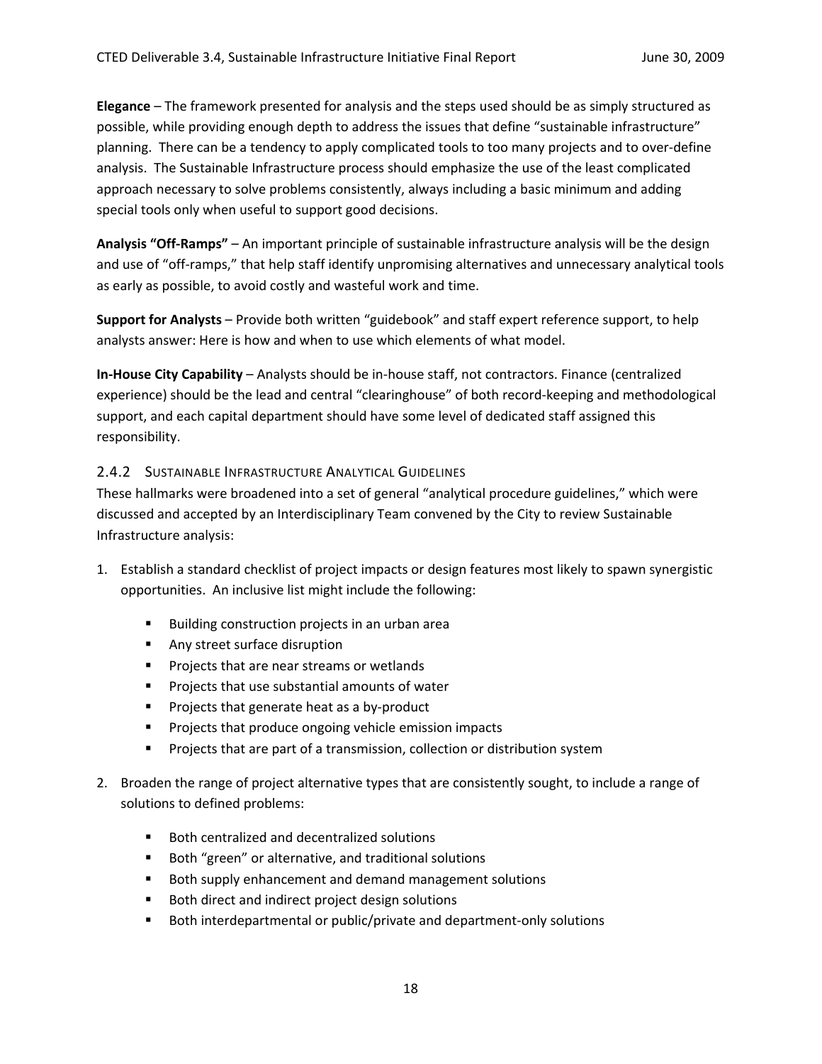**Elegance** – The framework presented for analysis and the steps used should be as simply structured as possible, while providing enough depth to address the issues that define "sustainable infrastructure" planning. There can be a tendency to apply complicated tools to too many projects and to over-define analysis. The Sustainable Infrastructure process should emphasize the use of the least complicated approach necessary to solve problems consistently, always including a basic minimum and adding special tools only when useful to support good decisions.

**Analysis "Off-Ramps"** – An important principle of sustainable infrastructure analysis will be the design and use of "off-ramps," that help staff identify unpromising alternatives and unnecessary analytical tools as early as possible, to avoid costly and wasteful work and time.

**Support for Analysts** – Provide both written "guidebook" and staff expert reference support, to help analysts answer: Here is how and when to use which elements of what model.

**In-House City Capability** – Analysts should be in-house staff, not contractors. Finance (centralized experience) should be the lead and central "clearinghouse" of both record-keeping and methodological support, and each capital department should have some level of dedicated staff assigned this responsibility.

### 2.4.2 Sustainable Infrastructure Analytical Guidelines

These hallmarks were broadened into a set of general "analytical procedure guidelines," which were discussed and accepted by an Interdisciplinary Team convened by the City to review Sustainable Infrastructure analysis:

1. Establish a standard checklist of project impacts or design features most likely to spawn synergistic opportunities. An inclusive list might include the following:
   - Building construction projects in an urban area
   - Any street surface disruption
   - Projects that are near streams or wetlands
   - Projects that use substantial amounts of water
   - Projects that generate heat as a by-product
   - Projects that produce ongoing vehicle emission impacts
   - Projects that are part of a transmission, collection or distribution system

2. Broaden the range of project alternative types that are consistently sought, to include a range of solutions to defined problems:
   - Both centralized and decentralized solutions
   - Both "green" or alternative, and traditional solutions
   - Both supply enhancement and demand management solutions
   - Both direct and indirect project design solutions
   - Both interdepartmental or public/private and department-only solutions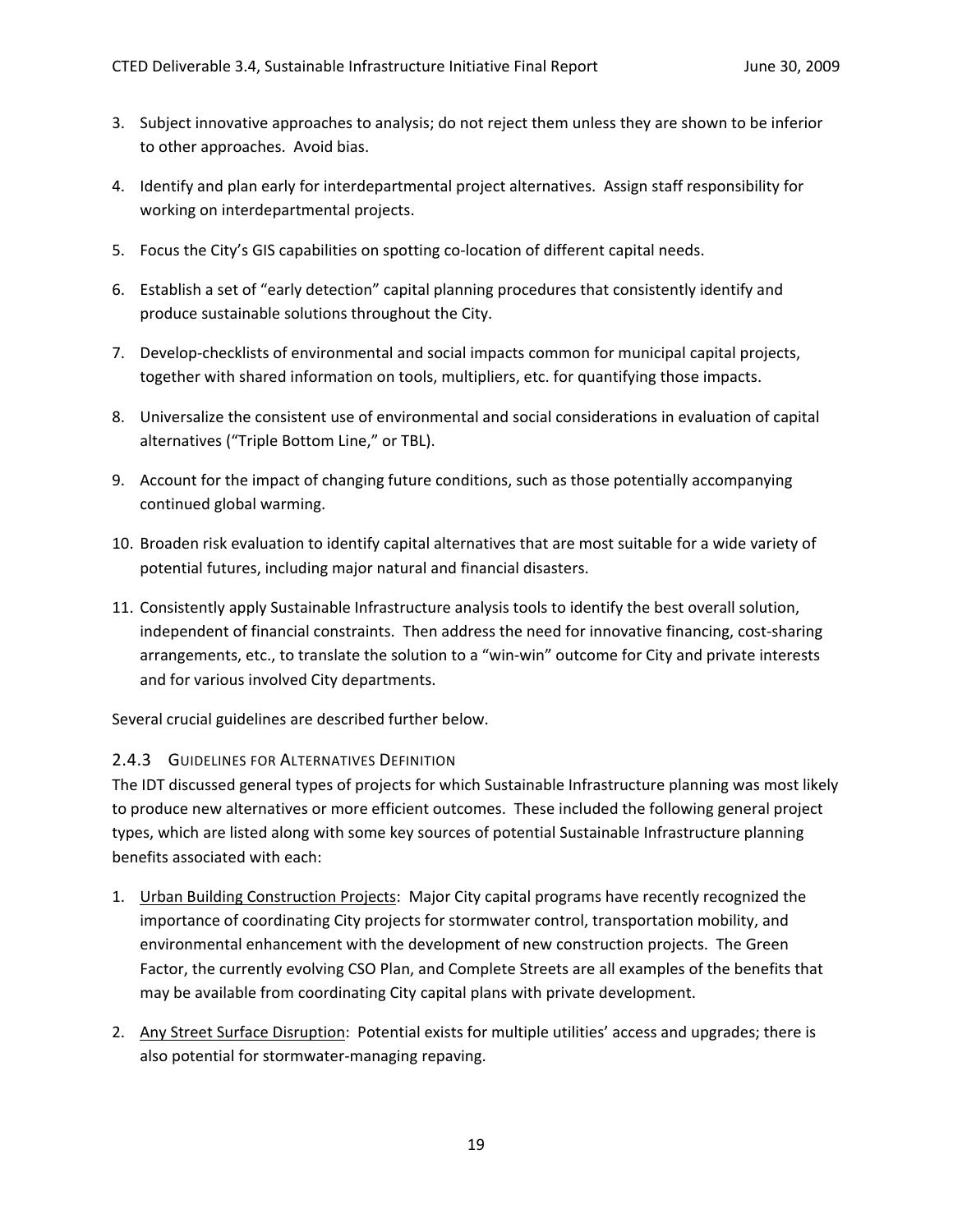3. Subject innovative approaches to analysis; do not reject them unless they are shown to be inferior to other approaches. Avoid bias.

4. Identify and plan early for interdepartmental project alternatives. Assign staff responsibility for working on interdepartmental projects.

5. Focus the City's GIS capabilities on spotting co-location of different capital needs.

6. Establish a set of "early detection" capital planning procedures that consistently identify and produce sustainable solutions throughout the City.

7. Develop-checklists of environmental and social impacts common for municipal capital projects, together with shared information on tools, multipliers, etc. for quantifying those impacts.

8. Universalize the consistent use of environmental and social considerations in evaluation of capital alternatives ("Triple Bottom Line," or TBL).

9. Account for the impact of changing future conditions, such as those potentially accompanying continued global warming.

10. Broaden risk evaluation to identify capital alternatives that are most suitable for a wide variety of potential futures, including major natural and financial disasters.

11. Consistently apply Sustainable Infrastructure analysis tools to identify the best overall solution, independent of financial constraints. Then address the need for innovative financing, cost-sharing arrangements, etc., to translate the solution to a "win-win" outcome for City and private interests and for various involved City departments.

Several crucial guidelines are described further below.

### 2.4.3 Guidelines for Alternatives Definition

The IDT discussed general types of projects for which Sustainable Infrastructure planning was most likely to produce new alternatives or more efficient outcomes. These included the following general project types, which are listed along with some key sources of potential Sustainable Infrastructure planning benefits associated with each:

1. Urban Building Construction Projects: Major City capital programs have recently recognized the importance of coordinating City projects for stormwater control, transportation mobility, and environmental enhancement with the development of new construction projects. The Green Factor, the currently evolving CSO Plan, and Complete Streets are all examples of the benefits that may be available from coordinating City capital plans with private development.

2. Any Street Surface Disruption: Potential exists for multiple utilities' access and upgrades; there is also potential for stormwater-managing repaving.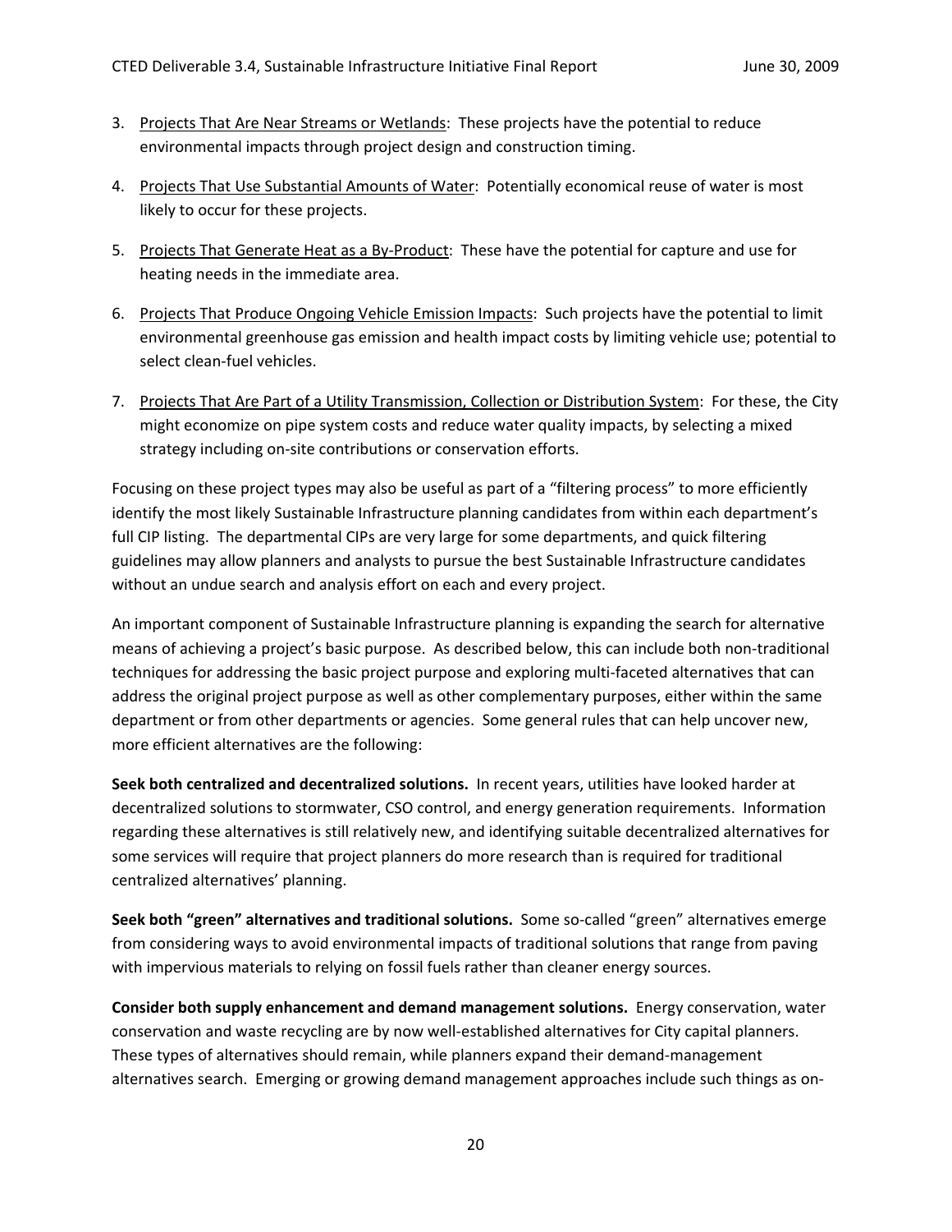3. Projects That Are Near Streams or Wetlands: These projects have the potential to reduce environmental impacts through project design and construction timing.

4. Projects That Use Substantial Amounts of Water: Potentially economical reuse of water is most likely to occur for these projects.

5. Projects That Generate Heat as a By-Product: These have the potential for capture and use for heating needs in the immediate area.

6. Projects That Produce Ongoing Vehicle Emission Impacts: Such projects have the potential to limit environmental greenhouse gas emission and health impact costs by limiting vehicle use; potential to select clean-fuel vehicles.

7. Projects That Are Part of a Utility Transmission, Collection or Distribution System: For these, the City might economize on pipe system costs and reduce water quality impacts, by selecting a mixed strategy including on-site contributions or conservation efforts.

Focusing on these project types may also be useful as part of a "filtering process" to more efficiently identify the most likely Sustainable Infrastructure planning candidates from within each department's full CIP listing. The departmental CIPs are very large for some departments, and quick filtering guidelines may allow planners and analysts to pursue the best Sustainable Infrastructure candidates without an undue search and analysis effort on each and every project.

An important component of Sustainable Infrastructure planning is expanding the search for alternative means of achieving a project's basic purpose. As described below, this can include both non-traditional techniques for addressing the basic project purpose and exploring multi-faceted alternatives that can address the original project purpose as well as other complementary purposes, either within the same department or from other departments or agencies. Some general rules that can help uncover new, more efficient alternatives are the following:

**Seek both centralized and decentralized solutions.** In recent years, utilities have looked harder at decentralized solutions to stormwater, CSO control, and energy generation requirements. Information regarding these alternatives is still relatively new, and identifying suitable decentralized alternatives for some services will require that project planners do more research than is required for traditional centralized alternatives' planning.

**Seek both "green" alternatives and traditional solutions.** Some so-called "green" alternatives emerge from considering ways to avoid environmental impacts of traditional solutions that range from paving with impervious materials to relying on fossil fuels rather than cleaner energy sources.

**Consider both supply enhancement and demand management solutions.** Energy conservation, water conservation and waste recycling are by now well-established alternatives for City capital planners. These types of alternatives should remain, while planners expand their demand-management alternatives search. Emerging or growing demand management approaches include such things as on-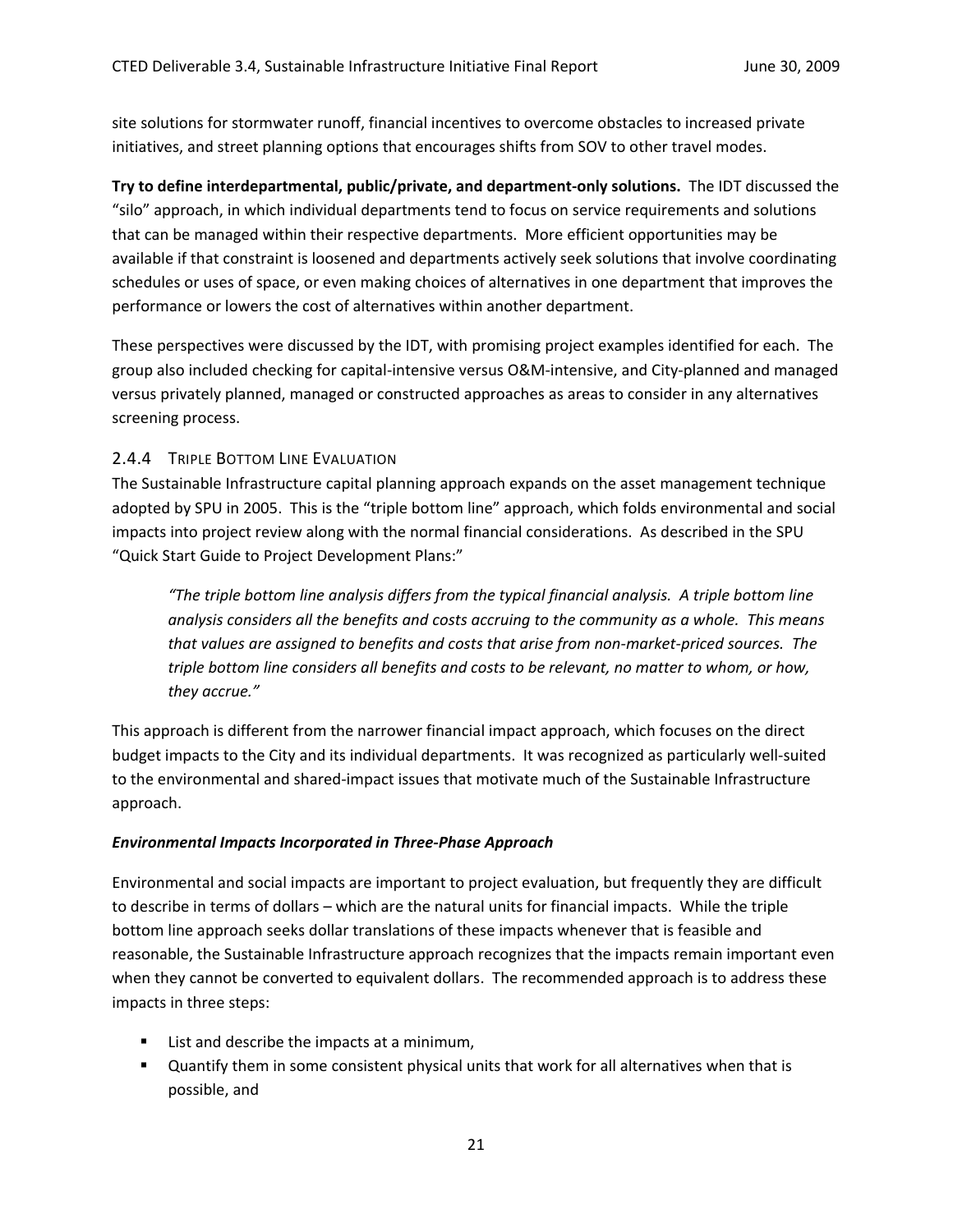site solutions for stormwater runoff, financial incentives to overcome obstacles to increased private initiatives, and street planning options that encourages shifts from SOV to other travel modes.

**Try to define interdepartmental, public/private, and department-only solutions.** The IDT discussed the "silo" approach, in which individual departments tend to focus on service requirements and solutions that can be managed within their respective departments. More efficient opportunities may be available if that constraint is loosened and departments actively seek solutions that involve coordinating schedules or uses of space, or even making choices of alternatives in one department that improves the performance or lowers the cost of alternatives within another department.

These perspectives were discussed by the IDT, with promising project examples identified for each. The group also included checking for capital-intensive versus O&M-intensive, and City-planned and managed versus privately planned, managed or constructed approaches as areas to consider in any alternatives screening process.

### 2.4.4 Triple Bottom Line Evaluation

The Sustainable Infrastructure capital planning approach expands on the asset management technique adopted by SPU in 2005. This is the "triple bottom line" approach, which folds environmental and social impacts into project review along with the normal financial considerations. As described in the SPU "Quick Start Guide to Project Development Plans:"

> *"The triple bottom line analysis differs from the typical financial analysis. A triple bottom line analysis considers all the benefits and costs accruing to the community as a whole. This means that values are assigned to benefits and costs that arise from non-market-priced sources. The triple bottom line considers all benefits and costs to be relevant, no matter to whom, or how, they accrue."*

This approach is different from the narrower financial impact approach, which focuses on the direct budget impacts to the City and its individual departments. It was recognized as particularly well-suited to the environmental and shared-impact issues that motivate much of the Sustainable Infrastructure approach.

***Environmental Impacts Incorporated in Three-Phase Approach***

Environmental and social impacts are important to project evaluation, but frequently they are difficult to describe in terms of dollars – which are the natural units for financial impacts. While the triple bottom line approach seeks dollar translations of these impacts whenever that is feasible and reasonable, the Sustainable Infrastructure approach recognizes that the impacts remain important even when they cannot be converted to equivalent dollars. The recommended approach is to address these impacts in three steps:

- List and describe the impacts at a minimum,
- Quantify them in some consistent physical units that work for all alternatives when that is possible, and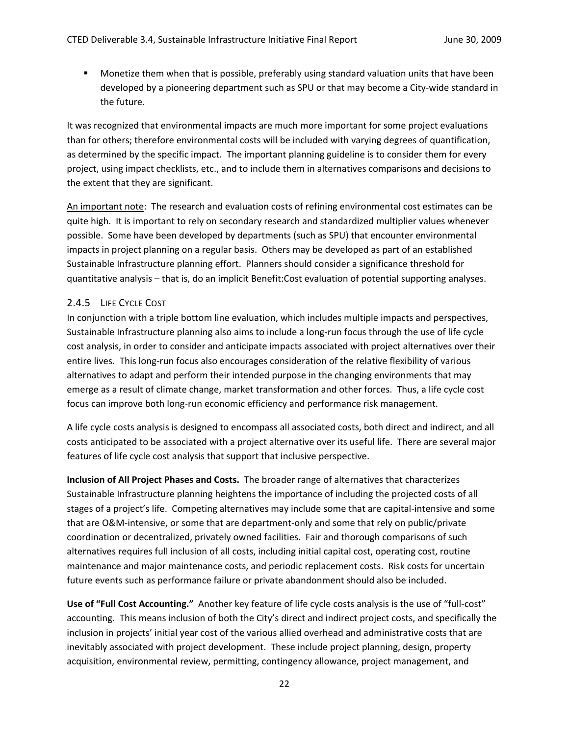- Monetize them when that is possible, preferably using standard valuation units that have been developed by a pioneering department such as SPU or that may become a City-wide standard in the future.

It was recognized that environmental impacts are much more important for some project evaluations than for others; therefore environmental costs will be included with varying degrees of quantification, as determined by the specific impact. The important planning guideline is to consider them for every project, using impact checklists, etc., and to include them in alternatives comparisons and decisions to the extent that they are significant.

An important note: The research and evaluation costs of refining environmental cost estimates can be quite high. It is important to rely on secondary research and standardized multiplier values whenever possible. Some have been developed by departments (such as SPU) that encounter environmental impacts in project planning on a regular basis. Others may be developed as part of an established Sustainable Infrastructure planning effort. Planners should consider a significance threshold for quantitative analysis – that is, do an implicit Benefit:Cost evaluation of potential supporting analyses.

### 2.4.5 Life Cycle Cost

In conjunction with a triple bottom line evaluation, which includes multiple impacts and perspectives, Sustainable Infrastructure planning also aims to include a long-run focus through the use of life cycle cost analysis, in order to consider and anticipate impacts associated with project alternatives over their entire lives. This long-run focus also encourages consideration of the relative flexibility of various alternatives to adapt and perform their intended purpose in the changing environments that may emerge as a result of climate change, market transformation and other forces. Thus, a life cycle cost focus can improve both long-run economic efficiency and performance risk management.

A life cycle costs analysis is designed to encompass all associated costs, both direct and indirect, and all costs anticipated to be associated with a project alternative over its useful life. There are several major features of life cycle cost analysis that support that inclusive perspective.

**Inclusion of All Project Phases and Costs.** The broader range of alternatives that characterizes Sustainable Infrastructure planning heightens the importance of including the projected costs of all stages of a project's life. Competing alternatives may include some that are capital-intensive and some that are O&M-intensive, or some that are department-only and some that rely on public/private coordination or decentralized, privately owned facilities. Fair and thorough comparisons of such alternatives requires full inclusion of all costs, including initial capital cost, operating cost, routine maintenance and major maintenance costs, and periodic replacement costs. Risk costs for uncertain future events such as performance failure or private abandonment should also be included.

**Use of "Full Cost Accounting."** Another key feature of life cycle costs analysis is the use of "full-cost" accounting. This means inclusion of both the City's direct and indirect project costs, and specifically the inclusion in projects' initial year cost of the various allied overhead and administrative costs that are inevitably associated with project development. These include project planning, design, property acquisition, environmental review, permitting, contingency allowance, project management, and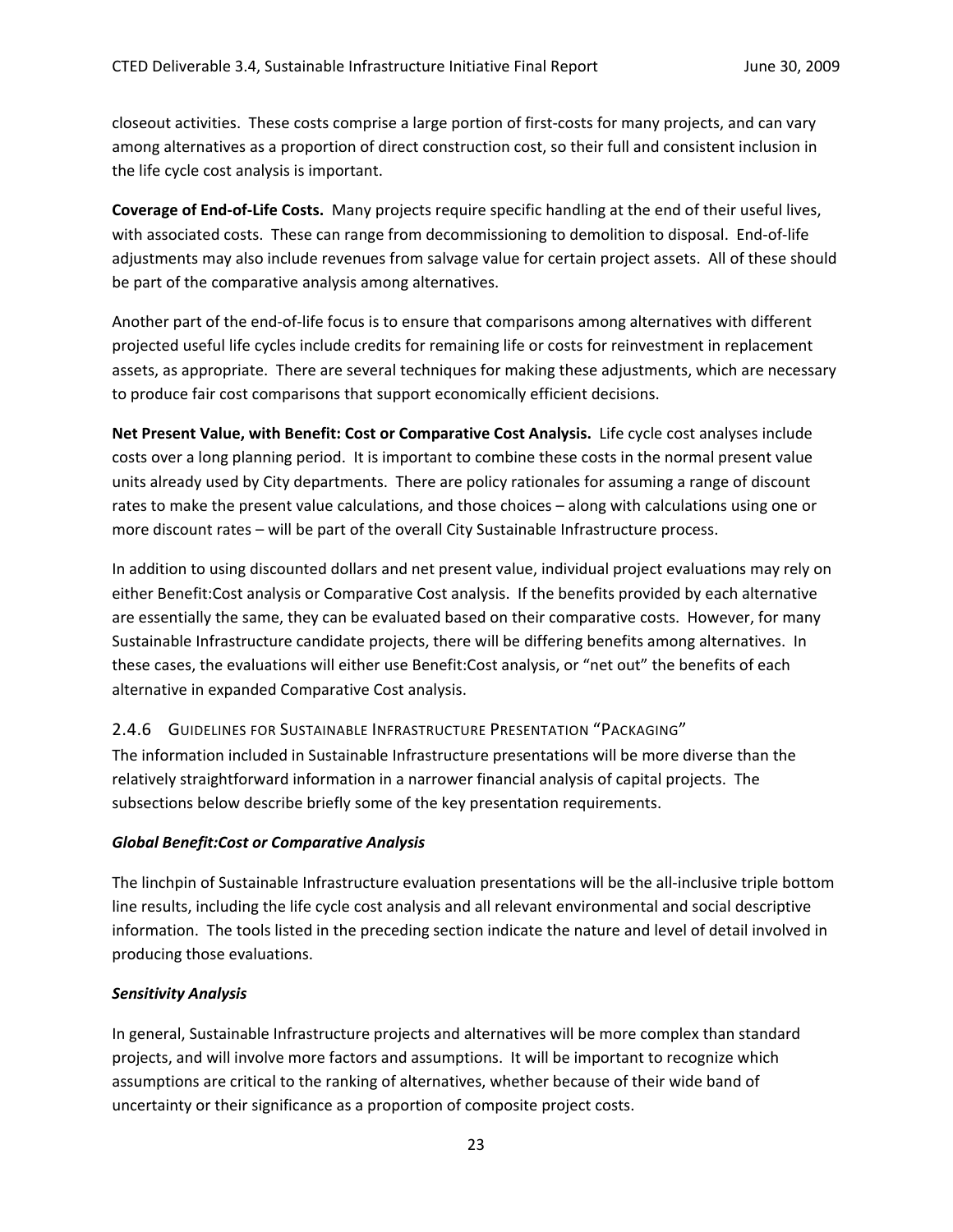closeout activities. These costs comprise a large portion of first-costs for many projects, and can vary among alternatives as a proportion of direct construction cost, so their full and consistent inclusion in the life cycle cost analysis is important.

**Coverage of End-of-Life Costs.** Many projects require specific handling at the end of their useful lives, with associated costs. These can range from decommissioning to demolition to disposal. End-of-life adjustments may also include revenues from salvage value for certain project assets. All of these should be part of the comparative analysis among alternatives.

Another part of the end-of-life focus is to ensure that comparisons among alternatives with different projected useful life cycles include credits for remaining life or costs for reinvestment in replacement assets, as appropriate. There are several techniques for making these adjustments, which are necessary to produce fair cost comparisons that support economically efficient decisions.

**Net Present Value, with Benefit: Cost or Comparative Cost Analysis.** Life cycle cost analyses include costs over a long planning period. It is important to combine these costs in the normal present value units already used by City departments. There are policy rationales for assuming a range of discount rates to make the present value calculations, and those choices – along with calculations using one or more discount rates – will be part of the overall City Sustainable Infrastructure process.

In addition to using discounted dollars and net present value, individual project evaluations may rely on either Benefit:Cost analysis or Comparative Cost analysis. If the benefits provided by each alternative are essentially the same, they can be evaluated based on their comparative costs. However, for many Sustainable Infrastructure candidate projects, there will be differing benefits among alternatives. In these cases, the evaluations will either use Benefit:Cost analysis, or "net out" the benefits of each alternative in expanded Comparative Cost analysis.

### 2.4.6 Guidelines for Sustainable Infrastructure Presentation "Packaging"

The information included in Sustainable Infrastructure presentations will be more diverse than the relatively straightforward information in a narrower financial analysis of capital projects. The subsections below describe briefly some of the key presentation requirements.

***Global Benefit:Cost or Comparative Analysis***

The linchpin of Sustainable Infrastructure evaluation presentations will be the all-inclusive triple bottom line results, including the life cycle cost analysis and all relevant environmental and social descriptive information. The tools listed in the preceding section indicate the nature and level of detail involved in producing those evaluations.

***Sensitivity Analysis***

In general, Sustainable Infrastructure projects and alternatives will be more complex than standard projects, and will involve more factors and assumptions. It will be important to recognize which assumptions are critical to the ranking of alternatives, whether because of their wide band of uncertainty or their significance as a proportion of composite project costs.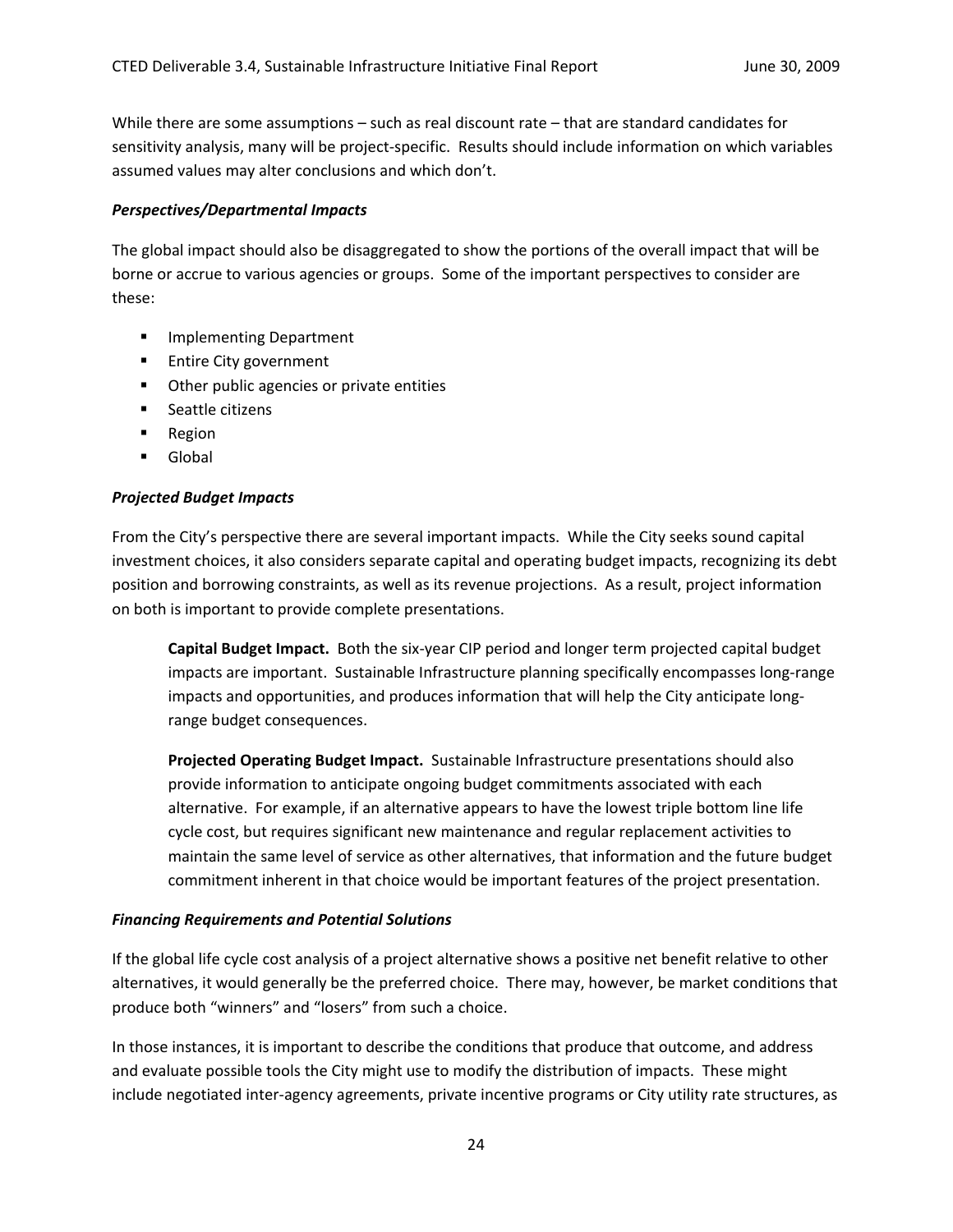While there are some assumptions – such as real discount rate – that are standard candidates for sensitivity analysis, many will be project-specific. Results should include information on which variables assumed values may alter conclusions and which don't.

***Perspectives/Departmental Impacts***

The global impact should also be disaggregated to show the portions of the overall impact that will be borne or accrue to various agencies or groups. Some of the important perspectives to consider are these:

- Implementing Department
- Entire City government
- Other public agencies or private entities
- Seattle citizens
- Region
- Global

***Projected Budget Impacts***

From the City's perspective there are several important impacts. While the City seeks sound capital investment choices, it also considers separate capital and operating budget impacts, recognizing its debt position and borrowing constraints, as well as its revenue projections. As a result, project information on both is important to provide complete presentations.

> **Capital Budget Impact.** Both the six-year CIP period and longer term projected capital budget impacts are important. Sustainable Infrastructure planning specifically encompasses long-range impacts and opportunities, and produces information that will help the City anticipate long-range budget consequences.
>
> **Projected Operating Budget Impact.** Sustainable Infrastructure presentations should also provide information to anticipate ongoing budget commitments associated with each alternative. For example, if an alternative appears to have the lowest triple bottom line life cycle cost, but requires significant new maintenance and regular replacement activities to maintain the same level of service as other alternatives, that information and the future budget commitment inherent in that choice would be important features of the project presentation.

***Financing Requirements and Potential Solutions***

If the global life cycle cost analysis of a project alternative shows a positive net benefit relative to other alternatives, it would generally be the preferred choice. There may, however, be market conditions that produce both "winners" and "losers" from such a choice.

In those instances, it is important to describe the conditions that produce that outcome, and address and evaluate possible tools the City might use to modify the distribution of impacts. These might include negotiated inter-agency agreements, private incentive programs or City utility rate structures, as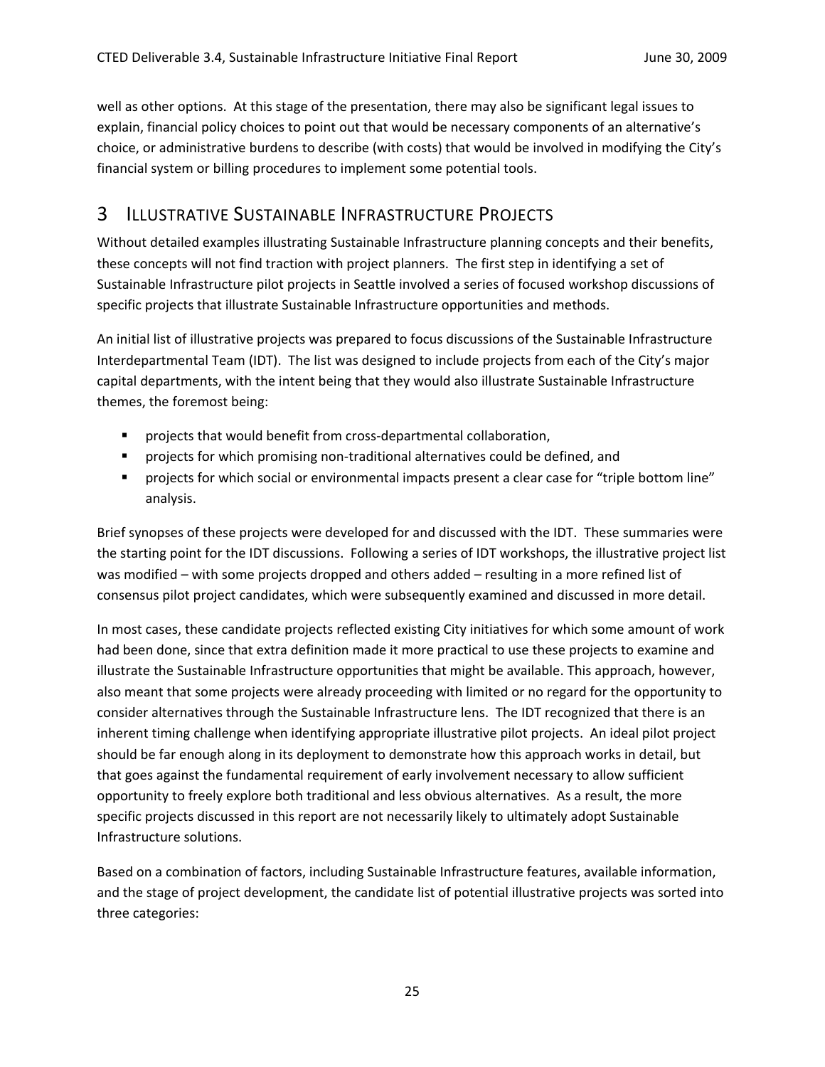well as other options. At this stage of the presentation, there may also be significant legal issues to explain, financial policy choices to point out that would be necessary components of an alternative's choice, or administrative burdens to describe (with costs) that would be involved in modifying the City's financial system or billing procedures to implement some potential tools.

# 3 Illustrative Sustainable Infrastructure Projects

Without detailed examples illustrating Sustainable Infrastructure planning concepts and their benefits, these concepts will not find traction with project planners. The first step in identifying a set of Sustainable Infrastructure pilot projects in Seattle involved a series of focused workshop discussions of specific projects that illustrate Sustainable Infrastructure opportunities and methods.

An initial list of illustrative projects was prepared to focus discussions of the Sustainable Infrastructure Interdepartmental Team (IDT). The list was designed to include projects from each of the City's major capital departments, with the intent being that they would also illustrate Sustainable Infrastructure themes, the foremost being:

- projects that would benefit from cross-departmental collaboration,
- projects for which promising non-traditional alternatives could be defined, and
- projects for which social or environmental impacts present a clear case for "triple bottom line" analysis.

Brief synopses of these projects were developed for and discussed with the IDT. These summaries were the starting point for the IDT discussions. Following a series of IDT workshops, the illustrative project list was modified – with some projects dropped and others added – resulting in a more refined list of consensus pilot project candidates, which were subsequently examined and discussed in more detail.

In most cases, these candidate projects reflected existing City initiatives for which some amount of work had been done, since that extra definition made it more practical to use these projects to examine and illustrate the Sustainable Infrastructure opportunities that might be available. This approach, however, also meant that some projects were already proceeding with limited or no regard for the opportunity to consider alternatives through the Sustainable Infrastructure lens. The IDT recognized that there is an inherent timing challenge when identifying appropriate illustrative pilot projects. An ideal pilot project should be far enough along in its deployment to demonstrate how this approach works in detail, but that goes against the fundamental requirement of early involvement necessary to allow sufficient opportunity to freely explore both traditional and less obvious alternatives. As a result, the more specific projects discussed in this report are not necessarily likely to ultimately adopt Sustainable Infrastructure solutions.

Based on a combination of factors, including Sustainable Infrastructure features, available information, and the stage of project development, the candidate list of potential illustrative projects was sorted into three categories: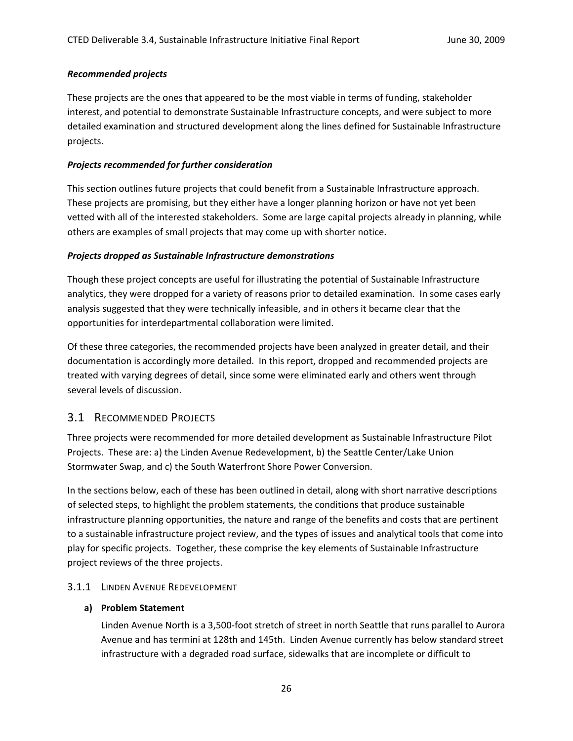***Recommended projects***

These projects are the ones that appeared to be the most viable in terms of funding, stakeholder interest, and potential to demonstrate Sustainable Infrastructure concepts, and were subject to more detailed examination and structured development along the lines defined for Sustainable Infrastructure projects.

***Projects recommended for further consideration***

This section outlines future projects that could benefit from a Sustainable Infrastructure approach. These projects are promising, but they either have a longer planning horizon or have not yet been vetted with all of the interested stakeholders. Some are large capital projects already in planning, while others are examples of small projects that may come up with shorter notice.

***Projects dropped as Sustainable Infrastructure demonstrations***

Though these project concepts are useful for illustrating the potential of Sustainable Infrastructure analytics, they were dropped for a variety of reasons prior to detailed examination. In some cases early analysis suggested that they were technically infeasible, and in others it became clear that the opportunities for interdepartmental collaboration were limited.

Of these three categories, the recommended projects have been analyzed in greater detail, and their documentation is accordingly more detailed. In this report, dropped and recommended projects are treated with varying degrees of detail, since some were eliminated early and others went through several levels of discussion.

## 3.1 Recommended Projects

Three projects were recommended for more detailed development as Sustainable Infrastructure Pilot Projects. These are: a) the Linden Avenue Redevelopment, b) the Seattle Center/Lake Union Stormwater Swap, and c) the South Waterfront Shore Power Conversion.

In the sections below, each of these has been outlined in detail, along with short narrative descriptions of selected steps, to highlight the problem statements, the conditions that produce sustainable infrastructure planning opportunities, the nature and range of the benefits and costs that are pertinent to a sustainable infrastructure project review, and the types of issues and analytical tools that come into play for specific projects. Together, these comprise the key elements of Sustainable Infrastructure project reviews of the three projects.

### 3.1.1 Linden Avenue Redevelopment

**a) Problem Statement**

Linden Avenue North is a 3,500-foot stretch of street in north Seattle that runs parallel to Aurora Avenue and has termini at 128th and 145th. Linden Avenue currently has below standard street infrastructure with a degraded road surface, sidewalks that are incomplete or difficult to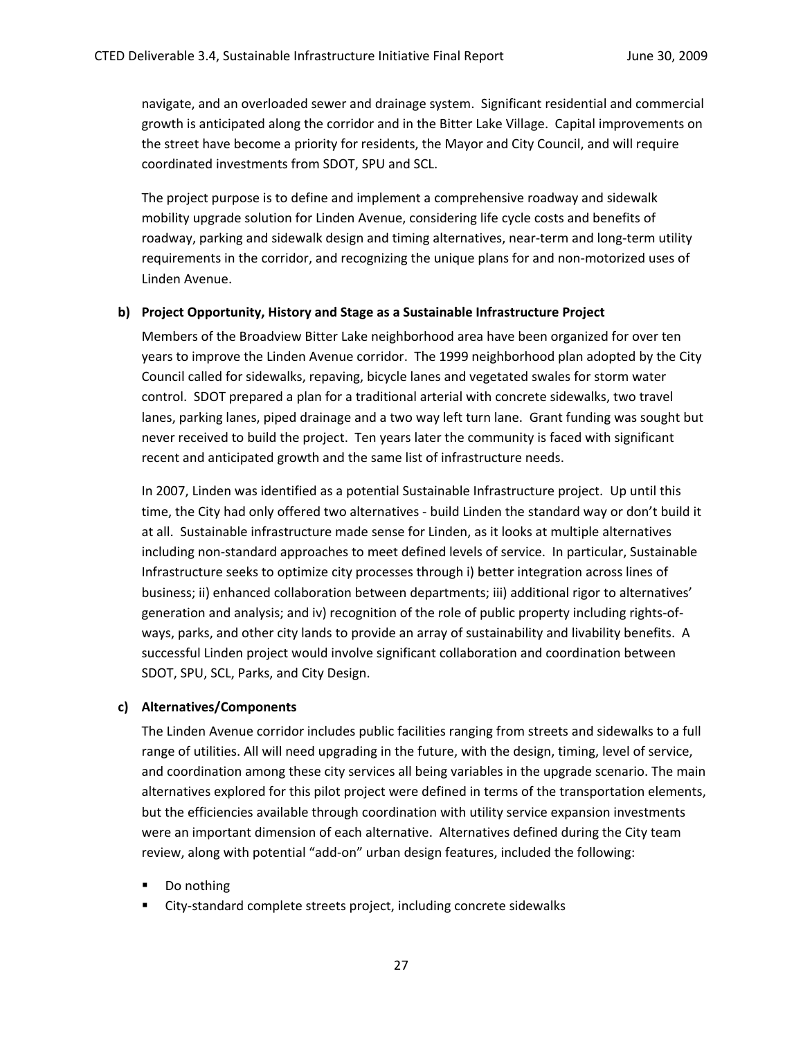navigate, and an overloaded sewer and drainage system. Significant residential and commercial growth is anticipated along the corridor and in the Bitter Lake Village. Capital improvements on the street have become a priority for residents, the Mayor and City Council, and will require coordinated investments from SDOT, SPU and SCL.

The project purpose is to define and implement a comprehensive roadway and sidewalk mobility upgrade solution for Linden Avenue, considering life cycle costs and benefits of roadway, parking and sidewalk design and timing alternatives, near-term and long-term utility requirements in the corridor, and recognizing the unique plans for and non-motorized uses of Linden Avenue.

**b) Project Opportunity, History and Stage as a Sustainable Infrastructure Project**

Members of the Broadview Bitter Lake neighborhood area have been organized for over ten years to improve the Linden Avenue corridor. The 1999 neighborhood plan adopted by the City Council called for sidewalks, repaving, bicycle lanes and vegetated swales for storm water control. SDOT prepared a plan for a traditional arterial with concrete sidewalks, two travel lanes, parking lanes, piped drainage and a two way left turn lane. Grant funding was sought but never received to build the project. Ten years later the community is faced with significant recent and anticipated growth and the same list of infrastructure needs.

In 2007, Linden was identified as a potential Sustainable Infrastructure project. Up until this time, the City had only offered two alternatives - build Linden the standard way or don't build it at all. Sustainable infrastructure made sense for Linden, as it looks at multiple alternatives including non-standard approaches to meet defined levels of service. In particular, Sustainable Infrastructure seeks to optimize city processes through i) better integration across lines of business; ii) enhanced collaboration between departments; iii) additional rigor to alternatives' generation and analysis; and iv) recognition of the role of public property including rights-of-ways, parks, and other city lands to provide an array of sustainability and livability benefits. A successful Linden project would involve significant collaboration and coordination between SDOT, SPU, SCL, Parks, and City Design.

**c) Alternatives/Components**

The Linden Avenue corridor includes public facilities ranging from streets and sidewalks to a full range of utilities. All will need upgrading in the future, with the design, timing, level of service, and coordination among these city services all being variables in the upgrade scenario. The main alternatives explored for this pilot project were defined in terms of the transportation elements, but the efficiencies available through coordination with utility service expansion investments were an important dimension of each alternative. Alternatives defined during the City team review, along with potential "add-on" urban design features, included the following:

- Do nothing
- City-standard complete streets project, including concrete sidewalks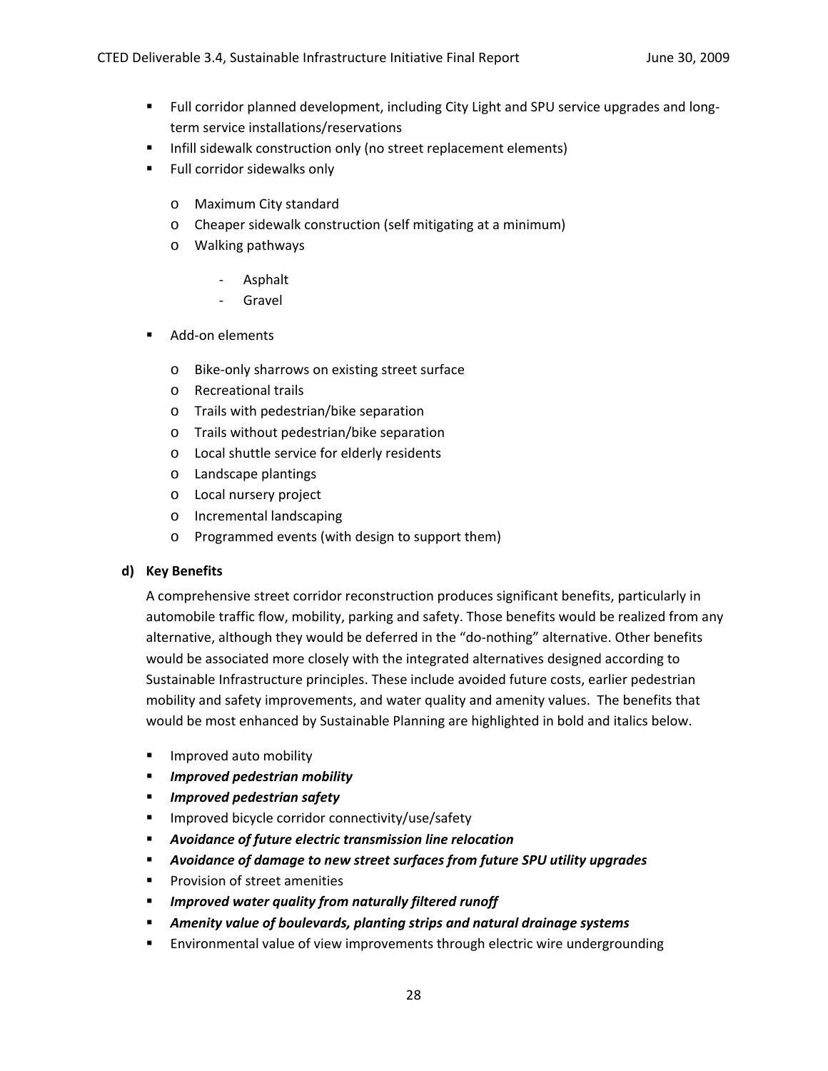- Full corridor planned development, including City Light and SPU service upgrades and long-term service installations/reservations
- Infill sidewalk construction only (no street replacement elements)
- Full corridor sidewalks only
  - Maximum City standard
  - Cheaper sidewalk construction (self mitigating at a minimum)
  - Walking pathways
    - Asphalt
    - Gravel
- Add-on elements
  - Bike-only sharrows on existing street surface
  - Recreational trails
  - Trails with pedestrian/bike separation
  - Trails without pedestrian/bike separation
  - Local shuttle service for elderly residents
  - Landscape plantings
  - Local nursery project
  - Incremental landscaping
  - Programmed events (with design to support them)

**d) Key Benefits**

A comprehensive street corridor reconstruction produces significant benefits, particularly in automobile traffic flow, mobility, parking and safety. Those benefits would be realized from any alternative, although they would be deferred in the "do-nothing" alternative. Other benefits would be associated more closely with the integrated alternatives designed according to Sustainable Infrastructure principles. These include avoided future costs, earlier pedestrian mobility and safety improvements, and water quality and amenity values. The benefits that would be most enhanced by Sustainable Planning are highlighted in bold and italics below.

- Improved auto mobility
- ***Improved pedestrian mobility***
- ***Improved pedestrian safety***
- Improved bicycle corridor connectivity/use/safety
- ***Avoidance of future electric transmission line relocation***
- ***Avoidance of damage to new street surfaces from future SPU utility upgrades***
- Provision of street amenities
- ***Improved water quality from naturally filtered runoff***
- ***Amenity value of boulevards, planting strips and natural drainage systems***
- Environmental value of view improvements through electric wire undergrounding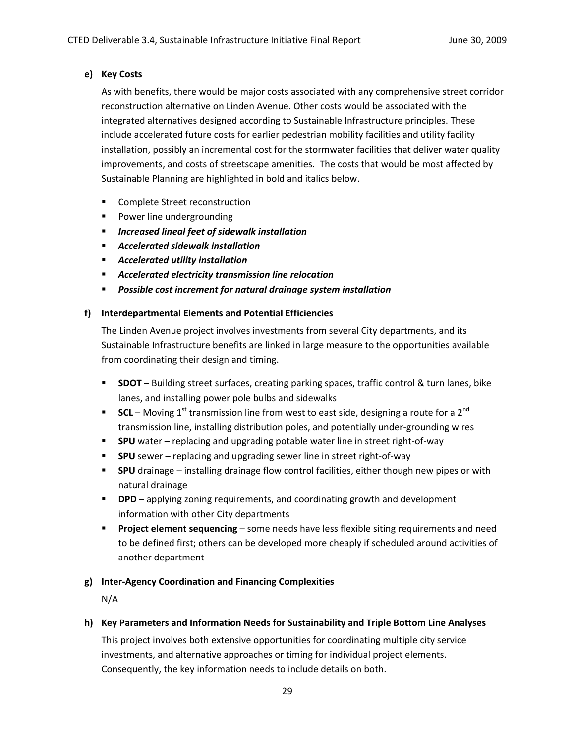**e) Key Costs**

As with benefits, there would be major costs associated with any comprehensive street corridor reconstruction alternative on Linden Avenue. Other costs would be associated with the integrated alternatives designed according to Sustainable Infrastructure principles. These include accelerated future costs for earlier pedestrian mobility facilities and utility facility installation, possibly an incremental cost for the stormwater facilities that deliver water quality improvements, and costs of streetscape amenities. The costs that would be most affected by Sustainable Planning are highlighted in bold and italics below.

- Complete Street reconstruction
- Power line undergrounding
- ***Increased lineal feet of sidewalk installation***
- ***Accelerated sidewalk installation***
- ***Accelerated utility installation***
- ***Accelerated electricity transmission line relocation***
- ***Possible cost increment for natural drainage system installation***

**f) Interdepartmental Elements and Potential Efficiencies**

The Linden Avenue project involves investments from several City departments, and its Sustainable Infrastructure benefits are linked in large measure to the opportunities available from coordinating their design and timing.

- **SDOT** – Building street surfaces, creating parking spaces, traffic control & turn lanes, bike lanes, and installing power pole bulbs and sidewalks
- **SCL** – Moving 1st transmission line from west to east side, designing a route for a 2nd transmission line, installing distribution poles, and potentially under-grounding wires
- **SPU** water – replacing and upgrading potable water line in street right-of-way
- **SPU** sewer – replacing and upgrading sewer line in street right-of-way
- **SPU** drainage – installing drainage flow control facilities, either though new pipes or with natural drainage
- **DPD** – applying zoning requirements, and coordinating growth and development information with other City departments
- **Project element sequencing** – some needs have less flexible siting requirements and need to be defined first; others can be developed more cheaply if scheduled around activities of another department

**g) Inter-Agency Coordination and Financing Complexities**

N/A

**h) Key Parameters and Information Needs for Sustainability and Triple Bottom Line Analyses**

This project involves both extensive opportunities for coordinating multiple city service investments, and alternative approaches or timing for individual project elements. Consequently, the key information needs to include details on both.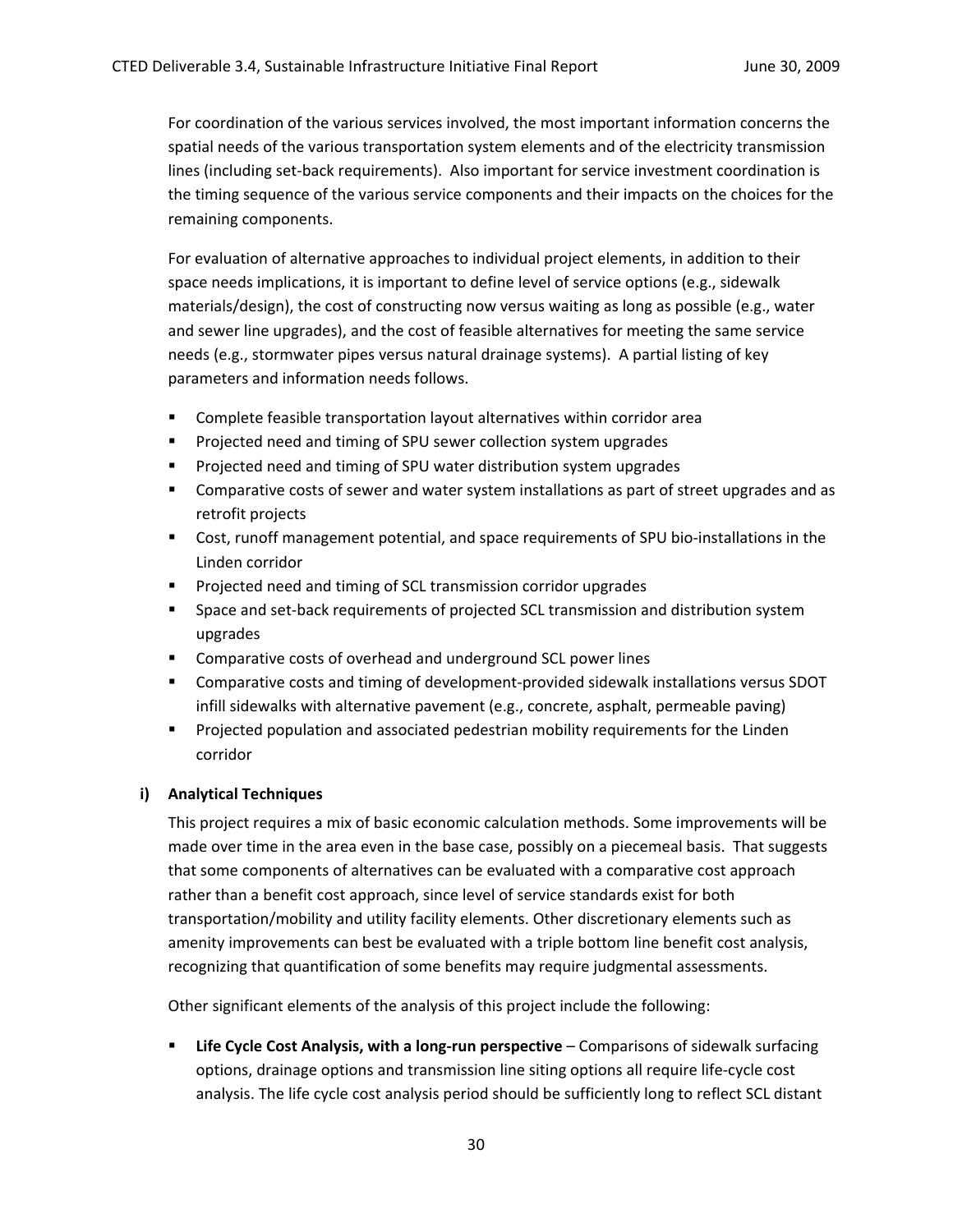For coordination of the various services involved, the most important information concerns the spatial needs of the various transportation system elements and of the electricity transmission lines (including set-back requirements). Also important for service investment coordination is the timing sequence of the various service components and their impacts on the choices for the remaining components.

For evaluation of alternative approaches to individual project elements, in addition to their space needs implications, it is important to define level of service options (e.g., sidewalk materials/design), the cost of constructing now versus waiting as long as possible (e.g., water and sewer line upgrades), and the cost of feasible alternatives for meeting the same service needs (e.g., stormwater pipes versus natural drainage systems). A partial listing of key parameters and information needs follows.

- Complete feasible transportation layout alternatives within corridor area
- Projected need and timing of SPU sewer collection system upgrades
- Projected need and timing of SPU water distribution system upgrades
- Comparative costs of sewer and water system installations as part of street upgrades and as retrofit projects
- Cost, runoff management potential, and space requirements of SPU bio-installations in the Linden corridor
- Projected need and timing of SCL transmission corridor upgrades
- Space and set-back requirements of projected SCL transmission and distribution system upgrades
- Comparative costs of overhead and underground SCL power lines
- Comparative costs and timing of development-provided sidewalk installations versus SDOT infill sidewalks with alternative pavement (e.g., concrete, asphalt, permeable paving)
- Projected population and associated pedestrian mobility requirements for the Linden corridor

### i) Analytical Techniques

This project requires a mix of basic economic calculation methods. Some improvements will be made over time in the area even in the base case, possibly on a piecemeal basis. That suggests that some components of alternatives can be evaluated with a comparative cost approach rather than a benefit cost approach, since level of service standards exist for both transportation/mobility and utility facility elements. Other discretionary elements such as amenity improvements can best be evaluated with a triple bottom line benefit cost analysis, recognizing that quantification of some benefits may require judgmental assessments.

Other significant elements of the analysis of this project include the following:

- **Life Cycle Cost Analysis, with a long-run perspective** – Comparisons of sidewalk surfacing options, drainage options and transmission line siting options all require life-cycle cost analysis. The life cycle cost analysis period should be sufficiently long to reflect SCL distant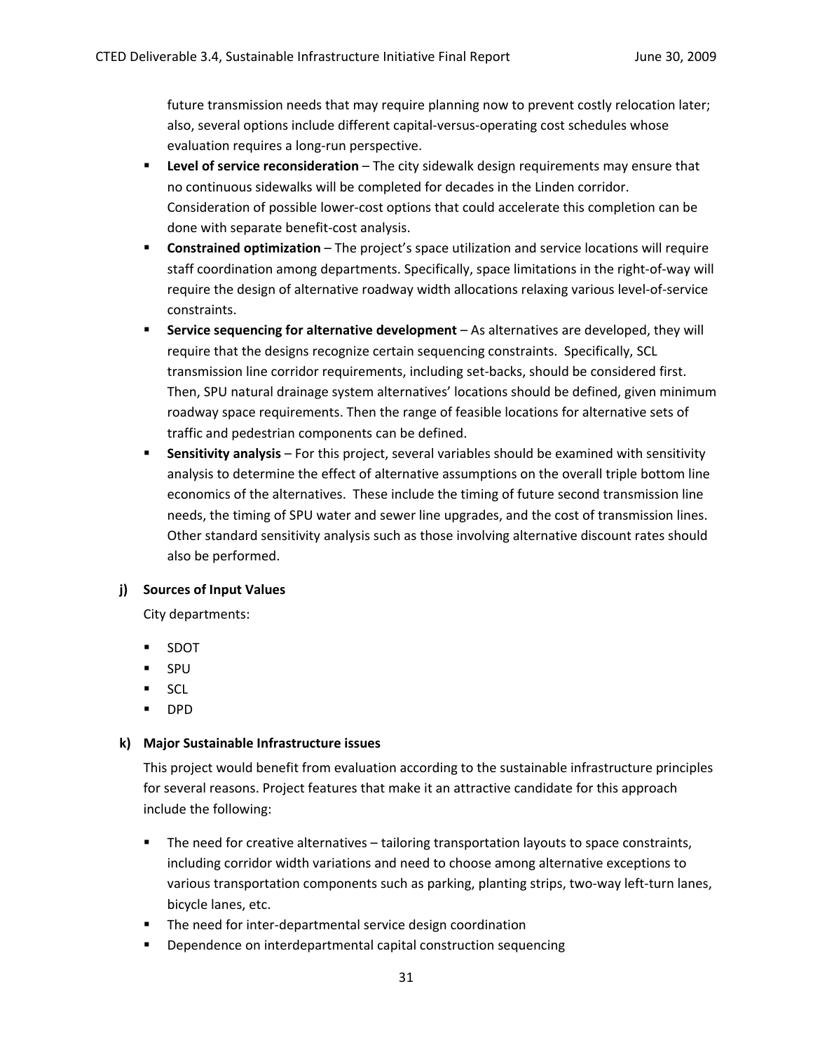future transmission needs that may require planning now to prevent costly relocation later; also, several options include different capital-versus-operating cost schedules whose evaluation requires a long-run perspective.

- **Level of service reconsideration** – The city sidewalk design requirements may ensure that no continuous sidewalks will be completed for decades in the Linden corridor. Consideration of possible lower-cost options that could accelerate this completion can be done with separate benefit-cost analysis.
- **Constrained optimization** – The project's space utilization and service locations will require staff coordination among departments. Specifically, space limitations in the right-of-way will require the design of alternative roadway width allocations relaxing various level-of-service constraints.
- **Service sequencing for alternative development** – As alternatives are developed, they will require that the designs recognize certain sequencing constraints. Specifically, SCL transmission line corridor requirements, including set-backs, should be considered first. Then, SPU natural drainage system alternatives' locations should be defined, given minimum roadway space requirements. Then the range of feasible locations for alternative sets of traffic and pedestrian components can be defined.
- **Sensitivity analysis** – For this project, several variables should be examined with sensitivity analysis to determine the effect of alternative assumptions on the overall triple bottom line economics of the alternatives. These include the timing of future second transmission line needs, the timing of SPU water and sewer line upgrades, and the cost of transmission lines. Other standard sensitivity analysis such as those involving alternative discount rates should also be performed.

**j) Sources of Input Values**

City departments:

- SDOT
- SPU
- SCL
- DPD

**k) Major Sustainable Infrastructure issues**

This project would benefit from evaluation according to the sustainable infrastructure principles for several reasons. Project features that make it an attractive candidate for this approach include the following:

- The need for creative alternatives – tailoring transportation layouts to space constraints, including corridor width variations and need to choose among alternative exceptions to various transportation components such as parking, planting strips, two-way left-turn lanes, bicycle lanes, etc.
- The need for inter-departmental service design coordination
- Dependence on interdepartmental capital construction sequencing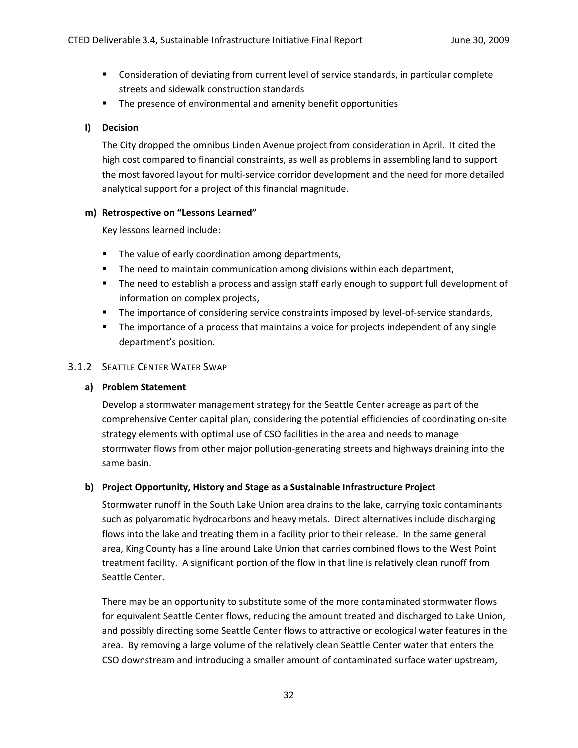- Consideration of deviating from current level of service standards, in particular complete streets and sidewalk construction standards
- The presence of environmental and amenity benefit opportunities

**l) Decision**

The City dropped the omnibus Linden Avenue project from consideration in April. It cited the high cost compared to financial constraints, as well as problems in assembling land to support the most favored layout for multi-service corridor development and the need for more detailed analytical support for a project of this financial magnitude.

**m) Retrospective on "Lessons Learned"**

Key lessons learned include:

- The value of early coordination among departments,
- The need to maintain communication among divisions within each department,
- The need to establish a process and assign staff early enough to support full development of information on complex projects,
- The importance of considering service constraints imposed by level-of-service standards,
- The importance of a process that maintains a voice for projects independent of any single department's position.

### 3.1.2 Seattle Center Water Swap

**a) Problem Statement**

Develop a stormwater management strategy for the Seattle Center acreage as part of the comprehensive Center capital plan, considering the potential efficiencies of coordinating on-site strategy elements with optimal use of CSO facilities in the area and needs to manage stormwater flows from other major pollution-generating streets and highways draining into the same basin.

**b) Project Opportunity, History and Stage as a Sustainable Infrastructure Project**

Stormwater runoff in the South Lake Union area drains to the lake, carrying toxic contaminants such as polyaromatic hydrocarbons and heavy metals. Direct alternatives include discharging flows into the lake and treating them in a facility prior to their release. In the same general area, King County has a line around Lake Union that carries combined flows to the West Point treatment facility. A significant portion of the flow in that line is relatively clean runoff from Seattle Center.

There may be an opportunity to substitute some of the more contaminated stormwater flows for equivalent Seattle Center flows, reducing the amount treated and discharged to Lake Union, and possibly directing some Seattle Center flows to attractive or ecological water features in the area. By removing a large volume of the relatively clean Seattle Center water that enters the CSO downstream and introducing a smaller amount of contaminated surface water upstream,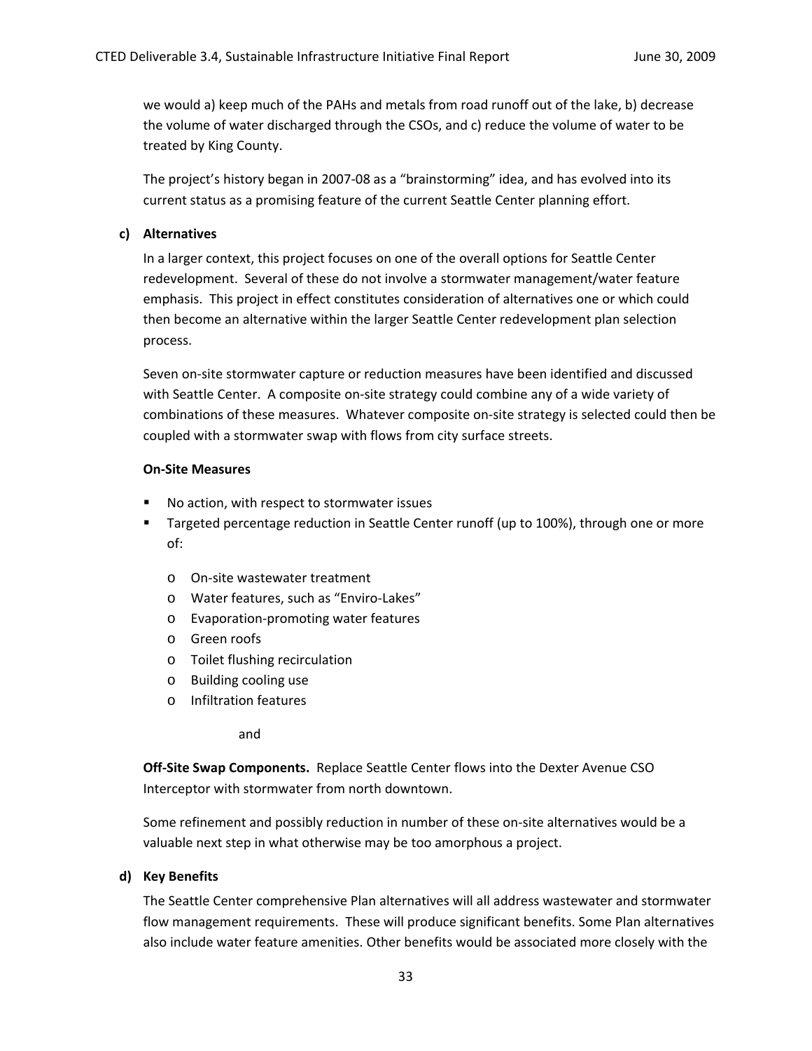we would a) keep much of the PAHs and metals from road runoff out of the lake, b) decrease the volume of water discharged through the CSOs, and c) reduce the volume of water to be treated by King County.

The project's history began in 2007-08 as a "brainstorming" idea, and has evolved into its current status as a promising feature of the current Seattle Center planning effort.

**c) Alternatives**

In a larger context, this project focuses on one of the overall options for Seattle Center redevelopment. Several of these do not involve a stormwater management/water feature emphasis. This project in effect constitutes consideration of alternatives one or which could then become an alternative within the larger Seattle Center redevelopment plan selection process.

Seven on-site stormwater capture or reduction measures have been identified and discussed with Seattle Center. A composite on-site strategy could combine any of a wide variety of combinations of these measures. Whatever composite on-site strategy is selected could then be coupled with a stormwater swap with flows from city surface streets.

**On-Site Measures**

- No action, with respect to stormwater issues
- Targeted percentage reduction in Seattle Center runoff (up to 100%), through one or more of:
  - On-site wastewater treatment
  - Water features, such as "Enviro-Lakes"
  - Evaporation-promoting water features
  - Green roofs
  - Toilet flushing recirculation
  - Building cooling use
  - Infiltration features

and

**Off-Site Swap Components.** Replace Seattle Center flows into the Dexter Avenue CSO Interceptor with stormwater from north downtown.

Some refinement and possibly reduction in number of these on-site alternatives would be a valuable next step in what otherwise may be too amorphous a project.

**d) Key Benefits**

The Seattle Center comprehensive Plan alternatives will all address wastewater and stormwater flow management requirements. These will produce significant benefits. Some Plan alternatives also include water feature amenities. Other benefits would be associated more closely with the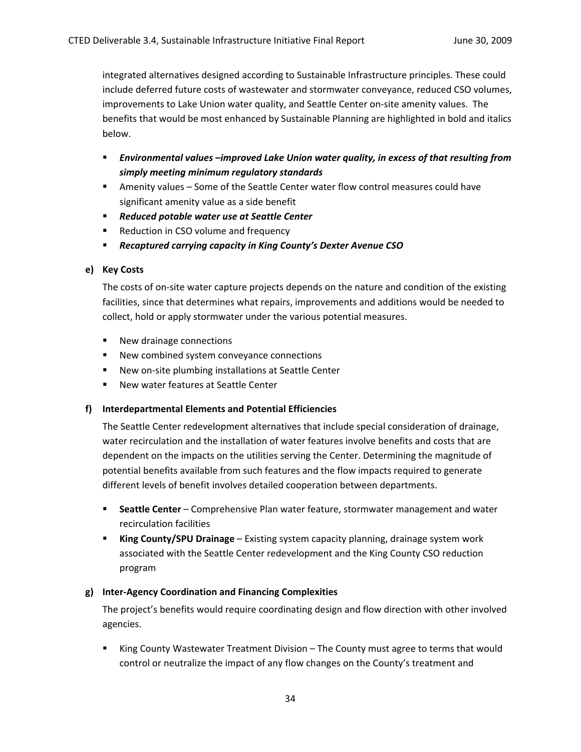integrated alternatives designed according to Sustainable Infrastructure principles. These could include deferred future costs of wastewater and stormwater conveyance, reduced CSO volumes, improvements to Lake Union water quality, and Seattle Center on-site amenity values. The benefits that would be most enhanced by Sustainable Planning are highlighted in bold and italics below.

- ***Environmental values –improved Lake Union water quality, in excess of that resulting from simply meeting minimum regulatory standards***
- Amenity values – Some of the Seattle Center water flow control measures could have significant amenity value as a side benefit
- ***Reduced potable water use at Seattle Center***
- Reduction in CSO volume and frequency
- ***Recaptured carrying capacity in King County's Dexter Avenue CSO***

**e) Key Costs**

The costs of on-site water capture projects depends on the nature and condition of the existing facilities, since that determines what repairs, improvements and additions would be needed to collect, hold or apply stormwater under the various potential measures.

- New drainage connections
- New combined system conveyance connections
- New on-site plumbing installations at Seattle Center
- New water features at Seattle Center

**f) Interdepartmental Elements and Potential Efficiencies**

The Seattle Center redevelopment alternatives that include special consideration of drainage, water recirculation and the installation of water features involve benefits and costs that are dependent on the impacts on the utilities serving the Center. Determining the magnitude of potential benefits available from such features and the flow impacts required to generate different levels of benefit involves detailed cooperation between departments.

- **Seattle Center** – Comprehensive Plan water feature, stormwater management and water recirculation facilities
- **King County/SPU Drainage** – Existing system capacity planning, drainage system work associated with the Seattle Center redevelopment and the King County CSO reduction program

**g) Inter-Agency Coordination and Financing Complexities**

The project's benefits would require coordinating design and flow direction with other involved agencies.

- King County Wastewater Treatment Division – The County must agree to terms that would control or neutralize the impact of any flow changes on the County's treatment and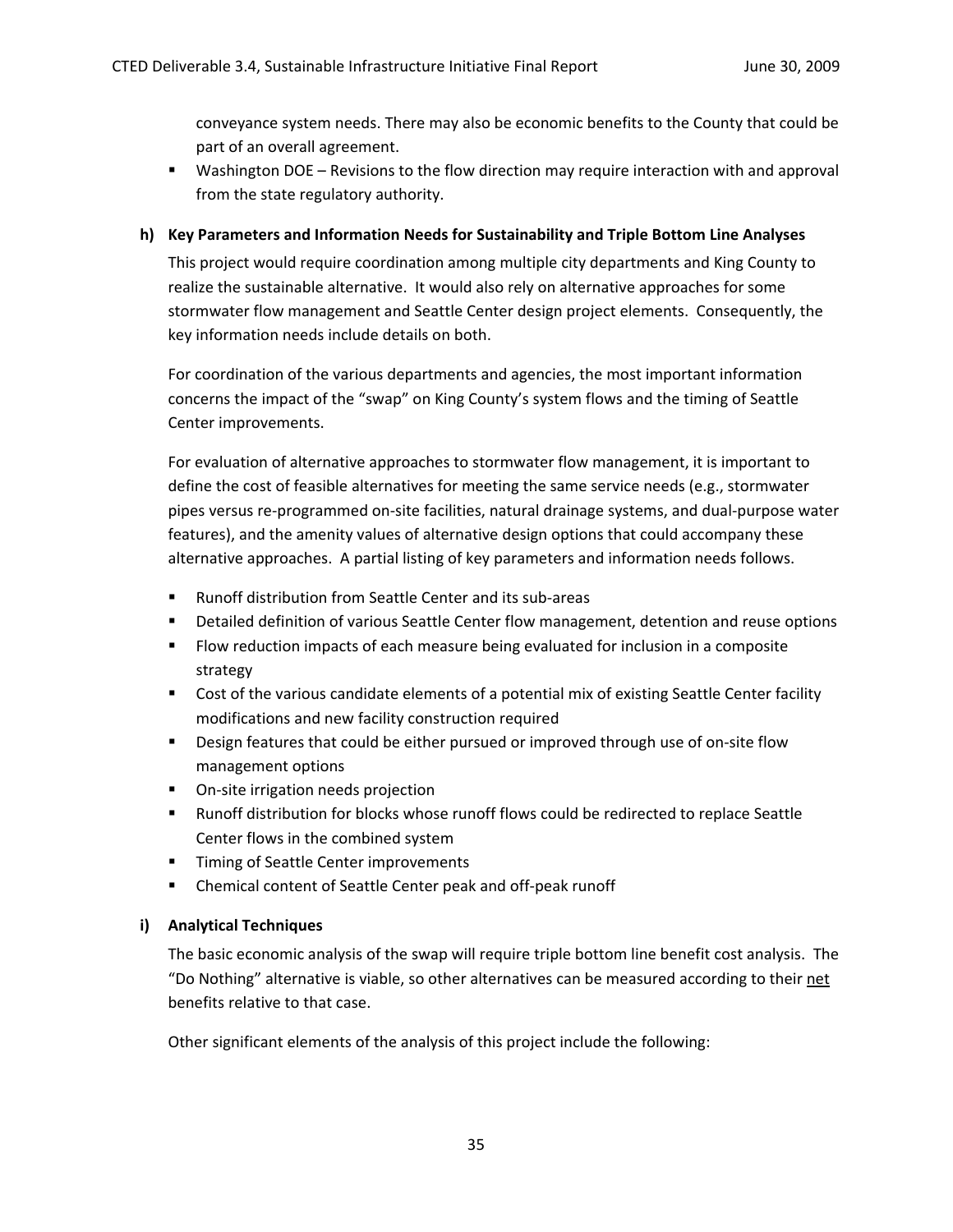conveyance system needs. There may also be economic benefits to the County that could be part of an overall agreement.

- Washington DOE – Revisions to the flow direction may require interaction with and approval from the state regulatory authority.

**h) Key Parameters and Information Needs for Sustainability and Triple Bottom Line Analyses**

This project would require coordination among multiple city departments and King County to realize the sustainable alternative. It would also rely on alternative approaches for some stormwater flow management and Seattle Center design project elements. Consequently, the key information needs include details on both.

For coordination of the various departments and agencies, the most important information concerns the impact of the "swap" on King County's system flows and the timing of Seattle Center improvements.

For evaluation of alternative approaches to stormwater flow management, it is important to define the cost of feasible alternatives for meeting the same service needs (e.g., stormwater pipes versus re-programmed on-site facilities, natural drainage systems, and dual-purpose water features), and the amenity values of alternative design options that could accompany these alternative approaches. A partial listing of key parameters and information needs follows.

- Runoff distribution from Seattle Center and its sub-areas
- Detailed definition of various Seattle Center flow management, detention and reuse options
- Flow reduction impacts of each measure being evaluated for inclusion in a composite strategy
- Cost of the various candidate elements of a potential mix of existing Seattle Center facility modifications and new facility construction required
- Design features that could be either pursued or improved through use of on-site flow management options
- On-site irrigation needs projection
- Runoff distribution for blocks whose runoff flows could be redirected to replace Seattle Center flows in the combined system
- Timing of Seattle Center improvements
- Chemical content of Seattle Center peak and off-peak runoff

**i) Analytical Techniques**

The basic economic analysis of the swap will require triple bottom line benefit cost analysis. The "Do Nothing" alternative is viable, so other alternatives can be measured according to their <u>net</u> benefits relative to that case.

Other significant elements of the analysis of this project include the following: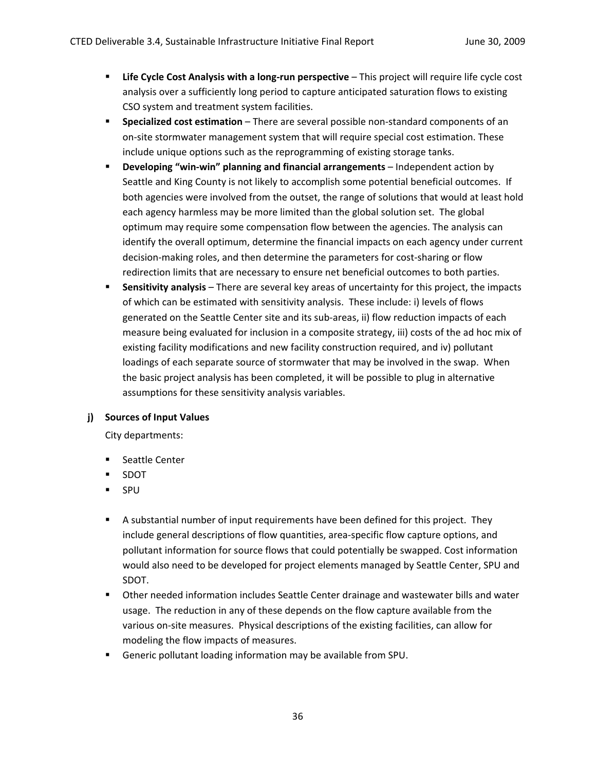- **Life Cycle Cost Analysis with a long-run perspective** – This project will require life cycle cost analysis over a sufficiently long period to capture anticipated saturation flows to existing CSO system and treatment system facilities.
- **Specialized cost estimation** – There are several possible non-standard components of an on-site stormwater management system that will require special cost estimation. These include unique options such as the reprogramming of existing storage tanks.
- **Developing "win-win" planning and financial arrangements** – Independent action by Seattle and King County is not likely to accomplish some potential beneficial outcomes. If both agencies were involved from the outset, the range of solutions that would at least hold each agency harmless may be more limited than the global solution set. The global optimum may require some compensation flow between the agencies. The analysis can identify the overall optimum, determine the financial impacts on each agency under current decision-making roles, and then determine the parameters for cost-sharing or flow redirection limits that are necessary to ensure net beneficial outcomes to both parties.
- **Sensitivity analysis** – There are several key areas of uncertainty for this project, the impacts of which can be estimated with sensitivity analysis. These include: i) levels of flows generated on the Seattle Center site and its sub-areas, ii) flow reduction impacts of each measure being evaluated for inclusion in a composite strategy, iii) costs of the ad hoc mix of existing facility modifications and new facility construction required, and iv) pollutant loadings of each separate source of stormwater that may be involved in the swap. When the basic project analysis has been completed, it will be possible to plug in alternative assumptions for these sensitivity analysis variables.

**j) Sources of Input Values**

City departments:

- Seattle Center
- SDOT
- SPU

- A substantial number of input requirements have been defined for this project. They include general descriptions of flow quantities, area-specific flow capture options, and pollutant information for source flows that could potentially be swapped. Cost information would also need to be developed for project elements managed by Seattle Center, SPU and SDOT.
- Other needed information includes Seattle Center drainage and wastewater bills and water usage. The reduction in any of these depends on the flow capture available from the various on-site measures. Physical descriptions of the existing facilities, can allow for modeling the flow impacts of measures.
- Generic pollutant loading information may be available from SPU.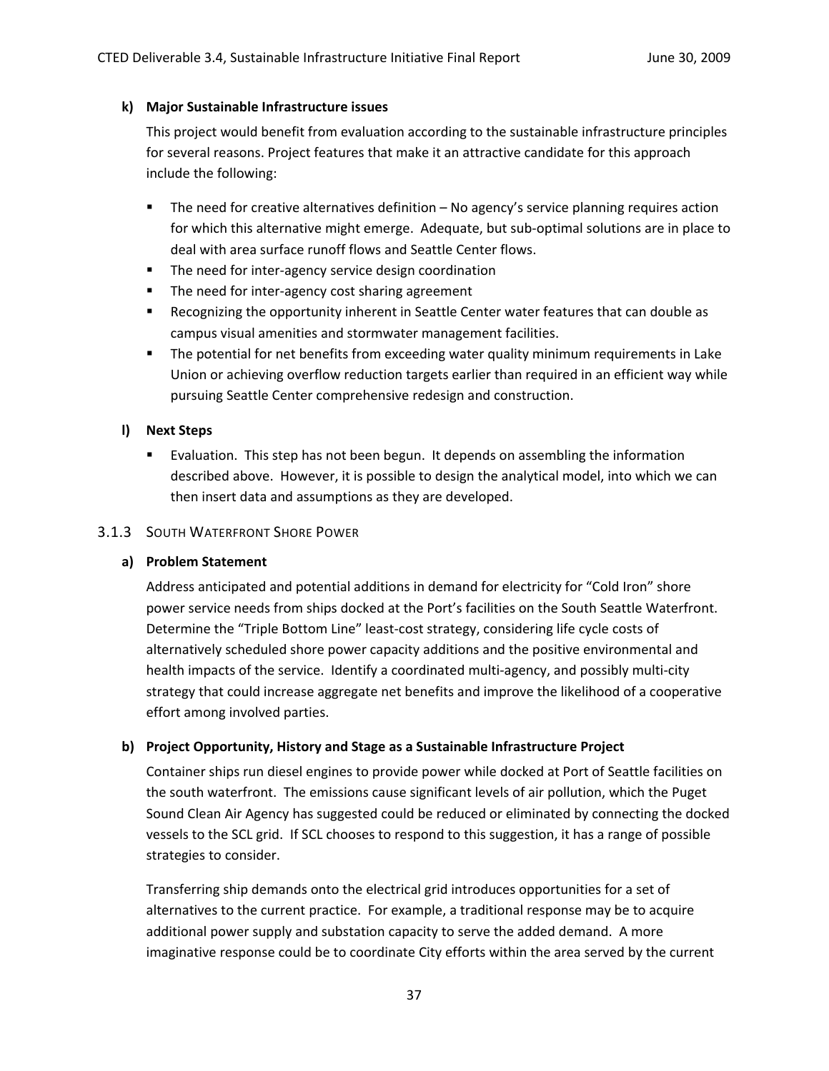**k) Major Sustainable Infrastructure issues**

This project would benefit from evaluation according to the sustainable infrastructure principles for several reasons. Project features that make it an attractive candidate for this approach include the following:

- The need for creative alternatives definition – No agency's service planning requires action for which this alternative might emerge. Adequate, but sub-optimal solutions are in place to deal with area surface runoff flows and Seattle Center flows.
- The need for inter-agency service design coordination
- The need for inter-agency cost sharing agreement
- Recognizing the opportunity inherent in Seattle Center water features that can double as campus visual amenities and stormwater management facilities.
- The potential for net benefits from exceeding water quality minimum requirements in Lake Union or achieving overflow reduction targets earlier than required in an efficient way while pursuing Seattle Center comprehensive redesign and construction.

**l) Next Steps**

- Evaluation. This step has not been begun. It depends on assembling the information described above. However, it is possible to design the analytical model, into which we can then insert data and assumptions as they are developed.

### 3.1.3 South Waterfront Shore Power

**a) Problem Statement**

Address anticipated and potential additions in demand for electricity for "Cold Iron" shore power service needs from ships docked at the Port's facilities on the South Seattle Waterfront. Determine the "Triple Bottom Line" least-cost strategy, considering life cycle costs of alternatively scheduled shore power capacity additions and the positive environmental and health impacts of the service. Identify a coordinated multi-agency, and possibly multi-city strategy that could increase aggregate net benefits and improve the likelihood of a cooperative effort among involved parties.

**b) Project Opportunity, History and Stage as a Sustainable Infrastructure Project**

Container ships run diesel engines to provide power while docked at Port of Seattle facilities on the south waterfront. The emissions cause significant levels of air pollution, which the Puget Sound Clean Air Agency has suggested could be reduced or eliminated by connecting the docked vessels to the SCL grid. If SCL chooses to respond to this suggestion, it has a range of possible strategies to consider.

Transferring ship demands onto the electrical grid introduces opportunities for a set of alternatives to the current practice. For example, a traditional response may be to acquire additional power supply and substation capacity to serve the added demand. A more imaginative response could be to coordinate City efforts within the area served by the current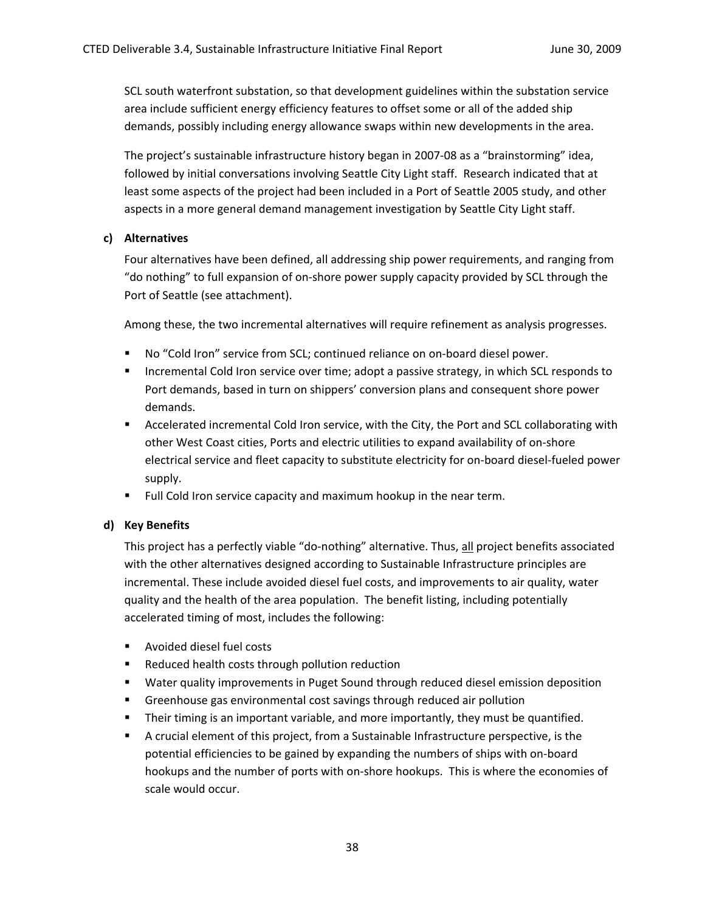SCL south waterfront substation, so that development guidelines within the substation service area include sufficient energy efficiency features to offset some or all of the added ship demands, possibly including energy allowance swaps within new developments in the area.

The project's sustainable infrastructure history began in 2007-08 as a "brainstorming" idea, followed by initial conversations involving Seattle City Light staff. Research indicated that at least some aspects of the project had been included in a Port of Seattle 2005 study, and other aspects in a more general demand management investigation by Seattle City Light staff.

**c) Alternatives**

Four alternatives have been defined, all addressing ship power requirements, and ranging from "do nothing" to full expansion of on-shore power supply capacity provided by SCL through the Port of Seattle (see attachment).

Among these, the two incremental alternatives will require refinement as analysis progresses.

- No "Cold Iron" service from SCL; continued reliance on on-board diesel power.
- Incremental Cold Iron service over time; adopt a passive strategy, in which SCL responds to Port demands, based in turn on shippers' conversion plans and consequent shore power demands.
- Accelerated incremental Cold Iron service, with the City, the Port and SCL collaborating with other West Coast cities, Ports and electric utilities to expand availability of on-shore electrical service and fleet capacity to substitute electricity for on-board diesel-fueled power supply.
- Full Cold Iron service capacity and maximum hookup in the near term.

**d) Key Benefits**

This project has a perfectly viable "do-nothing" alternative. Thus, <u>all</u> project benefits associated with the other alternatives designed according to Sustainable Infrastructure principles are incremental. These include avoided diesel fuel costs, and improvements to air quality, water quality and the health of the area population. The benefit listing, including potentially accelerated timing of most, includes the following:

- Avoided diesel fuel costs
- Reduced health costs through pollution reduction
- Water quality improvements in Puget Sound through reduced diesel emission deposition
- Greenhouse gas environmental cost savings through reduced air pollution
- Their timing is an important variable, and more importantly, they must be quantified.
- A crucial element of this project, from a Sustainable Infrastructure perspective, is the potential efficiencies to be gained by expanding the numbers of ships with on-board hookups and the number of ports with on-shore hookups. This is where the economies of scale would occur.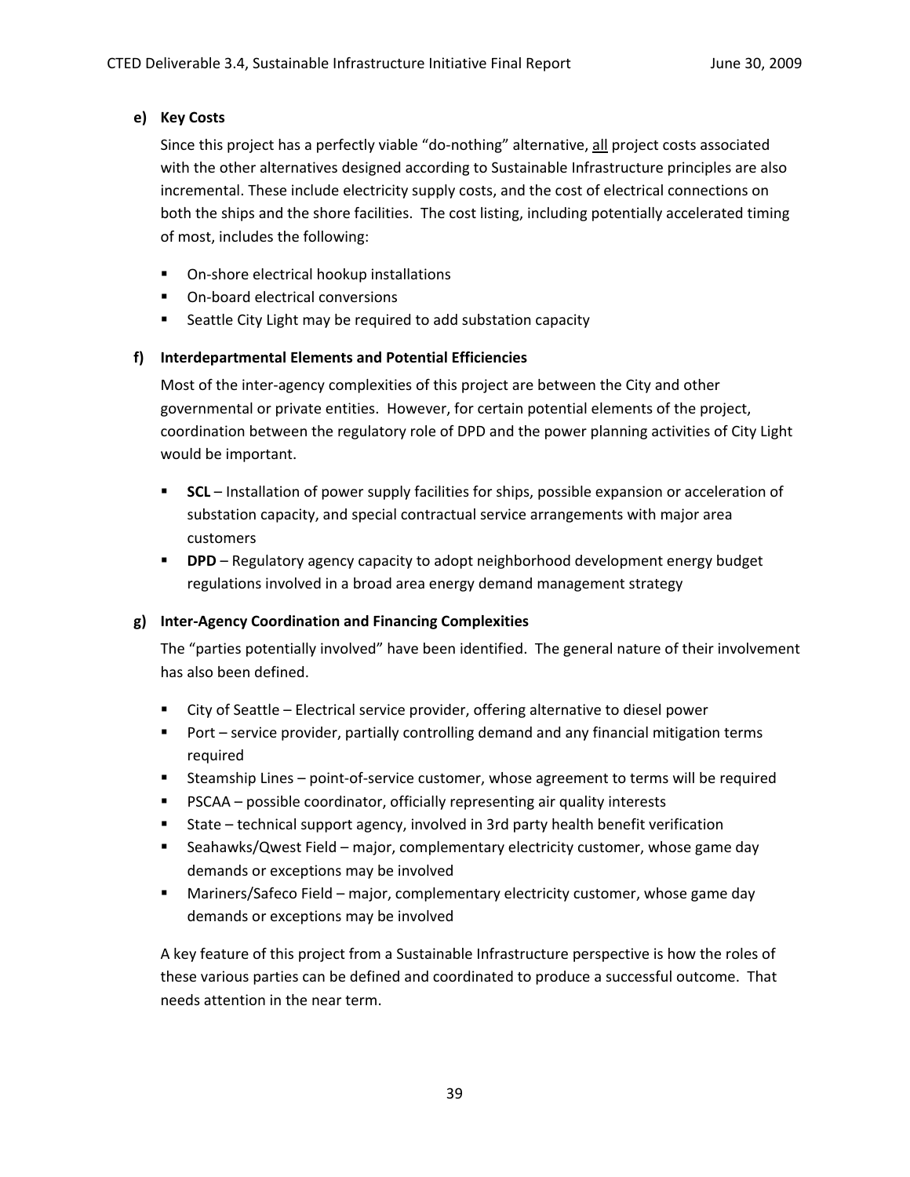**e) Key Costs**

Since this project has a perfectly viable "do-nothing" alternative, <u>all</u> project costs associated with the other alternatives designed according to Sustainable Infrastructure principles are also incremental. These include electricity supply costs, and the cost of electrical connections on both the ships and the shore facilities. The cost listing, including potentially accelerated timing of most, includes the following:

- On-shore electrical hookup installations
- On-board electrical conversions
- Seattle City Light may be required to add substation capacity

**f) Interdepartmental Elements and Potential Efficiencies**

Most of the inter-agency complexities of this project are between the City and other governmental or private entities. However, for certain potential elements of the project, coordination between the regulatory role of DPD and the power planning activities of City Light would be important.

- **SCL** – Installation of power supply facilities for ships, possible expansion or acceleration of substation capacity, and special contractual service arrangements with major area customers
- **DPD** – Regulatory agency capacity to adopt neighborhood development energy budget regulations involved in a broad area energy demand management strategy

**g) Inter-Agency Coordination and Financing Complexities**

The "parties potentially involved" have been identified. The general nature of their involvement has also been defined.

- City of Seattle – Electrical service provider, offering alternative to diesel power
- Port – service provider, partially controlling demand and any financial mitigation terms required
- Steamship Lines – point-of-service customer, whose agreement to terms will be required
- PSCAA – possible coordinator, officially representing air quality interests
- State – technical support agency, involved in 3rd party health benefit verification
- Seahawks/Qwest Field – major, complementary electricity customer, whose game day demands or exceptions may be involved
- Mariners/Safeco Field – major, complementary electricity customer, whose game day demands or exceptions may be involved

A key feature of this project from a Sustainable Infrastructure perspective is how the roles of these various parties can be defined and coordinated to produce a successful outcome. That needs attention in the near term.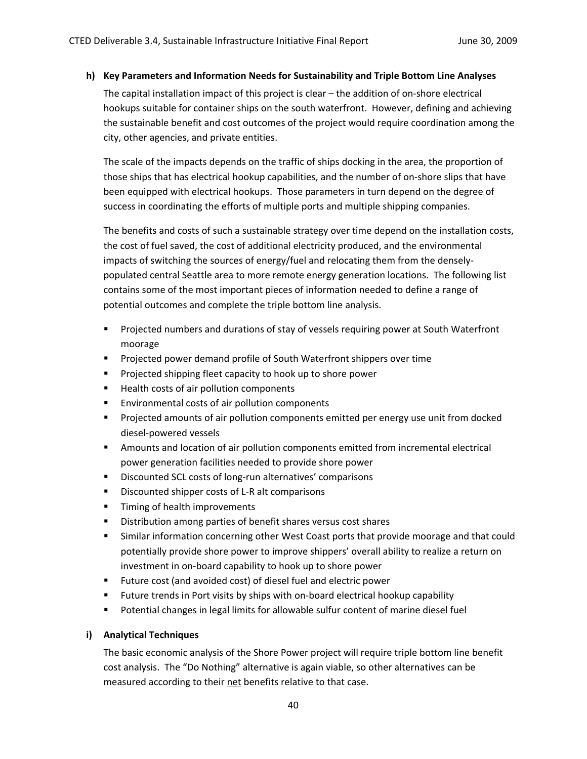### h) Key Parameters and Information Needs for Sustainability and Triple Bottom Line Analyses

The capital installation impact of this project is clear – the addition of on-shore electrical hookups suitable for container ships on the south waterfront. However, defining and achieving the sustainable benefit and cost outcomes of the project would require coordination among the city, other agencies, and private entities.

The scale of the impacts depends on the traffic of ships docking in the area, the proportion of those ships that has electrical hookup capabilities, and the number of on-shore slips that have been equipped with electrical hookups. Those parameters in turn depend on the degree of success in coordinating the efforts of multiple ports and multiple shipping companies.

The benefits and costs of such a sustainable strategy over time depend on the installation costs, the cost of fuel saved, the cost of additional electricity produced, and the environmental impacts of switching the sources of energy/fuel and relocating them from the densely-populated central Seattle area to more remote energy generation locations. The following list contains some of the most important pieces of information needed to define a range of potential outcomes and complete the triple bottom line analysis.

- Projected numbers and durations of stay of vessels requiring power at South Waterfront moorage
- Projected power demand profile of South Waterfront shippers over time
- Projected shipping fleet capacity to hook up to shore power
- Health costs of air pollution components
- Environmental costs of air pollution components
- Projected amounts of air pollution components emitted per energy use unit from docked diesel-powered vessels
- Amounts and location of air pollution components emitted from incremental electrical power generation facilities needed to provide shore power
- Discounted SCL costs of long-run alternatives' comparisons
- Discounted shipper costs of L-R alt comparisons
- Timing of health improvements
- Distribution among parties of benefit shares versus cost shares
- Similar information concerning other West Coast ports that provide moorage and that could potentially provide shore power to improve shippers' overall ability to realize a return on investment in on-board capability to hook up to shore power
- Future cost (and avoided cost) of diesel fuel and electric power
- Future trends in Port visits by ships with on-board electrical hookup capability
- Potential changes in legal limits for allowable sulfur content of marine diesel fuel

### i) Analytical Techniques

The basic economic analysis of the Shore Power project will require triple bottom line benefit cost analysis. The "Do Nothing" alternative is again viable, so other alternatives can be measured according to their <u>net</u> benefits relative to that case.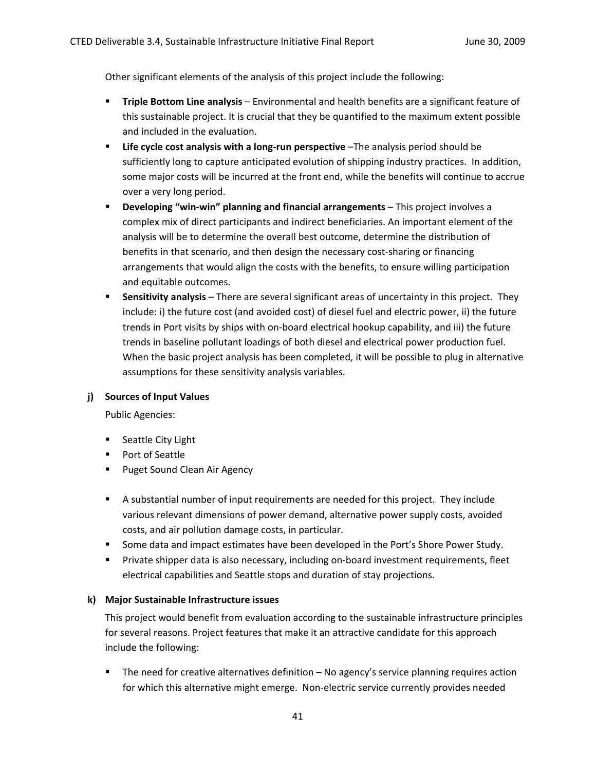Other significant elements of the analysis of this project include the following:

- **Triple Bottom Line analysis** – Environmental and health benefits are a significant feature of this sustainable project. It is crucial that they be quantified to the maximum extent possible and included in the evaluation.
- **Life cycle cost analysis with a long-run perspective** –The analysis period should be sufficiently long to capture anticipated evolution of shipping industry practices. In addition, some major costs will be incurred at the front end, while the benefits will continue to accrue over a very long period.
- **Developing "win-win" planning and financial arrangements** – This project involves a complex mix of direct participants and indirect beneficiaries. An important element of the analysis will be to determine the overall best outcome, determine the distribution of benefits in that scenario, and then design the necessary cost-sharing or financing arrangements that would align the costs with the benefits, to ensure willing participation and equitable outcomes.
- **Sensitivity analysis** – There are several significant areas of uncertainty in this project. They include: i) the future cost (and avoided cost) of diesel fuel and electric power, ii) the future trends in Port visits by ships with on-board electrical hookup capability, and iii) the future trends in baseline pollutant loadings of both diesel and electrical power production fuel. When the basic project analysis has been completed, it will be possible to plug in alternative assumptions for these sensitivity analysis variables.

**j) Sources of Input Values**

Public Agencies:

- Seattle City Light
- Port of Seattle
- Puget Sound Clean Air Agency

- A substantial number of input requirements are needed for this project. They include various relevant dimensions of power demand, alternative power supply costs, avoided costs, and air pollution damage costs, in particular.
- Some data and impact estimates have been developed in the Port's Shore Power Study.
- Private shipper data is also necessary, including on-board investment requirements, fleet electrical capabilities and Seattle stops and duration of stay projections.

**k) Major Sustainable Infrastructure issues**

This project would benefit from evaluation according to the sustainable infrastructure principles for several reasons. Project features that make it an attractive candidate for this approach include the following:

- The need for creative alternatives definition – No agency's service planning requires action for which this alternative might emerge. Non-electric service currently provides needed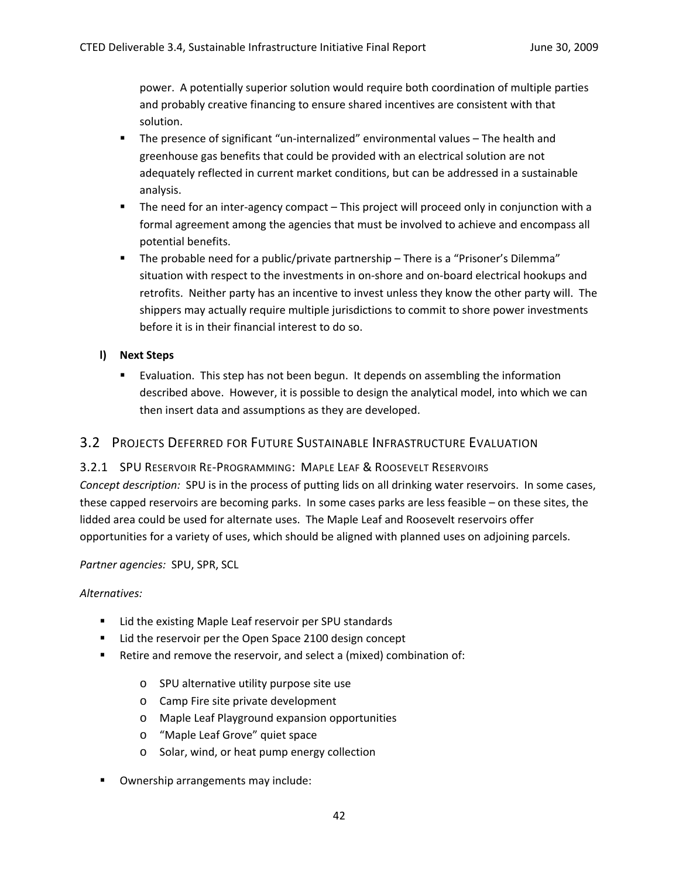power. A potentially superior solution would require both coordination of multiple parties and probably creative financing to ensure shared incentives are consistent with that solution.

- The presence of significant “un-internalized” environmental values – The health and greenhouse gas benefits that could be provided with an electrical solution are not adequately reflected in current market conditions, but can be addressed in a sustainable analysis.
- The need for an inter-agency compact – This project will proceed only in conjunction with a formal agreement among the agencies that must be involved to achieve and encompass all potential benefits.
- The probable need for a public/private partnership – There is a “Prisoner’s Dilemma” situation with respect to the investments in on-shore and on-board electrical hookups and retrofits. Neither party has an incentive to invest unless they know the other party will. The shippers may actually require multiple jurisdictions to commit to shore power investments before it is in their financial interest to do so.

**l) Next Steps**

- Evaluation. This step has not been begun. It depends on assembling the information described above. However, it is possible to design the analytical model, into which we can then insert data and assumptions as they are developed.

## 3.2 Projects Deferred for Future Sustainable Infrastructure Evaluation

### 3.2.1 SPU Reservoir Re-Programming: Maple Leaf & Roosevelt Reservoirs

*Concept description:* SPU is in the process of putting lids on all drinking water reservoirs. In some cases, these capped reservoirs are becoming parks. In some cases parks are less feasible – on these sites, the lidded area could be used for alternate uses. The Maple Leaf and Roosevelt reservoirs offer opportunities for a variety of uses, which should be aligned with planned uses on adjoining parcels.

*Partner agencies:* SPU, SPR, SCL

*Alternatives:*

- Lid the existing Maple Leaf reservoir per SPU standards
- Lid the reservoir per the Open Space 2100 design concept
- Retire and remove the reservoir, and select a (mixed) combination of:
  - SPU alternative utility purpose site use
  - Camp Fire site private development
  - Maple Leaf Playground expansion opportunities
  - “Maple Leaf Grove” quiet space
  - Solar, wind, or heat pump energy collection
- Ownership arrangements may include: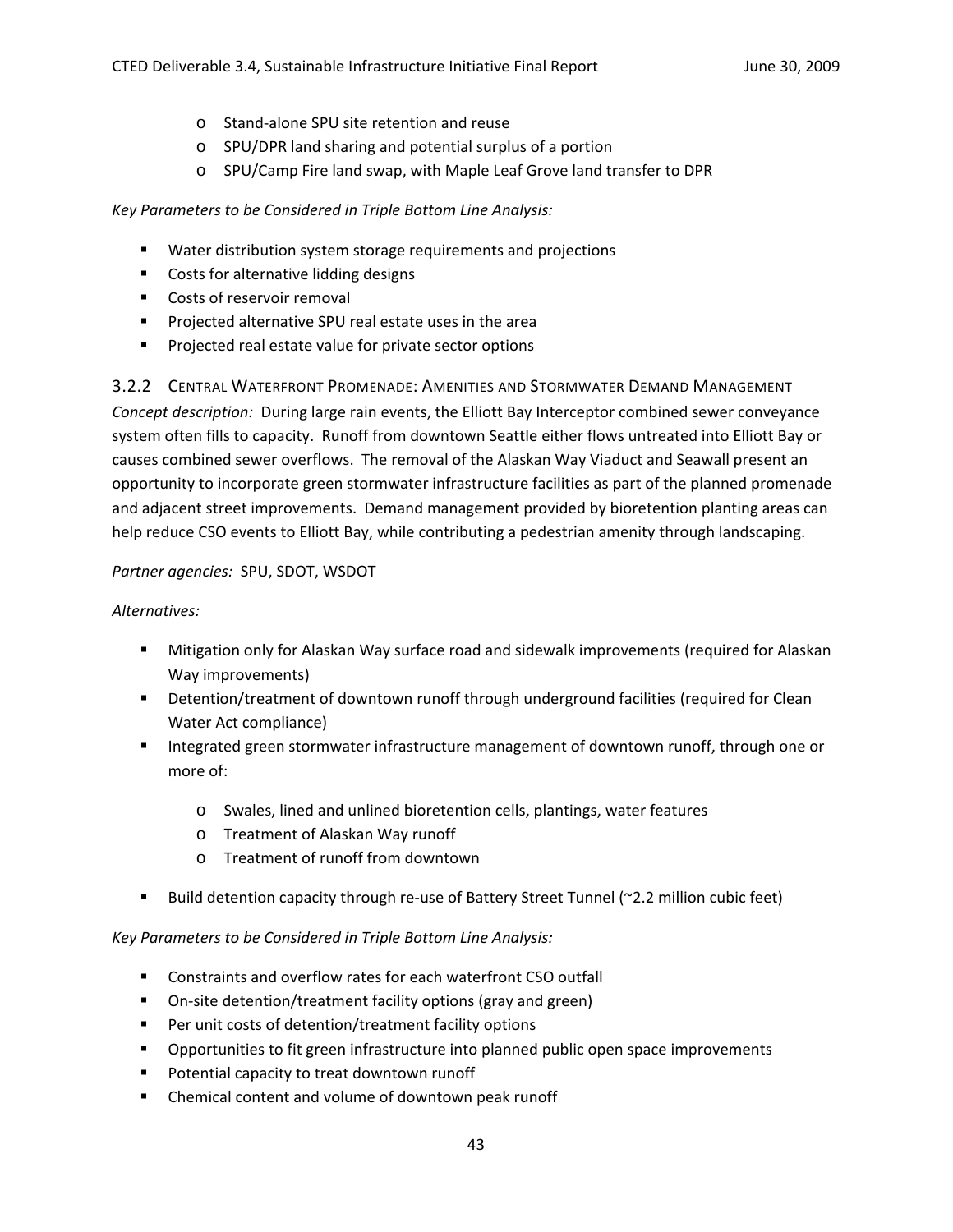- Stand-alone SPU site retention and reuse
- SPU/DPR land sharing and potential surplus of a portion
- SPU/Camp Fire land swap, with Maple Leaf Grove land transfer to DPR

*Key Parameters to be Considered in Triple Bottom Line Analysis:*

- Water distribution system storage requirements and projections
- Costs for alternative lidding designs
- Costs of reservoir removal
- Projected alternative SPU real estate uses in the area
- Projected real estate value for private sector options

### 3.2.2 Central Waterfront Promenade: Amenities and Stormwater Demand Management

*Concept description:* During large rain events, the Elliott Bay Interceptor combined sewer conveyance system often fills to capacity. Runoff from downtown Seattle either flows untreated into Elliott Bay or causes combined sewer overflows. The removal of the Alaskan Way Viaduct and Seawall present an opportunity to incorporate green stormwater infrastructure facilities as part of the planned promenade and adjacent street improvements. Demand management provided by bioretention planting areas can help reduce CSO events to Elliott Bay, while contributing a pedestrian amenity through landscaping.

*Partner agencies:* SPU, SDOT, WSDOT

*Alternatives:*

- Mitigation only for Alaskan Way surface road and sidewalk improvements (required for Alaskan Way improvements)
- Detention/treatment of downtown runoff through underground facilities (required for Clean Water Act compliance)
- Integrated green stormwater infrastructure management of downtown runoff, through one or more of:
  - Swales, lined and unlined bioretention cells, plantings, water features
  - Treatment of Alaskan Way runoff
  - Treatment of runoff from downtown
- Build detention capacity through re-use of Battery Street Tunnel (~2.2 million cubic feet)

*Key Parameters to be Considered in Triple Bottom Line Analysis:*

- Constraints and overflow rates for each waterfront CSO outfall
- On-site detention/treatment facility options (gray and green)
- Per unit costs of detention/treatment facility options
- Opportunities to fit green infrastructure into planned public open space improvements
- Potential capacity to treat downtown runoff
- Chemical content and volume of downtown peak runoff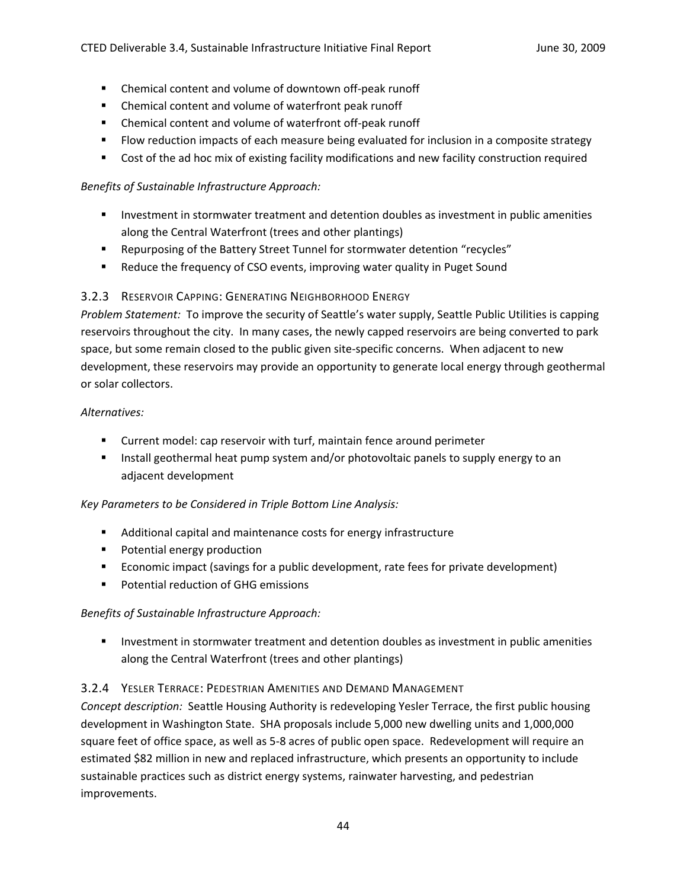- Chemical content and volume of downtown off-peak runoff
- Chemical content and volume of waterfront peak runoff
- Chemical content and volume of waterfront off-peak runoff
- Flow reduction impacts of each measure being evaluated for inclusion in a composite strategy
- Cost of the ad hoc mix of existing facility modifications and new facility construction required

*Benefits of Sustainable Infrastructure Approach:*

- Investment in stormwater treatment and detention doubles as investment in public amenities along the Central Waterfront (trees and other plantings)
- Repurposing of the Battery Street Tunnel for stormwater detention "recycles"
- Reduce the frequency of CSO events, improving water quality in Puget Sound

### 3.2.3 Reservoir Capping: Generating Neighborhood Energy

*Problem Statement:* To improve the security of Seattle's water supply, Seattle Public Utilities is capping reservoirs throughout the city. In many cases, the newly capped reservoirs are being converted to park space, but some remain closed to the public given site-specific concerns. When adjacent to new development, these reservoirs may provide an opportunity to generate local energy through geothermal or solar collectors.

*Alternatives:*

- Current model: cap reservoir with turf, maintain fence around perimeter
- Install geothermal heat pump system and/or photovoltaic panels to supply energy to an adjacent development

*Key Parameters to be Considered in Triple Bottom Line Analysis:*

- Additional capital and maintenance costs for energy infrastructure
- Potential energy production
- Economic impact (savings for a public development, rate fees for private development)
- Potential reduction of GHG emissions

*Benefits of Sustainable Infrastructure Approach:*

- Investment in stormwater treatment and detention doubles as investment in public amenities along the Central Waterfront (trees and other plantings)

### 3.2.4 Yesler Terrace: Pedestrian Amenities and Demand Management

*Concept description:* Seattle Housing Authority is redeveloping Yesler Terrace, the first public housing development in Washington State. SHA proposals include 5,000 new dwelling units and 1,000,000 square feet of office space, as well as 5-8 acres of public open space. Redevelopment will require an estimated $82 million in new and replaced infrastructure, which presents an opportunity to include sustainable practices such as district energy systems, rainwater harvesting, and pedestrian improvements.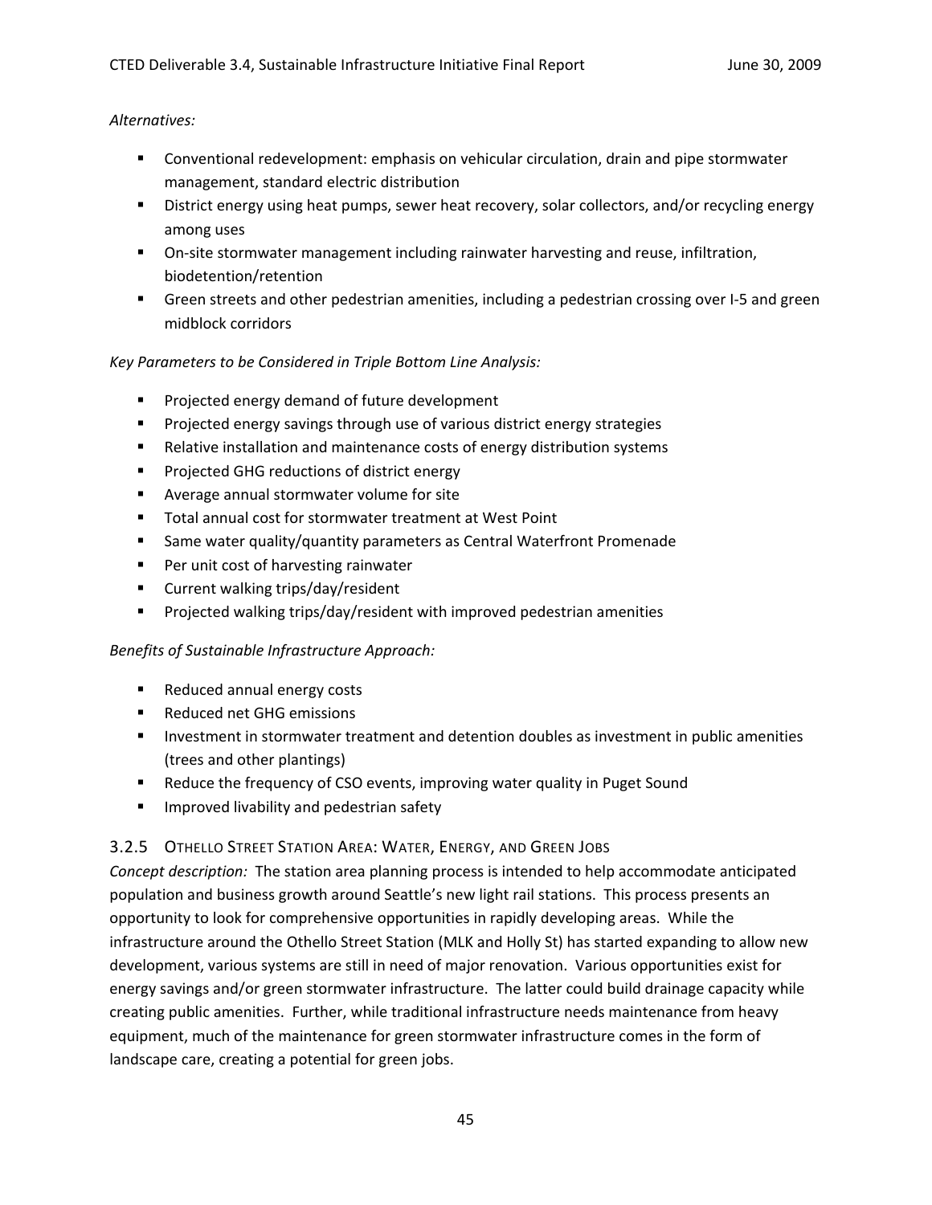*Alternatives:*

- Conventional redevelopment: emphasis on vehicular circulation, drain and pipe stormwater management, standard electric distribution
- District energy using heat pumps, sewer heat recovery, solar collectors, and/or recycling energy among uses
- On-site stormwater management including rainwater harvesting and reuse, infiltration, biodetention/retention
- Green streets and other pedestrian amenities, including a pedestrian crossing over I-5 and green midblock corridors

*Key Parameters to be Considered in Triple Bottom Line Analysis:*

- Projected energy demand of future development
- Projected energy savings through use of various district energy strategies
- Relative installation and maintenance costs of energy distribution systems
- Projected GHG reductions of district energy
- Average annual stormwater volume for site
- Total annual cost for stormwater treatment at West Point
- Same water quality/quantity parameters as Central Waterfront Promenade
- Per unit cost of harvesting rainwater
- Current walking trips/day/resident
- Projected walking trips/day/resident with improved pedestrian amenities

*Benefits of Sustainable Infrastructure Approach:*

- Reduced annual energy costs
- Reduced net GHG emissions
- Investment in stormwater treatment and detention doubles as investment in public amenities (trees and other plantings)
- Reduce the frequency of CSO events, improving water quality in Puget Sound
- Improved livability and pedestrian safety

### 3.2.5 Othello Street Station Area: Water, Energy, and Green Jobs

*Concept description:* The station area planning process is intended to help accommodate anticipated population and business growth around Seattle's new light rail stations. This process presents an opportunity to look for comprehensive opportunities in rapidly developing areas. While the infrastructure around the Othello Street Station (MLK and Holly St) has started expanding to allow new development, various systems are still in need of major renovation. Various opportunities exist for energy savings and/or green stormwater infrastructure. The latter could build drainage capacity while creating public amenities. Further, while traditional infrastructure needs maintenance from heavy equipment, much of the maintenance for green stormwater infrastructure comes in the form of landscape care, creating a potential for green jobs.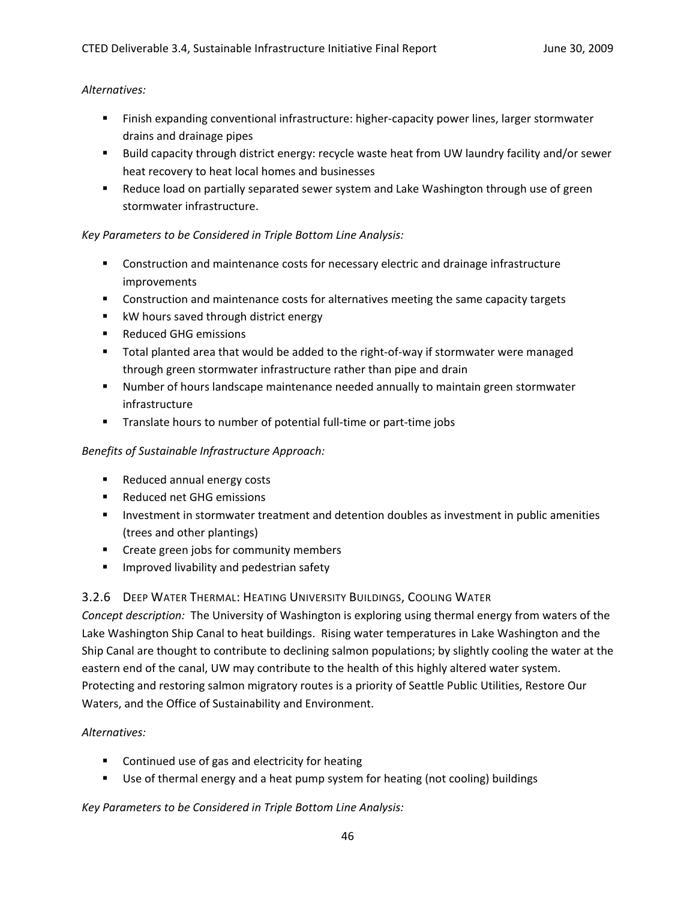*Alternatives:*

- Finish expanding conventional infrastructure: higher-capacity power lines, larger stormwater drains and drainage pipes
- Build capacity through district energy: recycle waste heat from UW laundry facility and/or sewer heat recovery to heat local homes and businesses
- Reduce load on partially separated sewer system and Lake Washington through use of green stormwater infrastructure.

*Key Parameters to be Considered in Triple Bottom Line Analysis:*

- Construction and maintenance costs for necessary electric and drainage infrastructure improvements
- Construction and maintenance costs for alternatives meeting the same capacity targets
- kW hours saved through district energy
- Reduced GHG emissions
- Total planted area that would be added to the right-of-way if stormwater were managed through green stormwater infrastructure rather than pipe and drain
- Number of hours landscape maintenance needed annually to maintain green stormwater infrastructure
- Translate hours to number of potential full-time or part-time jobs

*Benefits of Sustainable Infrastructure Approach:*

- Reduced annual energy costs
- Reduced net GHG emissions
- Investment in stormwater treatment and detention doubles as investment in public amenities (trees and other plantings)
- Create green jobs for community members
- Improved livability and pedestrian safety

### 3.2.6 Deep Water Thermal: Heating University Buildings, Cooling Water

*Concept description:* The University of Washington is exploring using thermal energy from waters of the Lake Washington Ship Canal to heat buildings. Rising water temperatures in Lake Washington and the Ship Canal are thought to contribute to declining salmon populations; by slightly cooling the water at the eastern end of the canal, UW may contribute to the health of this highly altered water system. Protecting and restoring salmon migratory routes is a priority of Seattle Public Utilities, Restore Our Waters, and the Office of Sustainability and Environment.

*Alternatives:*

- Continued use of gas and electricity for heating
- Use of thermal energy and a heat pump system for heating (not cooling) buildings

*Key Parameters to be Considered in Triple Bottom Line Analysis:*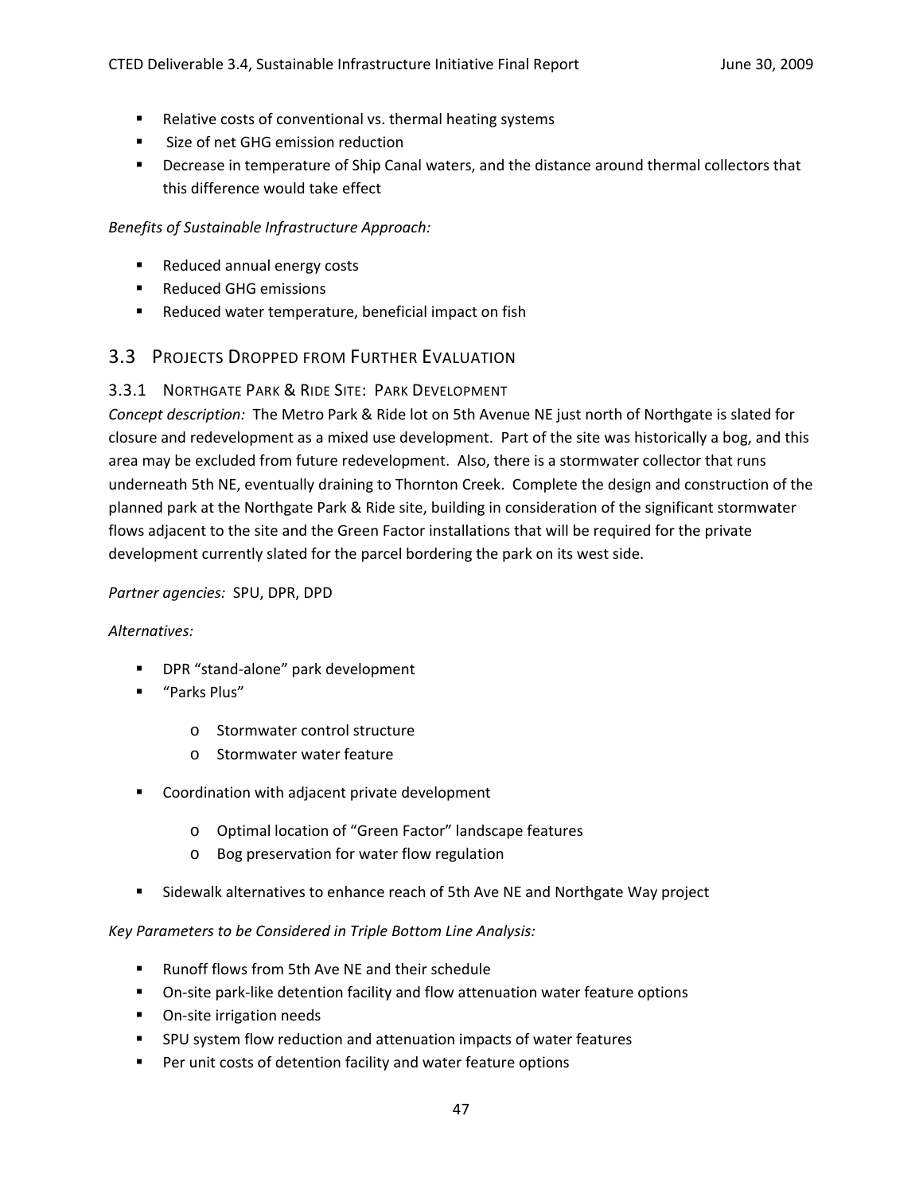- Relative costs of conventional vs. thermal heating systems
- Size of net GHG emission reduction
- Decrease in temperature of Ship Canal waters, and the distance around thermal collectors that this difference would take effect

*Benefits of Sustainable Infrastructure Approach:*

- Reduced annual energy costs
- Reduced GHG emissions
- Reduced water temperature, beneficial impact on fish

## 3.3 Projects Dropped from Further Evaluation

### 3.3.1 Northgate Park & Ride Site: Park Development

*Concept description:* The Metro Park & Ride lot on 5th Avenue NE just north of Northgate is slated for closure and redevelopment as a mixed use development. Part of the site was historically a bog, and this area may be excluded from future redevelopment. Also, there is a stormwater collector that runs underneath 5th NE, eventually draining to Thornton Creek. Complete the design and construction of the planned park at the Northgate Park & Ride site, building in consideration of the significant stormwater flows adjacent to the site and the Green Factor installations that will be required for the private development currently slated for the parcel bordering the park on its west side.

*Partner agencies:* SPU, DPR, DPD

*Alternatives:*

- DPR "stand-alone" park development
- "Parks Plus"
  - Stormwater control structure
  - Stormwater water feature
- Coordination with adjacent private development
  - Optimal location of "Green Factor" landscape features
  - Bog preservation for water flow regulation
- Sidewalk alternatives to enhance reach of 5th Ave NE and Northgate Way project

*Key Parameters to be Considered in Triple Bottom Line Analysis:*

- Runoff flows from 5th Ave NE and their schedule
- On-site park-like detention facility and flow attenuation water feature options
- On-site irrigation needs
- SPU system flow reduction and attenuation impacts of water features
- Per unit costs of detention facility and water feature options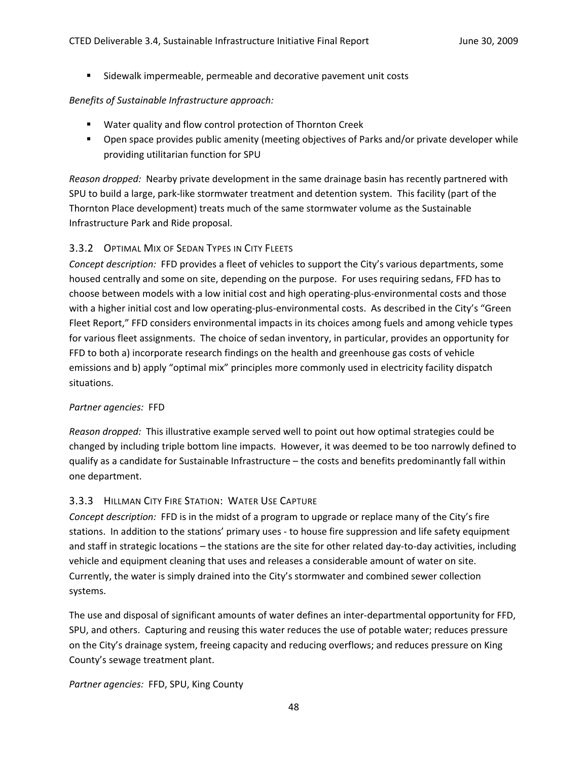- Sidewalk impermeable, permeable and decorative pavement unit costs

*Benefits of Sustainable Infrastructure approach:*

- Water quality and flow control protection of Thornton Creek
- Open space provides public amenity (meeting objectives of Parks and/or private developer while providing utilitarian function for SPU

*Reason dropped:* Nearby private development in the same drainage basin has recently partnered with SPU to build a large, park-like stormwater treatment and detention system. This facility (part of the Thornton Place development) treats much of the same stormwater volume as the Sustainable Infrastructure Park and Ride proposal.

### 3.3.2 Optimal Mix of Sedan Types in City Fleets

*Concept description:* FFD provides a fleet of vehicles to support the City's various departments, some housed centrally and some on site, depending on the purpose. For uses requiring sedans, FFD has to choose between models with a low initial cost and high operating-plus-environmental costs and those with a higher initial cost and low operating-plus-environmental costs. As described in the City's "Green Fleet Report," FFD considers environmental impacts in its choices among fuels and among vehicle types for various fleet assignments. The choice of sedan inventory, in particular, provides an opportunity for FFD to both a) incorporate research findings on the health and greenhouse gas costs of vehicle emissions and b) apply "optimal mix" principles more commonly used in electricity facility dispatch situations.

*Partner agencies:* FFD

*Reason dropped:* This illustrative example served well to point out how optimal strategies could be changed by including triple bottom line impacts. However, it was deemed to be too narrowly defined to qualify as a candidate for Sustainable Infrastructure – the costs and benefits predominantly fall within one department.

### 3.3.3 Hillman City Fire Station: Water Use Capture

*Concept description:* FFD is in the midst of a program to upgrade or replace many of the City's fire stations. In addition to the stations' primary uses - to house fire suppression and life safety equipment and staff in strategic locations – the stations are the site for other related day-to-day activities, including vehicle and equipment cleaning that uses and releases a considerable amount of water on site. Currently, the water is simply drained into the City's stormwater and combined sewer collection systems.

The use and disposal of significant amounts of water defines an inter-departmental opportunity for FFD, SPU, and others. Capturing and reusing this water reduces the use of potable water; reduces pressure on the City's drainage system, freeing capacity and reducing overflows; and reduces pressure on King County's sewage treatment plant.

*Partner agencies:* FFD, SPU, King County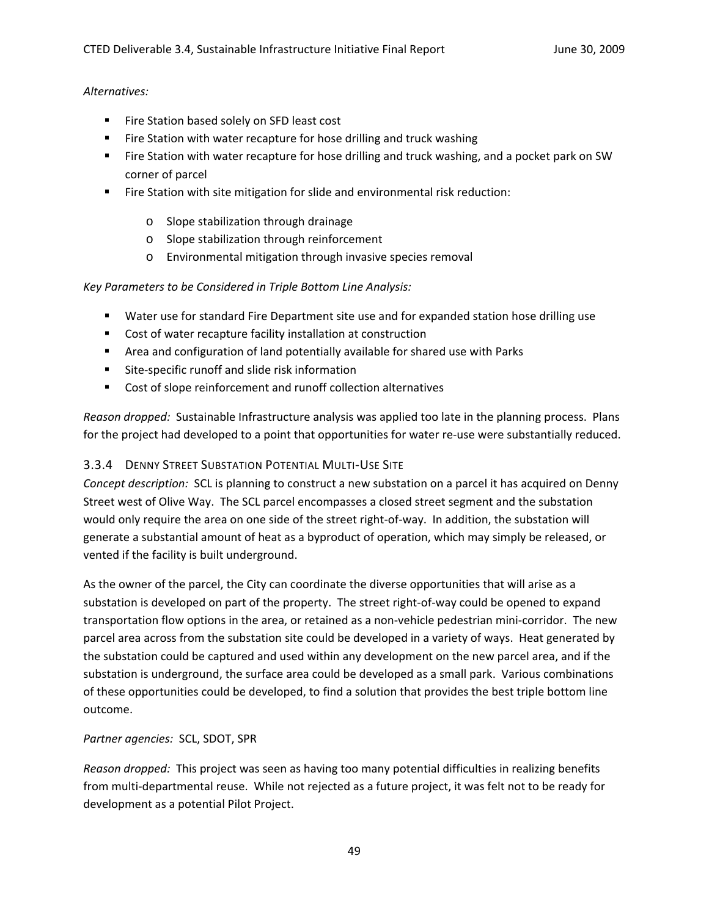*Alternatives:*

- Fire Station based solely on SFD least cost
- Fire Station with water recapture for hose drilling and truck washing
- Fire Station with water recapture for hose drilling and truck washing, and a pocket park on SW corner of parcel
- Fire Station with site mitigation for slide and environmental risk reduction:
    - Slope stabilization through drainage
    - Slope stabilization through reinforcement
    - Environmental mitigation through invasive species removal

*Key Parameters to be Considered in Triple Bottom Line Analysis:*

- Water use for standard Fire Department site use and for expanded station hose drilling use
- Cost of water recapture facility installation at construction
- Area and configuration of land potentially available for shared use with Parks
- Site-specific runoff and slide risk information
- Cost of slope reinforcement and runoff collection alternatives

*Reason dropped:* Sustainable Infrastructure analysis was applied too late in the planning process. Plans for the project had developed to a point that opportunities for water re-use were substantially reduced.

### 3.3.4 Denny Street Substation Potential Multi-Use Site

*Concept description:* SCL is planning to construct a new substation on a parcel it has acquired on Denny Street west of Olive Way. The SCL parcel encompasses a closed street segment and the substation would only require the area on one side of the street right-of-way. In addition, the substation will generate a substantial amount of heat as a byproduct of operation, which may simply be released, or vented if the facility is built underground.

As the owner of the parcel, the City can coordinate the diverse opportunities that will arise as a substation is developed on part of the property. The street right-of-way could be opened to expand transportation flow options in the area, or retained as a non-vehicle pedestrian mini-corridor. The new parcel area across from the substation site could be developed in a variety of ways. Heat generated by the substation could be captured and used within any development on the new parcel area, and if the substation is underground, the surface area could be developed as a small park. Various combinations of these opportunities could be developed, to find a solution that provides the best triple bottom line outcome.

*Partner agencies:* SCL, SDOT, SPR

*Reason dropped:* This project was seen as having too many potential difficulties in realizing benefits from multi-departmental reuse. While not rejected as a future project, it was felt not to be ready for development as a potential Pilot Project.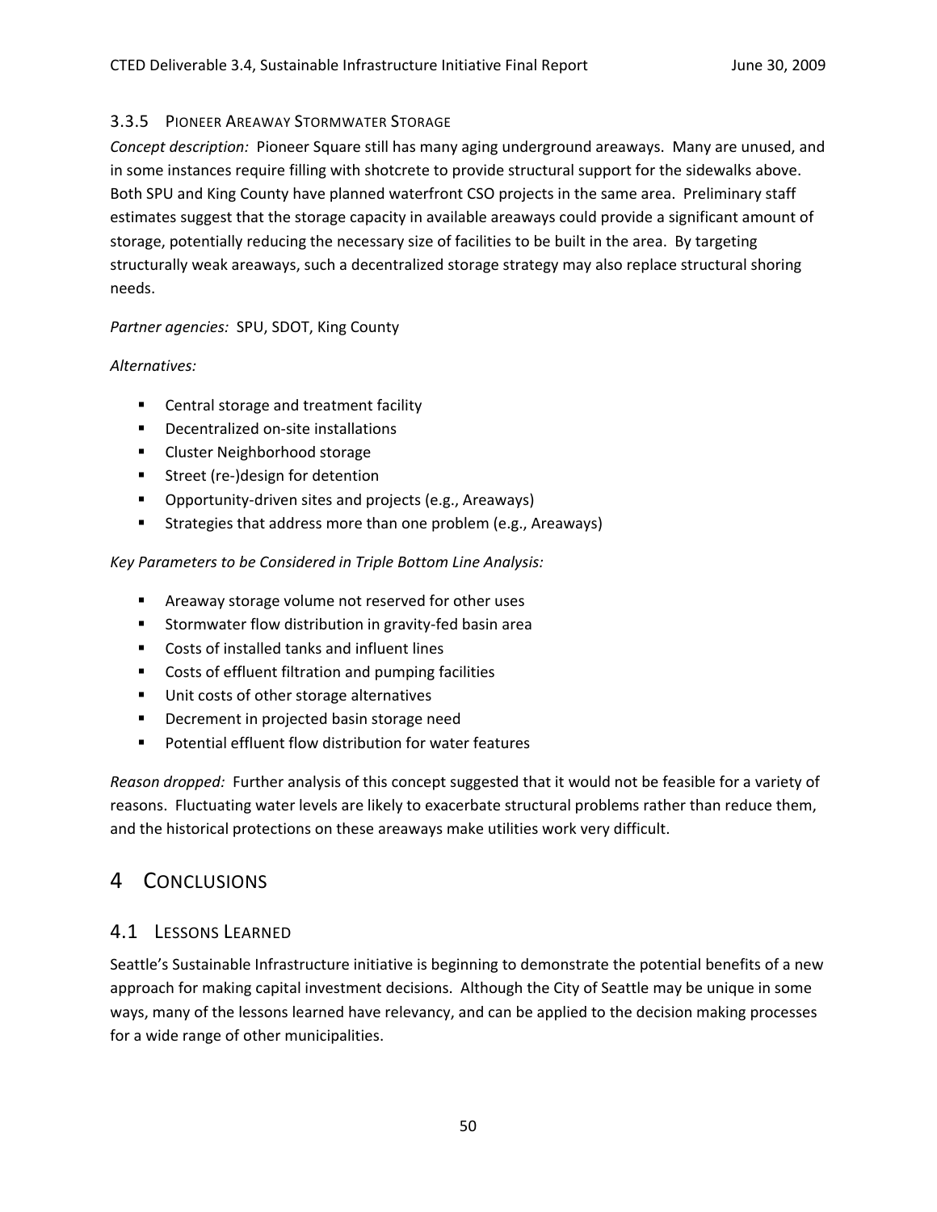### 3.3.5 Pioneer Areaway Stormwater Storage

*Concept description:* Pioneer Square still has many aging underground areaways. Many are unused, and in some instances require filling with shotcrete to provide structural support for the sidewalks above. Both SPU and King County have planned waterfront CSO projects in the same area. Preliminary staff estimates suggest that the storage capacity in available areaways could provide a significant amount of storage, potentially reducing the necessary size of facilities to be built in the area. By targeting structurally weak areaways, such a decentralized storage strategy may also replace structural shoring needs.

*Partner agencies:* SPU, SDOT, King County

*Alternatives:*

- Central storage and treatment facility
- Decentralized on-site installations
- Cluster Neighborhood storage
- Street (re-)design for detention
- Opportunity-driven sites and projects (e.g., Areaways)
- Strategies that address more than one problem (e.g., Areaways)

*Key Parameters to be Considered in Triple Bottom Line Analysis:*

- Areaway storage volume not reserved for other uses
- Stormwater flow distribution in gravity-fed basin area
- Costs of installed tanks and influent lines
- Costs of effluent filtration and pumping facilities
- Unit costs of other storage alternatives
- Decrement in projected basin storage need
- Potential effluent flow distribution for water features

*Reason dropped:* Further analysis of this concept suggested that it would not be feasible for a variety of reasons. Fluctuating water levels are likely to exacerbate structural problems rather than reduce them, and the historical protections on these areaways make utilities work very difficult.

# 4 Conclusions

## 4.1 Lessons Learned

Seattle's Sustainable Infrastructure initiative is beginning to demonstrate the potential benefits of a new approach for making capital investment decisions. Although the City of Seattle may be unique in some ways, many of the lessons learned have relevancy, and can be applied to the decision making processes for a wide range of other municipalities.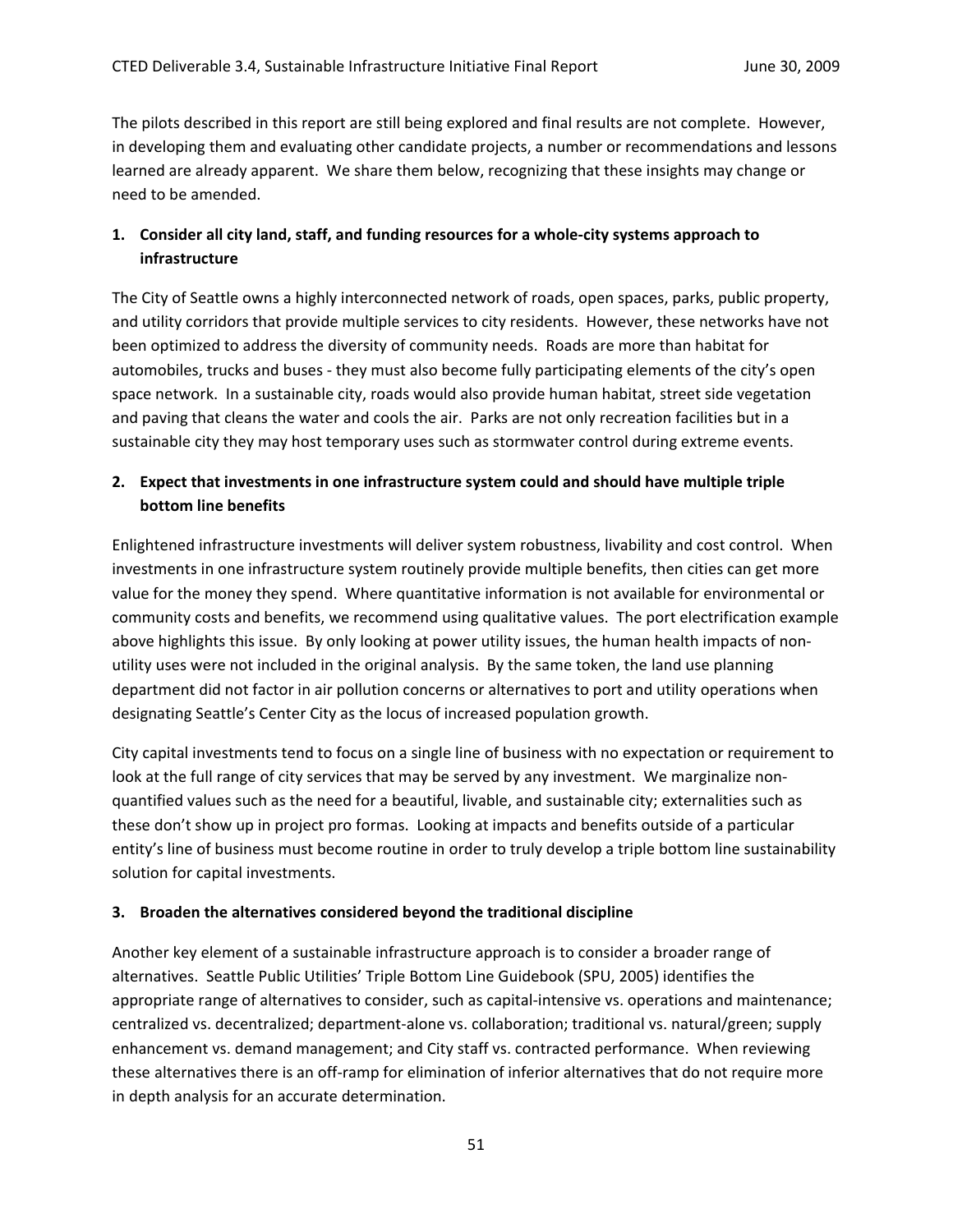The pilots described in this report are still being explored and final results are not complete. However, in developing them and evaluating other candidate projects, a number or recommendations and lessons learned are already apparent. We share them below, recognizing that these insights may change or need to be amended.

**1. Consider all city land, staff, and funding resources for a whole-city systems approach to infrastructure**

The City of Seattle owns a highly interconnected network of roads, open spaces, parks, public property, and utility corridors that provide multiple services to city residents. However, these networks have not been optimized to address the diversity of community needs. Roads are more than habitat for automobiles, trucks and buses - they must also become fully participating elements of the city's open space network. In a sustainable city, roads would also provide human habitat, street side vegetation and paving that cleans the water and cools the air. Parks are not only recreation facilities but in a sustainable city they may host temporary uses such as stormwater control during extreme events.

**2. Expect that investments in one infrastructure system could and should have multiple triple bottom line benefits**

Enlightened infrastructure investments will deliver system robustness, livability and cost control. When investments in one infrastructure system routinely provide multiple benefits, then cities can get more value for the money they spend. Where quantitative information is not available for environmental or community costs and benefits, we recommend using qualitative values. The port electrification example above highlights this issue. By only looking at power utility issues, the human health impacts of non-utility uses were not included in the original analysis. By the same token, the land use planning department did not factor in air pollution concerns or alternatives to port and utility operations when designating Seattle's Center City as the locus of increased population growth.

City capital investments tend to focus on a single line of business with no expectation or requirement to look at the full range of city services that may be served by any investment. We marginalize non-quantified values such as the need for a beautiful, livable, and sustainable city; externalities such as these don't show up in project pro formas. Looking at impacts and benefits outside of a particular entity's line of business must become routine in order to truly develop a triple bottom line sustainability solution for capital investments.

**3. Broaden the alternatives considered beyond the traditional discipline**

Another key element of a sustainable infrastructure approach is to consider a broader range of alternatives. Seattle Public Utilities' Triple Bottom Line Guidebook (SPU, 2005) identifies the appropriate range of alternatives to consider, such as capital-intensive vs. operations and maintenance; centralized vs. decentralized; department-alone vs. collaboration; traditional vs. natural/green; supply enhancement vs. demand management; and City staff vs. contracted performance. When reviewing these alternatives there is an off-ramp for elimination of inferior alternatives that do not require more in depth analysis for an accurate determination.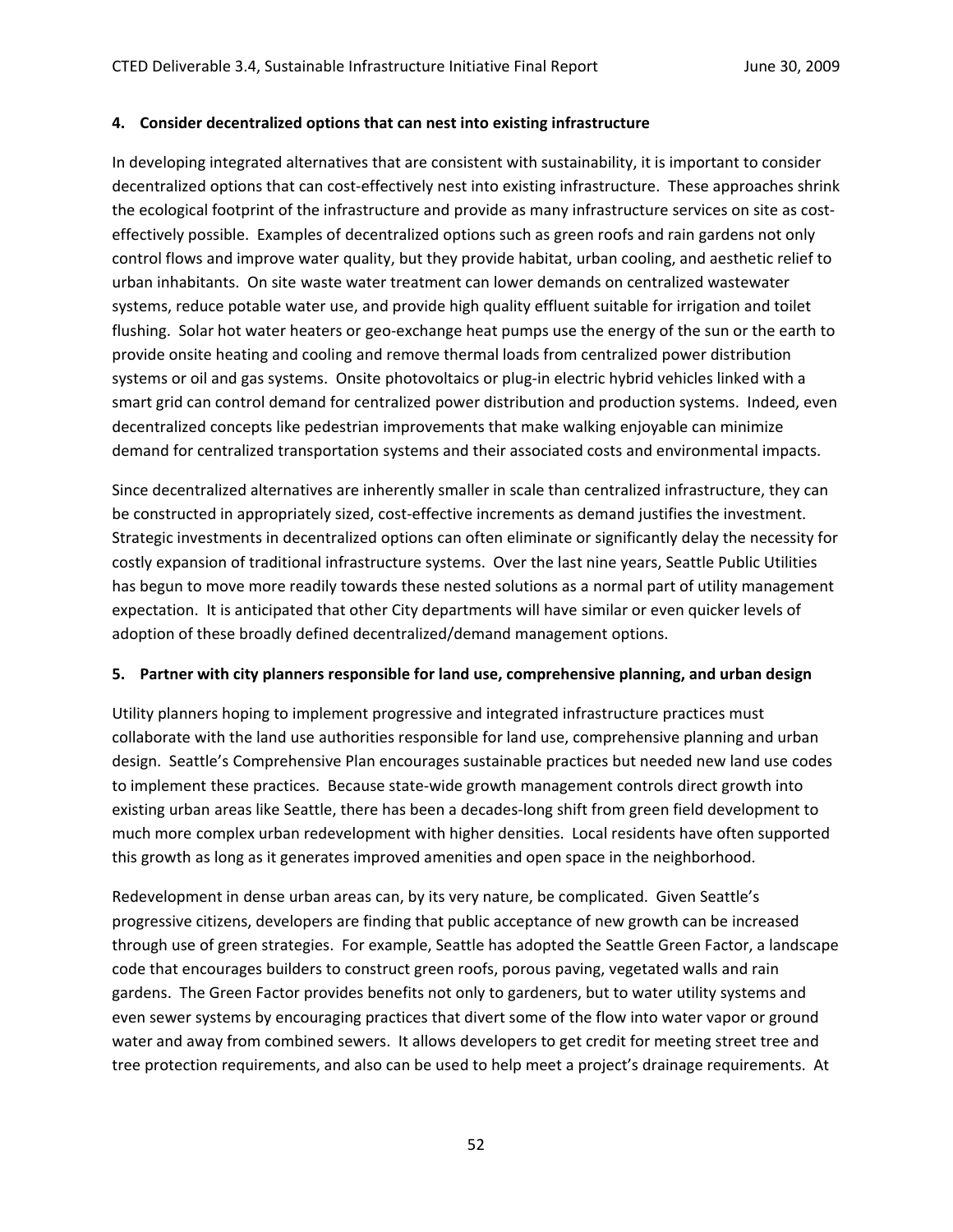**4. Consider decentralized options that can nest into existing infrastructure**

In developing integrated alternatives that are consistent with sustainability, it is important to consider decentralized options that can cost-effectively nest into existing infrastructure. These approaches shrink the ecological footprint of the infrastructure and provide as many infrastructure services on site as cost-effectively possible. Examples of decentralized options such as green roofs and rain gardens not only control flows and improve water quality, but they provide habitat, urban cooling, and aesthetic relief to urban inhabitants. On site waste water treatment can lower demands on centralized wastewater systems, reduce potable water use, and provide high quality effluent suitable for irrigation and toilet flushing. Solar hot water heaters or geo-exchange heat pumps use the energy of the sun or the earth to provide onsite heating and cooling and remove thermal loads from centralized power distribution systems or oil and gas systems. Onsite photovoltaics or plug-in electric hybrid vehicles linked with a smart grid can control demand for centralized power distribution and production systems. Indeed, even decentralized concepts like pedestrian improvements that make walking enjoyable can minimize demand for centralized transportation systems and their associated costs and environmental impacts.

Since decentralized alternatives are inherently smaller in scale than centralized infrastructure, they can be constructed in appropriately sized, cost-effective increments as demand justifies the investment. Strategic investments in decentralized options can often eliminate or significantly delay the necessity for costly expansion of traditional infrastructure systems. Over the last nine years, Seattle Public Utilities has begun to move more readily towards these nested solutions as a normal part of utility management expectation. It is anticipated that other City departments will have similar or even quicker levels of adoption of these broadly defined decentralized/demand management options.

**5. Partner with city planners responsible for land use, comprehensive planning, and urban design**

Utility planners hoping to implement progressive and integrated infrastructure practices must collaborate with the land use authorities responsible for land use, comprehensive planning and urban design. Seattle's Comprehensive Plan encourages sustainable practices but needed new land use codes to implement these practices. Because state-wide growth management controls direct growth into existing urban areas like Seattle, there has been a decades-long shift from green field development to much more complex urban redevelopment with higher densities. Local residents have often supported this growth as long as it generates improved amenities and open space in the neighborhood.

Redevelopment in dense urban areas can, by its very nature, be complicated. Given Seattle's progressive citizens, developers are finding that public acceptance of new growth can be increased through use of green strategies. For example, Seattle has adopted the Seattle Green Factor, a landscape code that encourages builders to construct green roofs, porous paving, vegetated walls and rain gardens. The Green Factor provides benefits not only to gardeners, but to water utility systems and even sewer systems by encouraging practices that divert some of the flow into water vapor or ground water and away from combined sewers. It allows developers to get credit for meeting street tree and tree protection requirements, and also can be used to help meet a project's drainage requirements. At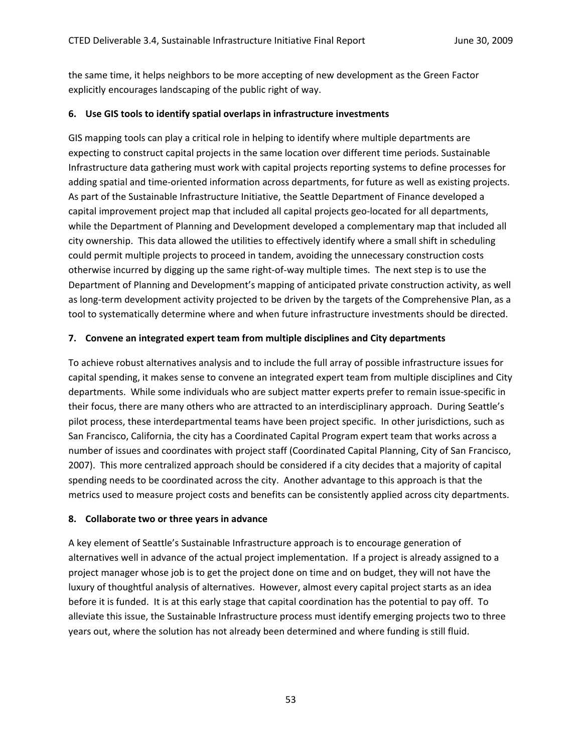the same time, it helps neighbors to be more accepting of new development as the Green Factor explicitly encourages landscaping of the public right of way.

**6. Use GIS tools to identify spatial overlaps in infrastructure investments**

GIS mapping tools can play a critical role in helping to identify where multiple departments are expecting to construct capital projects in the same location over different time periods. Sustainable Infrastructure data gathering must work with capital projects reporting systems to define processes for adding spatial and time-oriented information across departments, for future as well as existing projects. As part of the Sustainable Infrastructure Initiative, the Seattle Department of Finance developed a capital improvement project map that included all capital projects geo-located for all departments, while the Department of Planning and Development developed a complementary map that included all city ownership. This data allowed the utilities to effectively identify where a small shift in scheduling could permit multiple projects to proceed in tandem, avoiding the unnecessary construction costs otherwise incurred by digging up the same right-of-way multiple times. The next step is to use the Department of Planning and Development's mapping of anticipated private construction activity, as well as long-term development activity projected to be driven by the targets of the Comprehensive Plan, as a tool to systematically determine where and when future infrastructure investments should be directed.

**7. Convene an integrated expert team from multiple disciplines and City departments**

To achieve robust alternatives analysis and to include the full array of possible infrastructure issues for capital spending, it makes sense to convene an integrated expert team from multiple disciplines and City departments. While some individuals who are subject matter experts prefer to remain issue-specific in their focus, there are many others who are attracted to an interdisciplinary approach. During Seattle's pilot process, these interdepartmental teams have been project specific. In other jurisdictions, such as San Francisco, California, the city has a Coordinated Capital Program expert team that works across a number of issues and coordinates with project staff (Coordinated Capital Planning, City of San Francisco, 2007). This more centralized approach should be considered if a city decides that a majority of capital spending needs to be coordinated across the city. Another advantage to this approach is that the metrics used to measure project costs and benefits can be consistently applied across city departments.

**8. Collaborate two or three years in advance**

A key element of Seattle's Sustainable Infrastructure approach is to encourage generation of alternatives well in advance of the actual project implementation. If a project is already assigned to a project manager whose job is to get the project done on time and on budget, they will not have the luxury of thoughtful analysis of alternatives. However, almost every capital project starts as an idea before it is funded. It is at this early stage that capital coordination has the potential to pay off. To alleviate this issue, the Sustainable Infrastructure process must identify emerging projects two to three years out, where the solution has not already been determined and where funding is still fluid.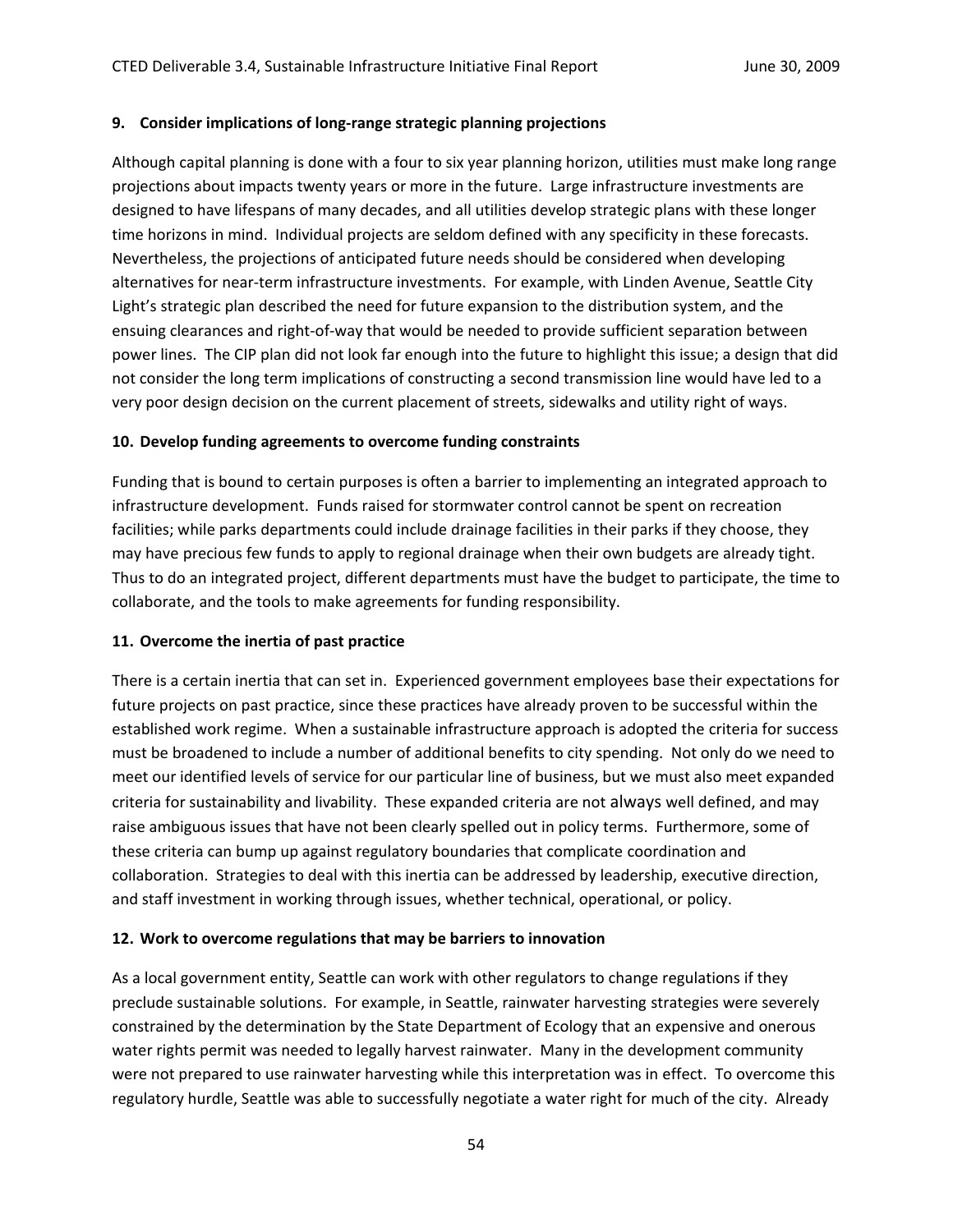### 9. Consider implications of long-range strategic planning projections

Although capital planning is done with a four to six year planning horizon, utilities must make long range projections about impacts twenty years or more in the future. Large infrastructure investments are designed to have lifespans of many decades, and all utilities develop strategic plans with these longer time horizons in mind. Individual projects are seldom defined with any specificity in these forecasts. Nevertheless, the projections of anticipated future needs should be considered when developing alternatives for near-term infrastructure investments. For example, with Linden Avenue, Seattle City Light's strategic plan described the need for future expansion to the distribution system, and the ensuing clearances and right-of-way that would be needed to provide sufficient separation between power lines. The CIP plan did not look far enough into the future to highlight this issue; a design that did not consider the long term implications of constructing a second transmission line would have led to a very poor design decision on the current placement of streets, sidewalks and utility right of ways.

### 10. Develop funding agreements to overcome funding constraints

Funding that is bound to certain purposes is often a barrier to implementing an integrated approach to infrastructure development. Funds raised for stormwater control cannot be spent on recreation facilities; while parks departments could include drainage facilities in their parks if they choose, they may have precious few funds to apply to regional drainage when their own budgets are already tight. Thus to do an integrated project, different departments must have the budget to participate, the time to collaborate, and the tools to make agreements for funding responsibility.

### 11. Overcome the inertia of past practice

There is a certain inertia that can set in. Experienced government employees base their expectations for future projects on past practice, since these practices have already proven to be successful within the established work regime. When a sustainable infrastructure approach is adopted the criteria for success must be broadened to include a number of additional benefits to city spending. Not only do we need to meet our identified levels of service for our particular line of business, but we must also meet expanded criteria for sustainability and livability. These expanded criteria are not always well defined, and may raise ambiguous issues that have not been clearly spelled out in policy terms. Furthermore, some of these criteria can bump up against regulatory boundaries that complicate coordination and collaboration. Strategies to deal with this inertia can be addressed by leadership, executive direction, and staff investment in working through issues, whether technical, operational, or policy.

### 12. Work to overcome regulations that may be barriers to innovation

As a local government entity, Seattle can work with other regulators to change regulations if they preclude sustainable solutions. For example, in Seattle, rainwater harvesting strategies were severely constrained by the determination by the State Department of Ecology that an expensive and onerous water rights permit was needed to legally harvest rainwater. Many in the development community were not prepared to use rainwater harvesting while this interpretation was in effect. To overcome this regulatory hurdle, Seattle was able to successfully negotiate a water right for much of the city. Already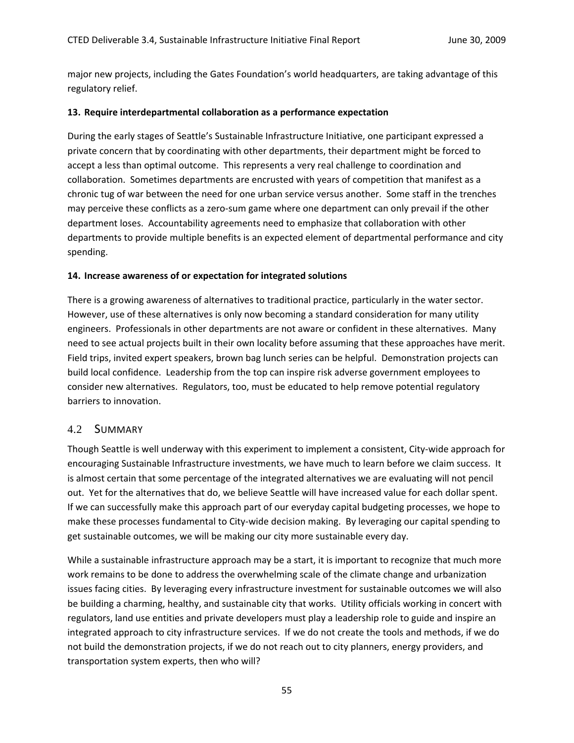major new projects, including the Gates Foundation's world headquarters, are taking advantage of this regulatory relief.

**13. Require interdepartmental collaboration as a performance expectation**

During the early stages of Seattle's Sustainable Infrastructure Initiative, one participant expressed a private concern that by coordinating with other departments, their department might be forced to accept a less than optimal outcome. This represents a very real challenge to coordination and collaboration. Sometimes departments are encrusted with years of competition that manifest as a chronic tug of war between the need for one urban service versus another. Some staff in the trenches may perceive these conflicts as a zero-sum game where one department can only prevail if the other department loses. Accountability agreements need to emphasize that collaboration with other departments to provide multiple benefits is an expected element of departmental performance and city spending.

**14. Increase awareness of or expectation for integrated solutions**

There is a growing awareness of alternatives to traditional practice, particularly in the water sector. However, use of these alternatives is only now becoming a standard consideration for many utility engineers. Professionals in other departments are not aware or confident in these alternatives. Many need to see actual projects built in their own locality before assuming that these approaches have merit. Field trips, invited expert speakers, brown bag lunch series can be helpful. Demonstration projects can build local confidence. Leadership from the top can inspire risk adverse government employees to consider new alternatives. Regulators, too, must be educated to help remove potential regulatory barriers to innovation.

## 4.2 Summary

Though Seattle is well underway with this experiment to implement a consistent, City-wide approach for encouraging Sustainable Infrastructure investments, we have much to learn before we claim success. It is almost certain that some percentage of the integrated alternatives we are evaluating will not pencil out. Yet for the alternatives that do, we believe Seattle will have increased value for each dollar spent. If we can successfully make this approach part of our everyday capital budgeting processes, we hope to make these processes fundamental to City-wide decision making. By leveraging our capital spending to get sustainable outcomes, we will be making our city more sustainable every day.

While a sustainable infrastructure approach may be a start, it is important to recognize that much more work remains to be done to address the overwhelming scale of the climate change and urbanization issues facing cities. By leveraging every infrastructure investment for sustainable outcomes we will also be building a charming, healthy, and sustainable city that works. Utility officials working in concert with regulators, land use entities and private developers must play a leadership role to guide and inspire an integrated approach to city infrastructure services. If we do not create the tools and methods, if we do not build the demonstration projects, if we do not reach out to city planners, energy providers, and transportation system experts, then who will?